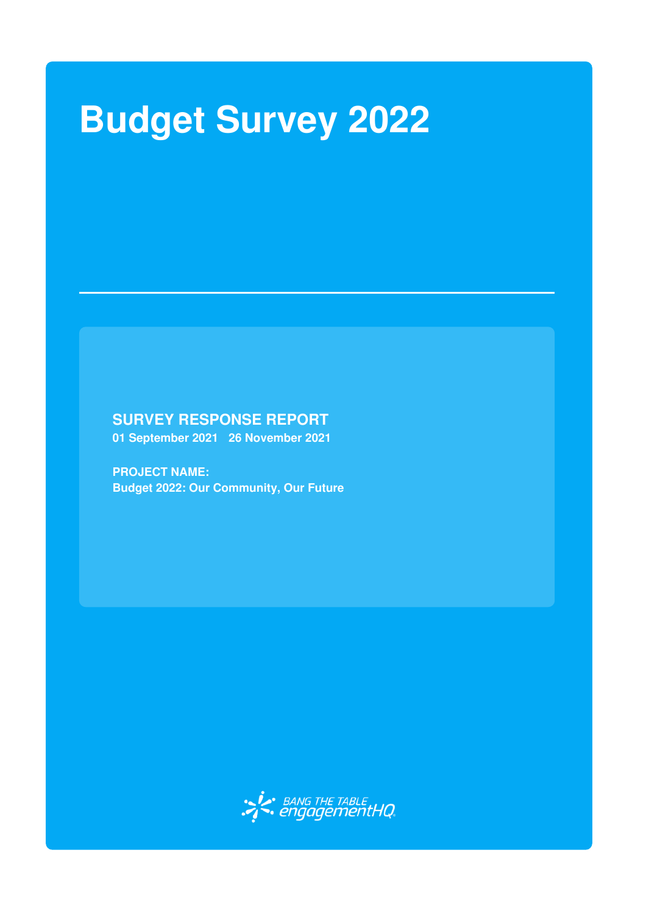# Budget Survey 2022

**SURVEY RESPONSE REPORT**

**01 September 2021 26 November 2021**

**PROJECT NAME:**

**Budget 2022: Our Community, Our Future**

BANG THE TABLE engagementHQ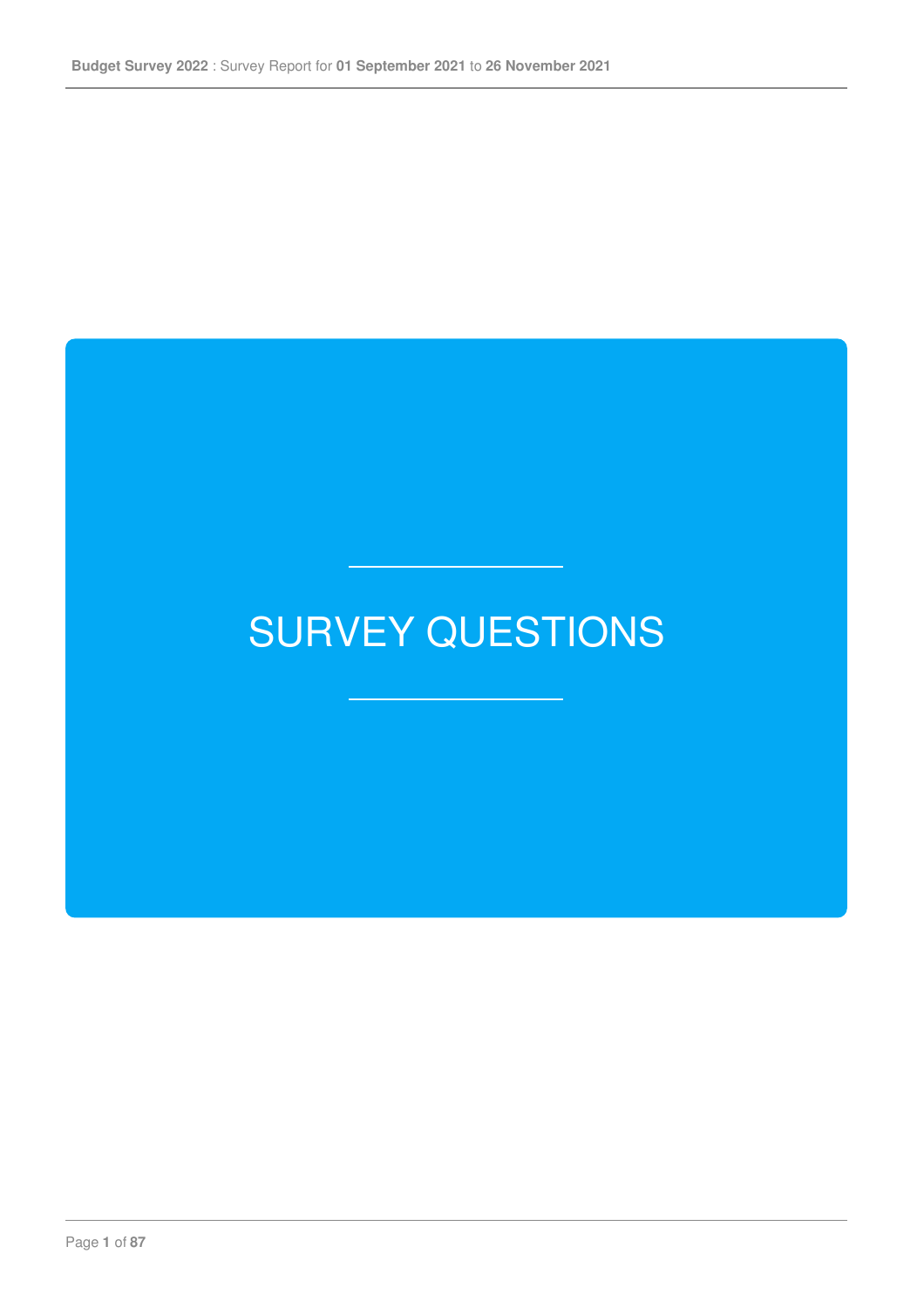# SURVEY QUESTIONS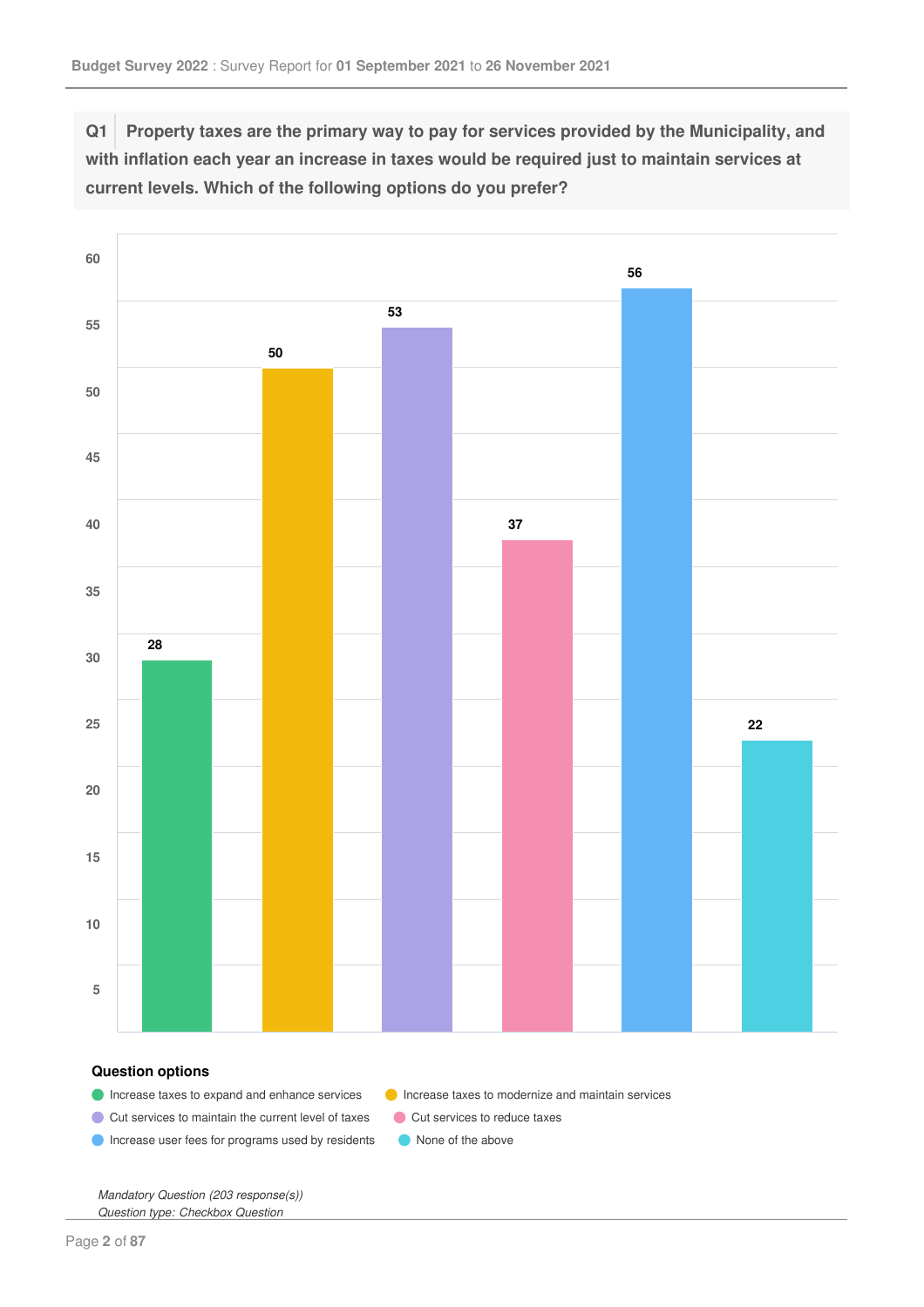**Q1** Property taxes are the primary way to pay for services provided by the Municipality, and with inflation each year an increase in taxes would be required just to maintain services at current levels. Which of the following options do you prefer?

| Question option | Responses |
|---|---|
| Increase taxes to expand and enhance services | 28 |
| Increase taxes to modernize and maintain services | 50 |
| Cut services to maintain the current level of taxes | 53 |
| Cut services to reduce taxes | 37 |
| Increase user fees for programs used by residents | 56 |
| None of the above | 22 |

### Question options

- Increase taxes to expand and enhance services
- Increase taxes to modernize and maintain services
- Cut services to maintain the current level of taxes
- Cut services to reduce taxes
- Increase user fees for programs used by residents
- None of the above

*Mandatory Question (203 response(s))*
*Question type: Checkbox Question*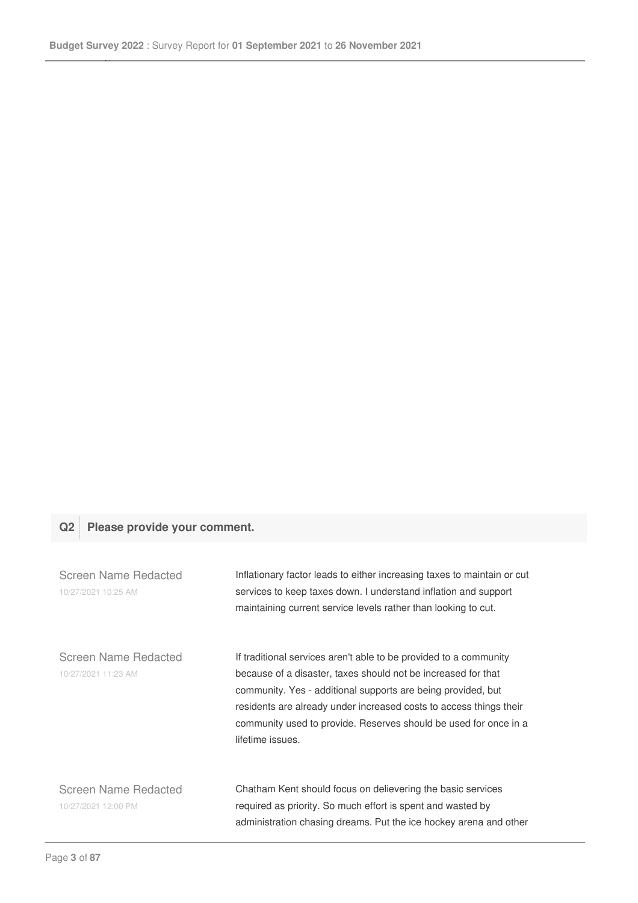## Q2 Please provide your comment.

Screen Name Redacted
10/27/2021 10:25 AM

Inflationary factor leads to either increasing taxes to maintain or cut services to keep taxes down. I understand inflation and support maintaining current service levels rather than looking to cut.

Screen Name Redacted
10/27/2021 11:23 AM

If traditional services aren't able to be provided to a community because of a disaster, taxes should not be increased for that community. Yes - additional supports are being provided, but residents are already under increased costs to access things their community used to provide. Reserves should be used for once in a lifetime issues.

Screen Name Redacted
10/27/2021 12:00 PM

Chatham Kent should focus on delievering the basic services required as priority. So much effort is spent and wasted by administration chasing dreams. Put the ice hockey arena and other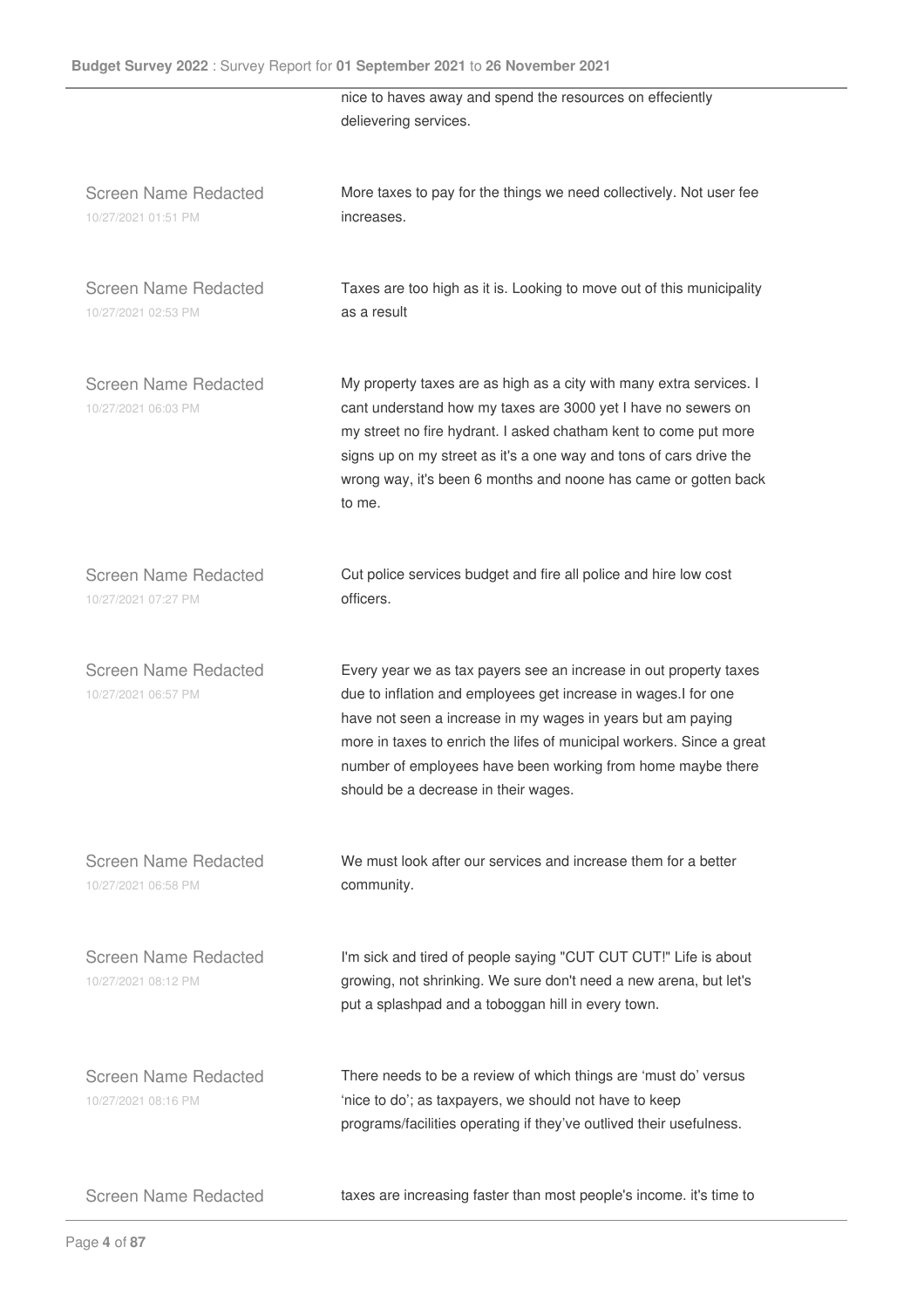nice to haves away and spend the resources on effeciently delievering services.

| | |
|---|---|
| Screen Name Redacted<br>10/27/2021 01:51 PM | More taxes to pay for the things we need collectively. Not user fee increases. |
| Screen Name Redacted<br>10/27/2021 02:53 PM | Taxes are too high as it is. Looking to move out of this municipality as a result |
| Screen Name Redacted<br>10/27/2021 06:03 PM | My property taxes are as high as a city with many extra services. I cant understand how my taxes are 3000 yet I have no sewers on my street no fire hydrant. I asked chatham kent to come put more signs up on my street as it's a one way and tons of cars drive the wrong way, it's been 6 months and noone has came or gotten back to me. |
| Screen Name Redacted<br>10/27/2021 07:27 PM | Cut police services budget and fire all police and hire low cost officers. |
| Screen Name Redacted<br>10/27/2021 06:57 PM | Every year we as tax payers see an increase in out property taxes due to inflation and employees get increase in wages.I for one have not seen a increase in my wages in years but am paying more in taxes to enrich the lifes of municipal workers. Since a great number of employees have been working from home maybe there should be a decrease in their wages. |
| Screen Name Redacted<br>10/27/2021 06:58 PM | We must look after our services and increase them for a better community. |
| Screen Name Redacted<br>10/27/2021 08:12 PM | I'm sick and tired of people saying "CUT CUT CUT!" Life is about growing, not shrinking. We sure don't need a new arena, but let's put a splashpad and a toboggan hill in every town. |
| Screen Name Redacted<br>10/27/2021 08:16 PM | There needs to be a review of which things are 'must do' versus 'nice to do'; as taxpayers, we should not have to keep programs/facilities operating if they've outlived their usefulness. |
| Screen Name Redacted | taxes are increasing faster than most people's income. it's time to |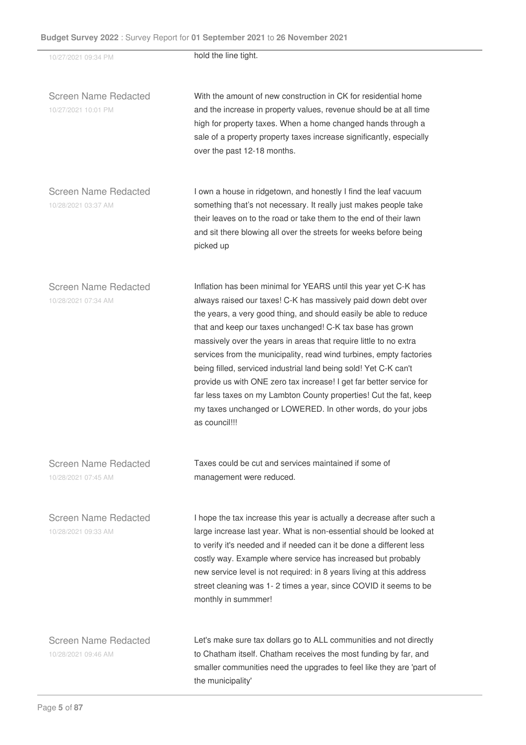10/27/2021 09:34 PM

hold the line tight.

Screen Name Redacted
10/27/2021 10:01 PM

With the amount of new construction in CK for residential home and the increase in property values, revenue should be at all time high for property taxes. When a home changed hands through a sale of a property property taxes increase significantly, especially over the past 12-18 months.

Screen Name Redacted
10/28/2021 03:37 AM

I own a house in ridgetown, and honestly I find the leaf vacuum something that's not necessary. It really just makes people take their leaves on to the road or take them to the end of their lawn and sit there blowing all over the streets for weeks before being picked up

Screen Name Redacted
10/28/2021 07:34 AM

Inflation has been minimal for YEARS until this year yet C-K has always raised our taxes! C-K has massively paid down debt over the years, a very good thing, and should easily be able to reduce that and keep our taxes unchanged! C-K tax base has grown massively over the years in areas that require little to no extra services from the municipality, read wind turbines, empty factories being filled, serviced industrial land being sold! Yet C-K can't provide us with ONE zero tax increase! I get far better service for far less taxes on my Lambton County properties! Cut the fat, keep my taxes unchanged or LOWERED. In other words, do your jobs as council!!!

Screen Name Redacted
10/28/2021 07:45 AM

Taxes could be cut and services maintained if some of management were reduced.

Screen Name Redacted
10/28/2021 09:33 AM

I hope the tax increase this year is actually a decrease after such a large increase last year. What is non-essential should be looked at to verify it's needed and if needed can it be done a different less costly way. Example where service has increased but probably new service level is not required: in 8 years living at this address street cleaning was 1- 2 times a year, since COVID it seems to be monthly in summmer!

Screen Name Redacted
10/28/2021 09:46 AM

Let's make sure tax dollars go to ALL communities and not directly to Chatham itself. Chatham receives the most funding by far, and smaller communities need the upgrades to feel like they are 'part of the municipality'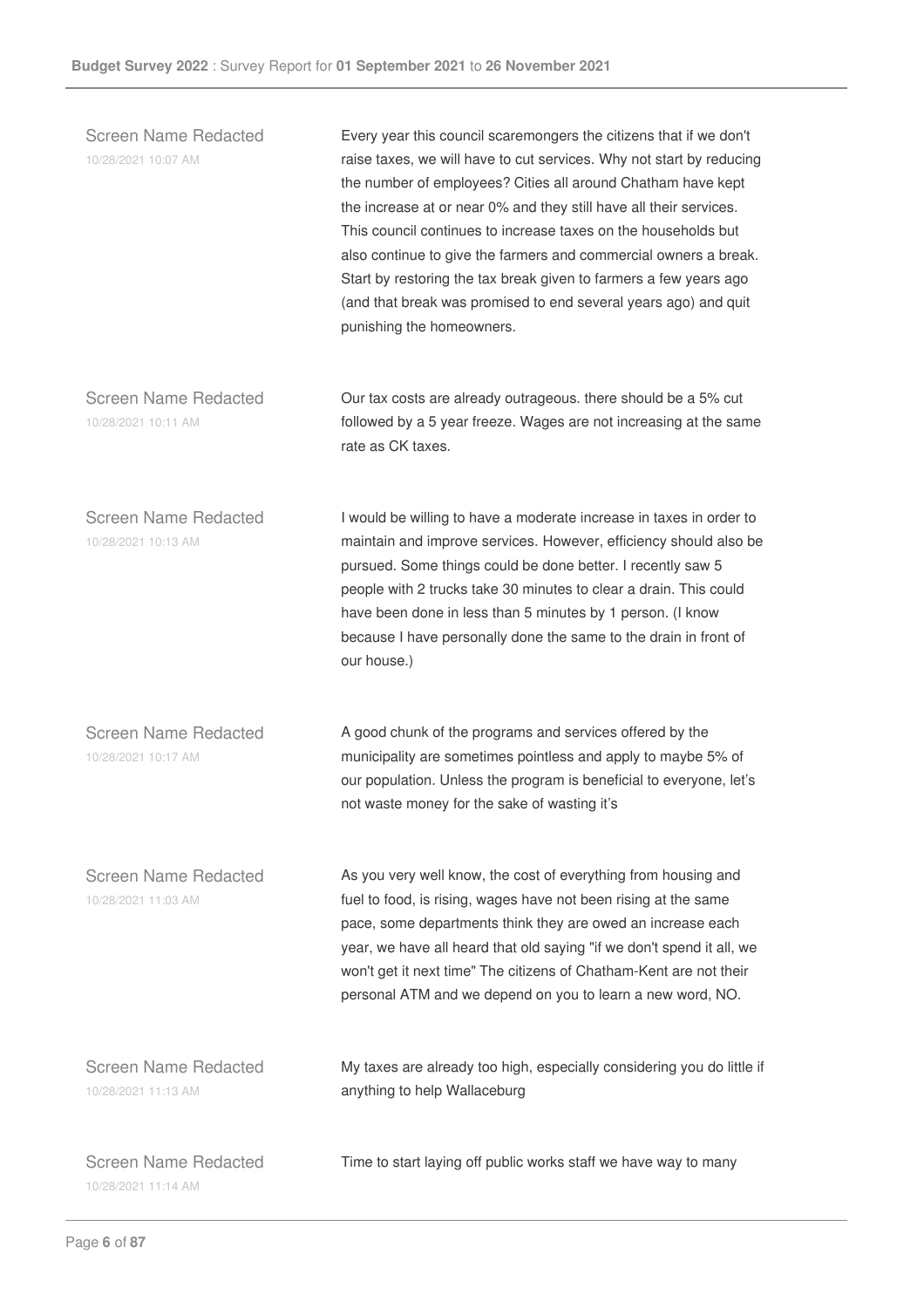Screen Name Redacted
10/28/2021 10:07 AM

Every year this council scaremongers the citizens that if we don't raise taxes, we will have to cut services. Why not start by reducing the number of employees? Cities all around Chatham have kept the increase at or near 0% and they still have all their services. This council continues to increase taxes on the households but also continue to give the farmers and commercial owners a break. Start by restoring the tax break given to farmers a few years ago (and that break was promised to end several years ago) and quit punishing the homeowners.

Screen Name Redacted
10/28/2021 10:11 AM

Our tax costs are already outrageous. there should be a 5% cut followed by a 5 year freeze. Wages are not increasing at the same rate as CK taxes.

Screen Name Redacted
10/28/2021 10:13 AM

I would be willing to have a moderate increase in taxes in order to maintain and improve services. However, efficiency should also be pursued. Some things could be done better. I recently saw 5 people with 2 trucks take 30 minutes to clear a drain. This could have been done in less than 5 minutes by 1 person. (I know because I have personally done the same to the drain in front of our house.)

Screen Name Redacted
10/28/2021 10:17 AM

A good chunk of the programs and services offered by the municipality are sometimes pointless and apply to maybe 5% of our population. Unless the program is beneficial to everyone, let's not waste money for the sake of wasting it's

Screen Name Redacted
10/28/2021 11:03 AM

As you very well know, the cost of everything from housing and fuel to food, is rising, wages have not been rising at the same pace, some departments think they are owed an increase each year, we have all heard that old saying "if we don't spend it all, we won't get it next time" The citizens of Chatham-Kent are not their personal ATM and we depend on you to learn a new word, NO.

Screen Name Redacted
10/28/2021 11:13 AM

My taxes are already too high, especially considering you do little if anything to help Wallaceburg

Screen Name Redacted
10/28/2021 11:14 AM

Time to start laying off public works staff we have way to many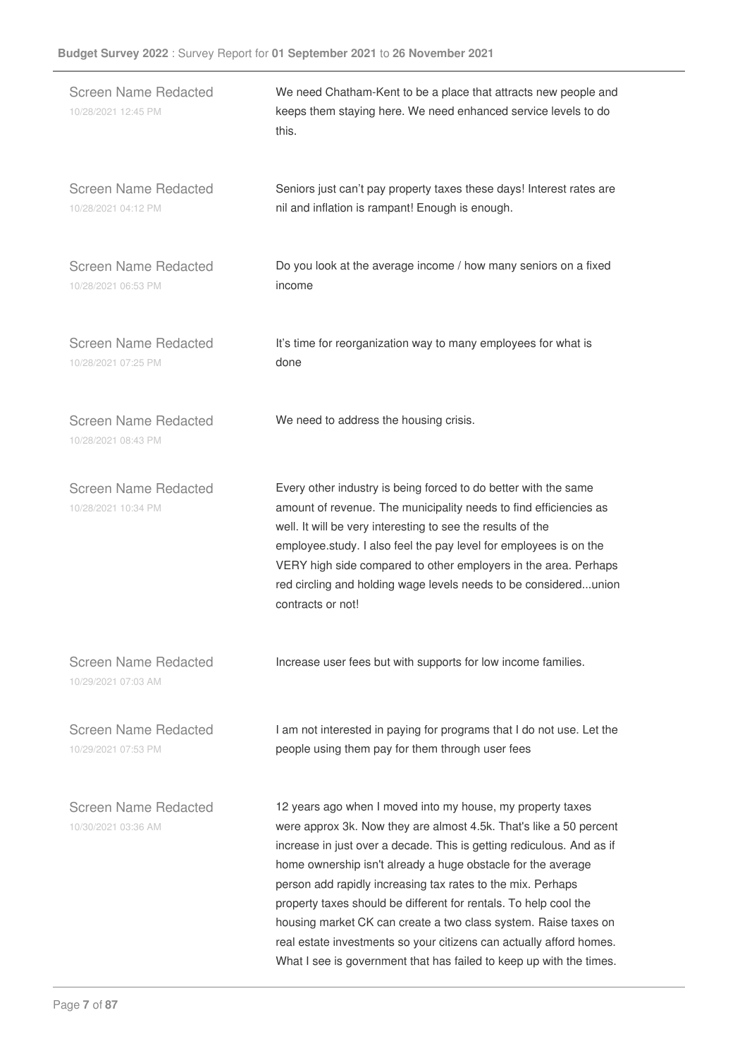Screen Name Redacted
10/28/2021 12:45 PM

We need Chatham-Kent to be a place that attracts new people and keeps them staying here. We need enhanced service levels to do this.

Screen Name Redacted
10/28/2021 04:12 PM

Seniors just can't pay property taxes these days! Interest rates are nil and inflation is rampant! Enough is enough.

Screen Name Redacted
10/28/2021 06:53 PM

Do you look at the average income / how many seniors on a fixed income

Screen Name Redacted
10/28/2021 07:25 PM

It's time for reorganization way to many employees for what is done

Screen Name Redacted
10/28/2021 08:43 PM

We need to address the housing crisis.

Screen Name Redacted
10/28/2021 10:34 PM

Every other industry is being forced to do better with the same amount of revenue. The municipality needs to find efficiencies as well. It will be very interesting to see the results of the employee.study. I also feel the pay level for employees is on the VERY high side compared to other employers in the area. Perhaps red circling and holding wage levels needs to be considered...union contracts or not!

Screen Name Redacted
10/29/2021 07:03 AM

Increase user fees but with supports for low income families.

Screen Name Redacted
10/29/2021 07:53 PM

I am not interested in paying for programs that I do not use. Let the people using them pay for them through user fees

Screen Name Redacted
10/30/2021 03:36 AM

12 years ago when I moved into my house, my property taxes were approx 3k. Now they are almost 4.5k. That's like a 50 percent increase in just over a decade. This is getting rediculous. And as if home ownership isn't already a huge obstacle for the average person add rapidly increasing tax rates to the mix. Perhaps property taxes should be different for rentals. To help cool the housing market CK can create a two class system. Raise taxes on real estate investments so your citizens can actually afford homes. What I see is government that has failed to keep up with the times.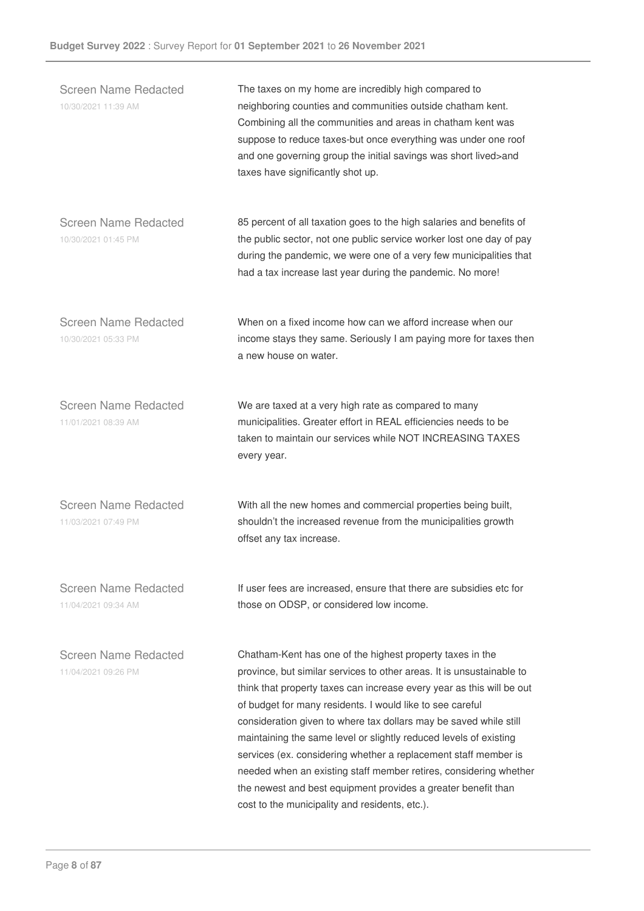Screen Name Redacted
10/30/2021 11:39 AM

The taxes on my home are incredibly high compared to neighboring counties and communities outside chatham kent. Combining all the communities and areas in chatham kent was suppose to reduce taxes-but once everything was under one roof and one governing group the initial savings was short lived>and taxes have significantly shot up.

Screen Name Redacted
10/30/2021 01:45 PM

85 percent of all taxation goes to the high salaries and benefits of the public sector, not one public service worker lost one day of pay during the pandemic, we were one of a very few municipalities that had a tax increase last year during the pandemic. No more!

Screen Name Redacted
10/30/2021 05:33 PM

When on a fixed income how can we afford increase when our income stays they same. Seriously I am paying more for taxes then a new house on water.

Screen Name Redacted
11/01/2021 08:39 AM

We are taxed at a very high rate as compared to many municipalities. Greater effort in REAL efficiencies needs to be taken to maintain our services while NOT INCREASING TAXES every year.

Screen Name Redacted
11/03/2021 07:49 PM

With all the new homes and commercial properties being built, shouldn't the increased revenue from the municipalities growth offset any tax increase.

Screen Name Redacted
11/04/2021 09:34 AM

If user fees are increased, ensure that there are subsidies etc for those on ODSP, or considered low income.

Screen Name Redacted
11/04/2021 09:26 PM

Chatham-Kent has one of the highest property taxes in the province, but similar services to other areas. It is unsustainable to think that property taxes can increase every year as this will be out of budget for many residents. I would like to see careful consideration given to where tax dollars may be saved while still maintaining the same level or slightly reduced levels of existing services (ex. considering whether a replacement staff member is needed when an existing staff member retires, considering whether the newest and best equipment provides a greater benefit than cost to the municipality and residents, etc.).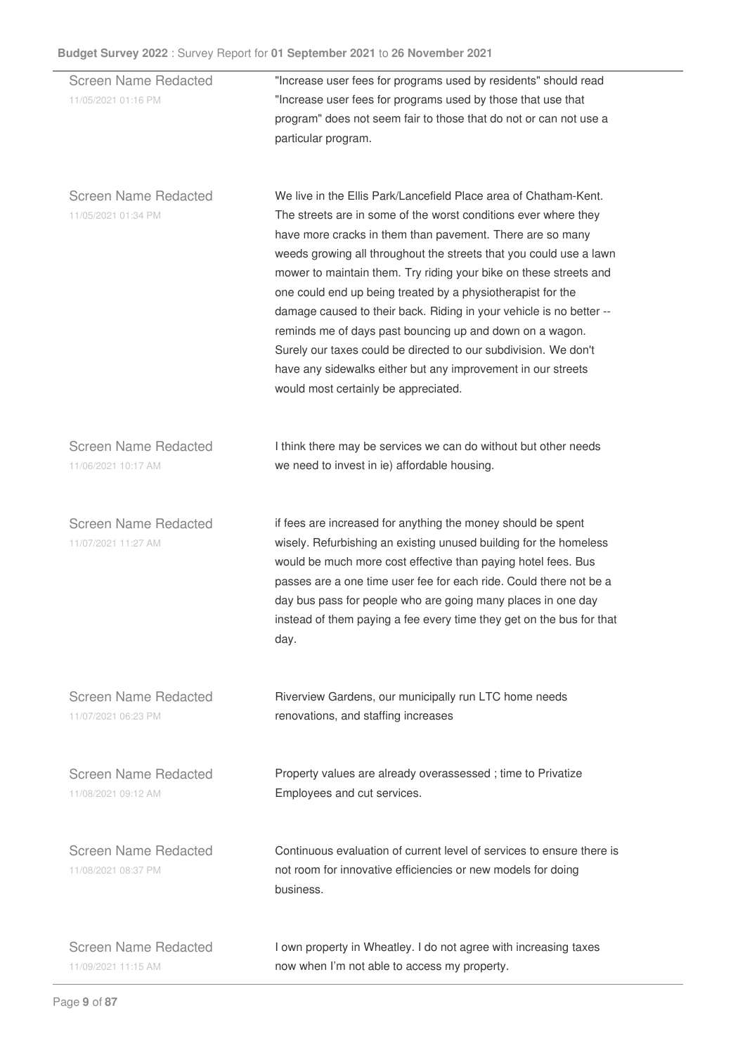| | |
|---|---|
| Screen Name Redacted<br>11/05/2021 01:16 PM | "Increase user fees for programs used by residents" should read "Increase user fees for programs used by those that use that program" does not seem fair to those that do not or can not use a particular program. |
| Screen Name Redacted<br>11/05/2021 01:34 PM | We live in the Ellis Park/Lancefield Place area of Chatham-Kent. The streets are in some of the worst conditions ever where they have more cracks in them than pavement. There are so many weeds growing all throughout the streets that you could use a lawn mower to maintain them. Try riding your bike on these streets and one could end up being treated by a physiotherapist for the damage caused to their back. Riding in your vehicle is no better -- reminds me of days past bouncing up and down on a wagon. Surely our taxes could be directed to our subdivision. We don't have any sidewalks either but any improvement in our streets would most certainly be appreciated. |
| Screen Name Redacted<br>11/06/2021 10:17 AM | I think there may be services we can do without but other needs we need to invest in ie) affordable housing. |
| Screen Name Redacted<br>11/07/2021 11:27 AM | if fees are increased for anything the money should be spent wisely. Refurbishing an existing unused building for the homeless would be much more cost effective than paying hotel fees. Bus passes are a one time user fee for each ride. Could there not be a day bus pass for people who are going many places in one day instead of them paying a fee every time they get on the bus for that day. |
| Screen Name Redacted<br>11/07/2021 06:23 PM | Riverview Gardens, our municipally run LTC home needs renovations, and staffing increases |
| Screen Name Redacted<br>11/08/2021 09:12 AM | Property values are already overassessed ; time to Privatize Employees and cut services. |
| Screen Name Redacted<br>11/08/2021 08:37 PM | Continuous evaluation of current level of services to ensure there is not room for innovative efficiencies or new models for doing business. |
| Screen Name Redacted<br>11/09/2021 11:15 AM | I own property in Wheatley. I do not agree with increasing taxes now when I'm not able to access my property. |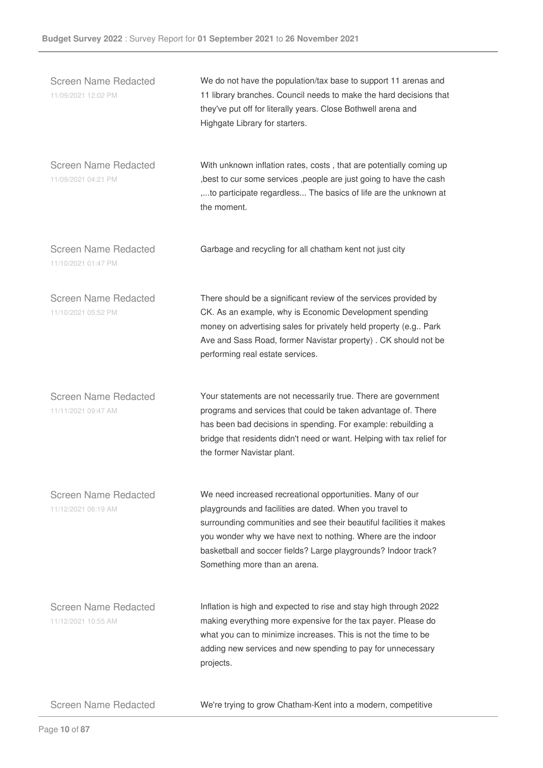Screen Name Redacted
11/09/2021 12:02 PM

We do not have the population/tax base to support 11 arenas and 11 library branches. Council needs to make the hard decisions that they've put off for literally years. Close Bothwell arena and Highgate Library for starters.

Screen Name Redacted
11/09/2021 04:21 PM

With unknown inflation rates, costs , that are potentially coming up ,best to cur some services ,people are just going to have the cash ,...to participate regardless... The basics of life are the unknown at the moment.

Screen Name Redacted
11/10/2021 01:47 PM

Garbage and recycling for all chatham kent not just city

Screen Name Redacted
11/10/2021 05:52 PM

There should be a significant review of the services provided by CK. As an example, why is Economic Development spending money on advertising sales for privately held property (e.g.. Park Ave and Sass Road, former Navistar property) . CK should not be performing real estate services.

Screen Name Redacted
11/11/2021 09:47 AM

Your statements are not necessarily true. There are government programs and services that could be taken advantage of. There has been bad decisions in spending. For example: rebuilding a bridge that residents didn't need or want. Helping with tax relief for the former Navistar plant.

Screen Name Redacted
11/12/2021 06:19 AM

We need increased recreational opportunities. Many of our playgrounds and facilities are dated. When you travel to surrounding communities and see their beautiful facilities it makes you wonder why we have next to nothing. Where are the indoor basketball and soccer fields? Large playgrounds? Indoor track? Something more than an arena.

Screen Name Redacted
11/12/2021 10:55 AM

Inflation is high and expected to rise and stay high through 2022 making everything more expensive for the tax payer. Please do what you can to minimize increases. This is not the time to be adding new services and new spending to pay for unnecessary projects.

Screen Name Redacted

We're trying to grow Chatham-Kent into a modern, competitive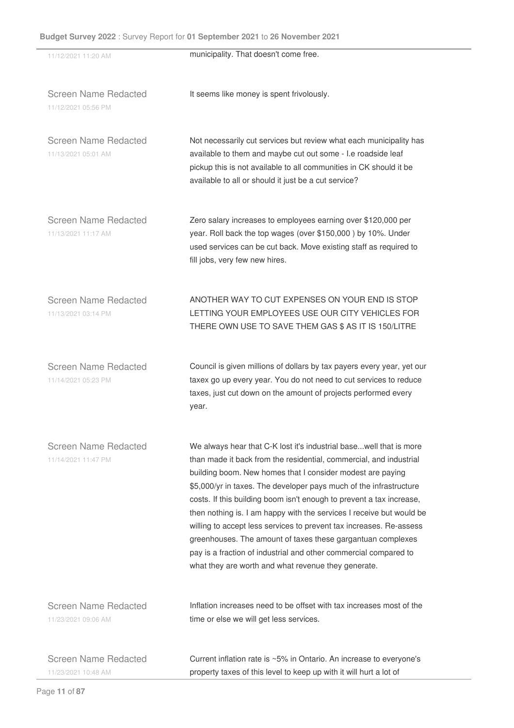| | |
|---|---|
| 11/12/2021 11:20 AM | municipality. That doesn't come free. |
| Screen Name Redacted<br>11/12/2021 05:56 PM | It seems like money is spent frivolously. |
| Screen Name Redacted<br>11/13/2021 05:01 AM | Not necessarily cut services but review what each municipality has available to them and maybe cut out some - I.e roadside leaf pickup this is not available to all communities in CK should it be available to all or should it just be a cut service? |
| Screen Name Redacted<br>11/13/2021 11:17 AM | Zero salary increases to employees earning over $120,000 per year. Roll back the top wages (over $150,000 ) by 10%. Under used services can be cut back. Move existing staff as required to fill jobs, very few new hires. |
| Screen Name Redacted<br>11/13/2021 03:14 PM | ANOTHER WAY TO CUT EXPENSES ON YOUR END IS STOP LETTING YOUR EMPLOYEES USE OUR CITY VEHICLES FOR THERE OWN USE TO SAVE THEM GAS $ AS IT IS 150/LITRE |
| Screen Name Redacted<br>11/14/2021 05:23 PM | Council is given millions of dollars by tax payers every year, yet our taxex go up every year. You do not need to cut services to reduce taxes, just cut down on the amount of projects performed every year. |
| Screen Name Redacted<br>11/14/2021 11:47 PM | We always hear that C-K lost it's industrial base...well that is more than made it back from the residential, commercial, and industrial building boom. New homes that I consider modest are paying $5,000/yr in taxes. The developer pays much of the infrastructure costs. If this building boom isn't enough to prevent a tax increase, then nothing is. I am happy with the services I receive but would be willing to accept less services to prevent tax increases. Re-assess greenhouses. The amount of taxes these gargantuan complexes pay is a fraction of industrial and other commercial compared to what they are worth and what revenue they generate. |
| Screen Name Redacted<br>11/23/2021 09:06 AM | Inflation increases need to be offset with tax increases most of the time or else we will get less services. |
| Screen Name Redacted<br>11/23/2021 10:48 AM | Current inflation rate is ~5% in Ontario. An increase to everyone's property taxes of this level to keep up with it will hurt a lot of |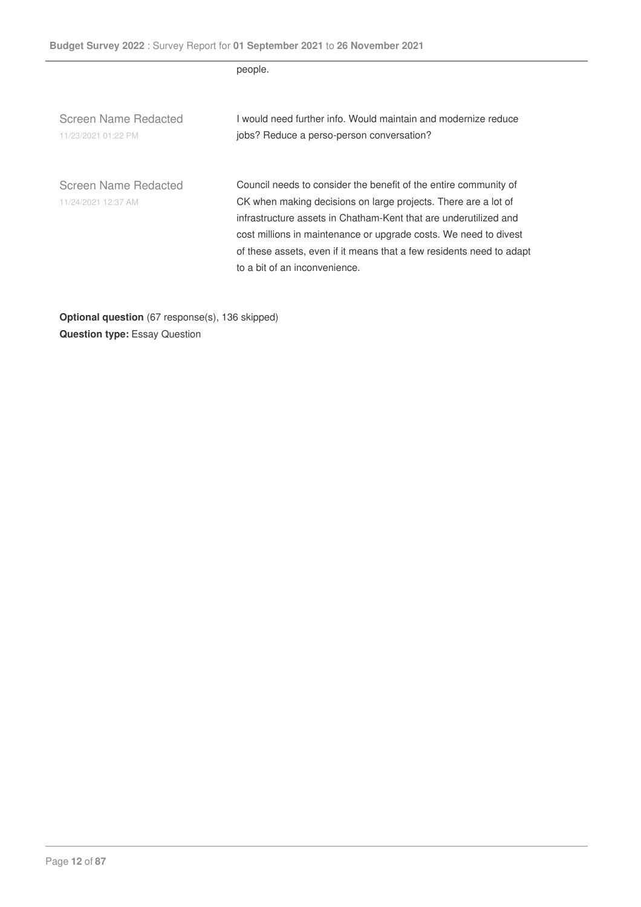people.

Screen Name Redacted
11/23/2021 01:22 PM

I would need further info. Would maintain and modernize reduce jobs? Reduce a perso-person conversation?

Screen Name Redacted
11/24/2021 12:37 AM

Council needs to consider the benefit of the entire community of CK when making decisions on large projects. There are a lot of infrastructure assets in Chatham-Kent that are underutilized and cost millions in maintenance or upgrade costs. We need to divest of these assets, even if it means that a few residents need to adapt to a bit of an inconvenience.

**Optional question** (67 response(s), 136 skipped)
**Question type:** Essay Question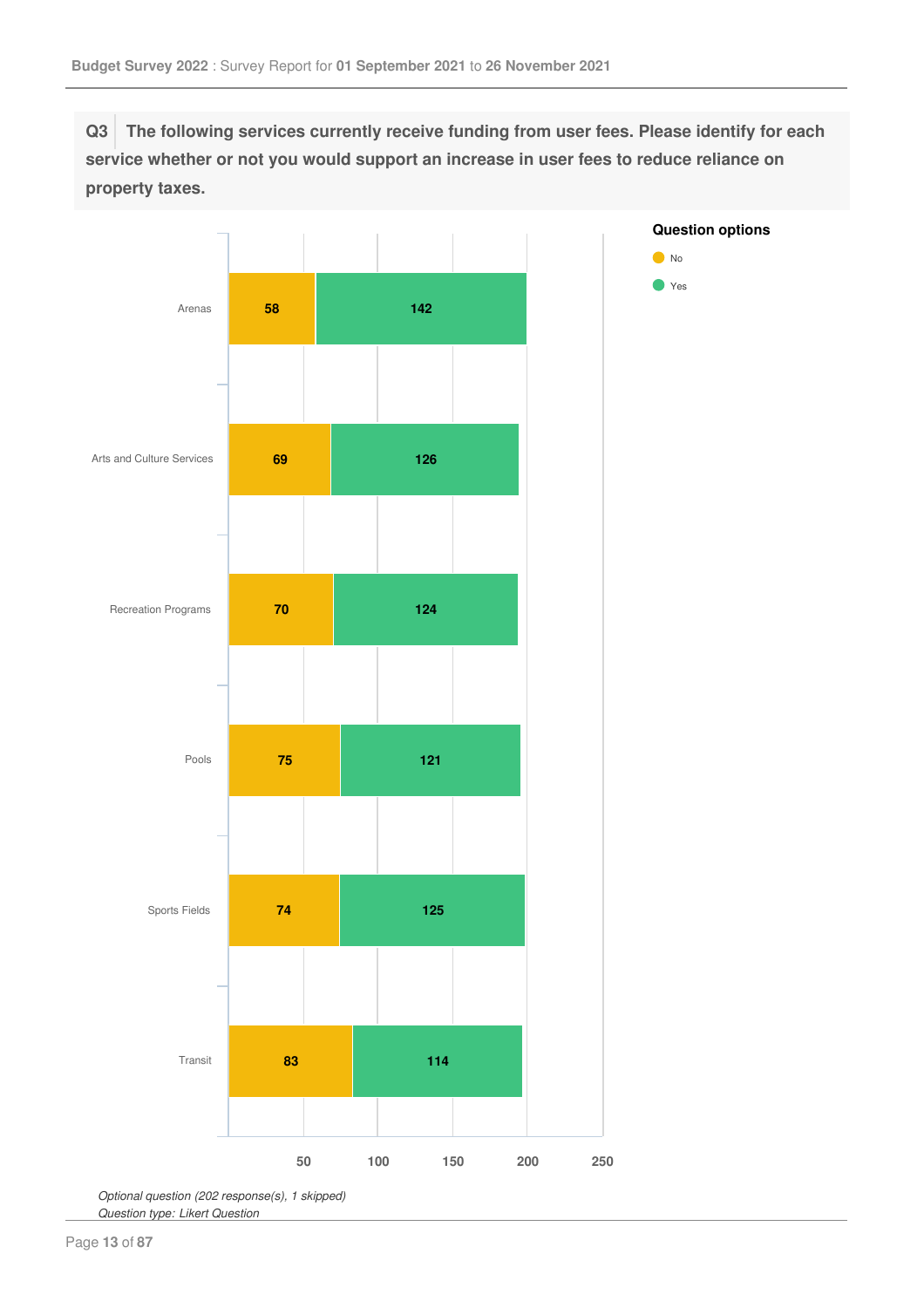**Q3 The following services currently receive funding from user fees. Please identify for each service whether or not you would support an increase in user fees to reduce reliance on property taxes.**

| Service | No | Yes |
|---|---|---|
| Arenas | 58 | 142 |
| Arts and Culture Services | 69 | 126 |
| Recreation Programs | 70 | 124 |
| Pools | 75 | 121 |
| Sports Fields | 74 | 125 |
| Transit | 83 | 114 |

*Optional question (202 response(s), 1 skipped)*
*Question type: Likert Question*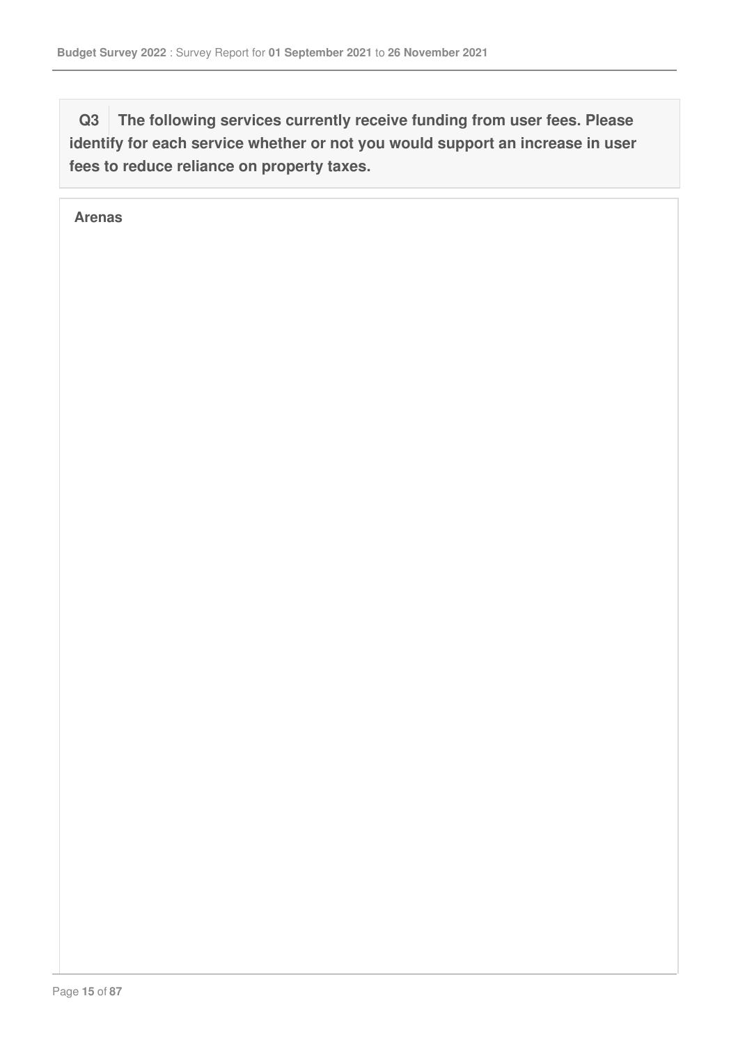**Q3** **The following services currently receive funding from user fees. Please identify for each service whether or not you would support an increase in user fees to reduce reliance on property taxes.**

**Arenas**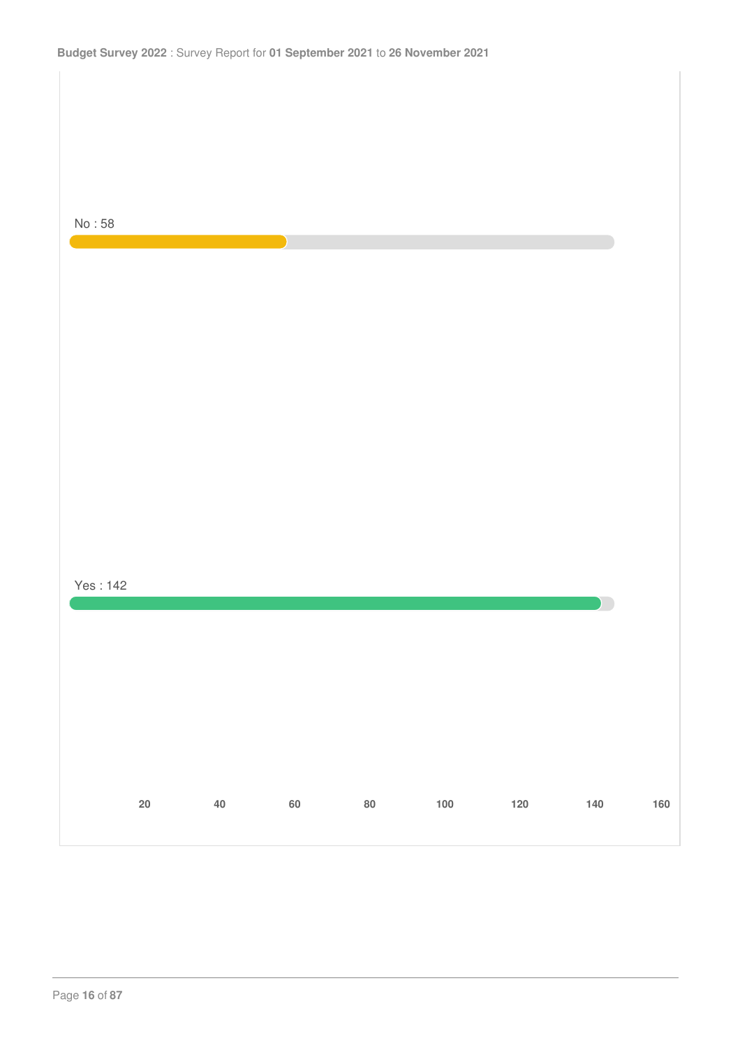No : 58

Yes : 142

20 40 60 80 100 120 140 160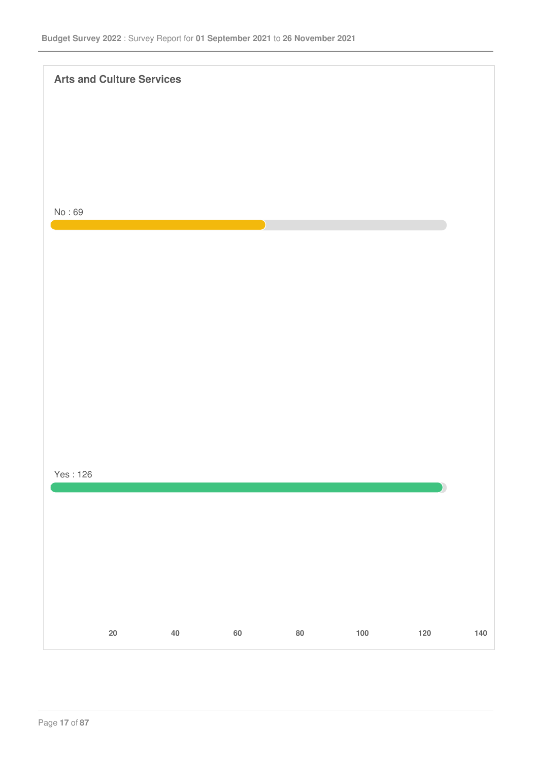## Arts and Culture Services

No : 69

Yes : 126

20 40 60 80 100 120 140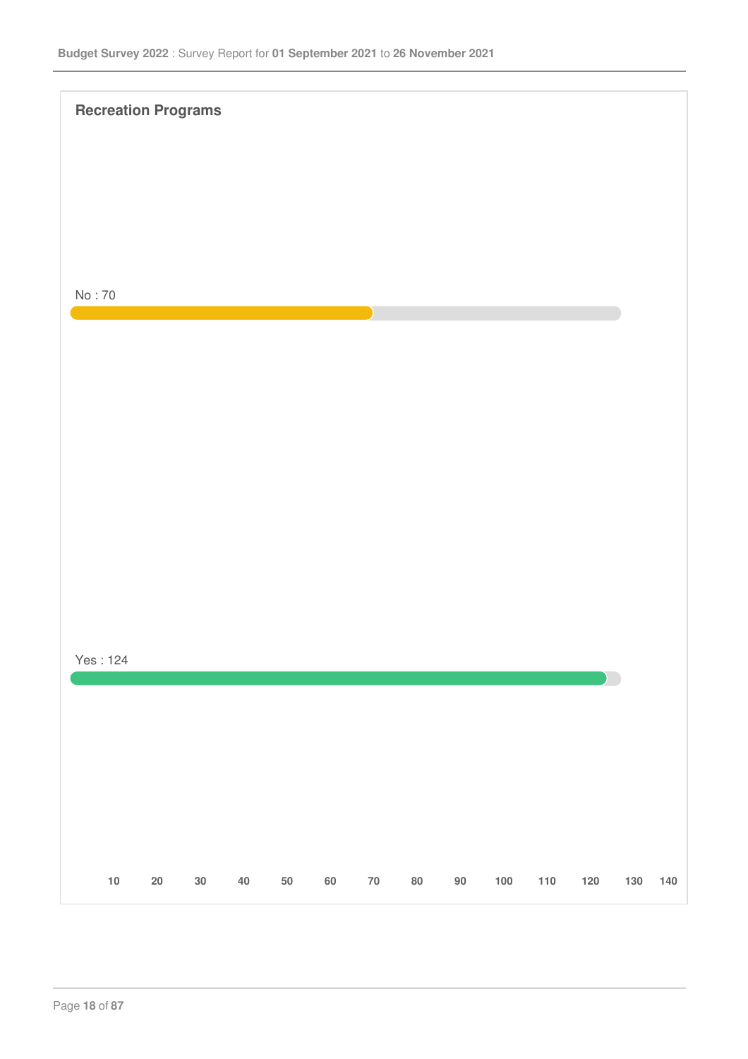## Recreation Programs

No : 70

Yes : 124

10 20 30 40 50 60 70 80 90 100 110 120 130 140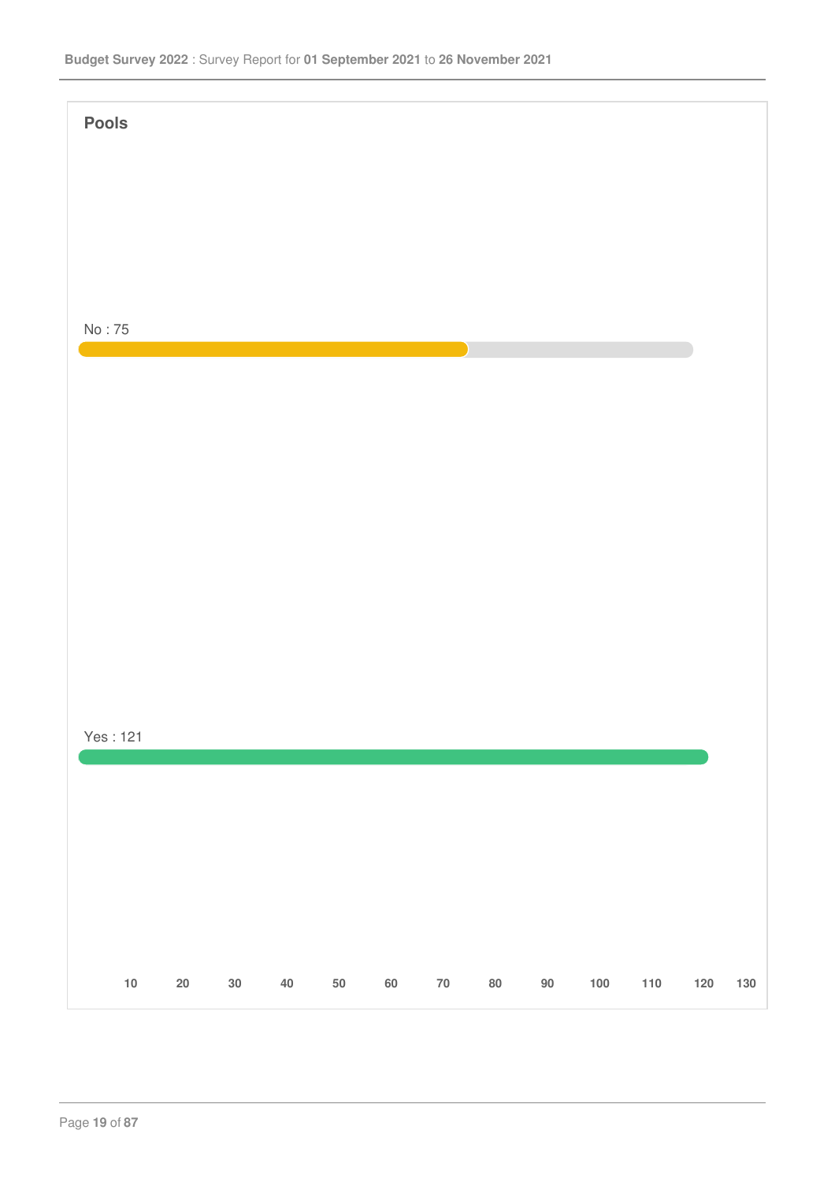## Pools

No : 75

Yes : 121

10 20 30 40 50 60 70 80 90 100 110 120 130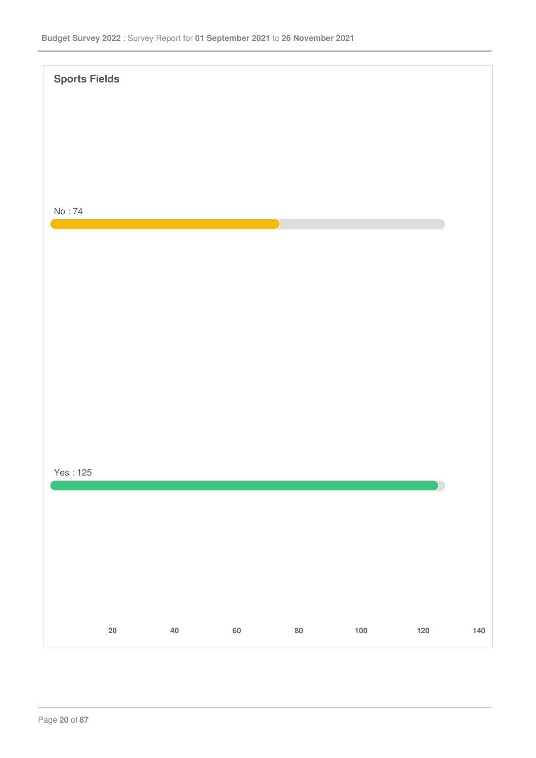## Sports Fields

No : 74

Yes : 125

20 40 60 80 100 120 140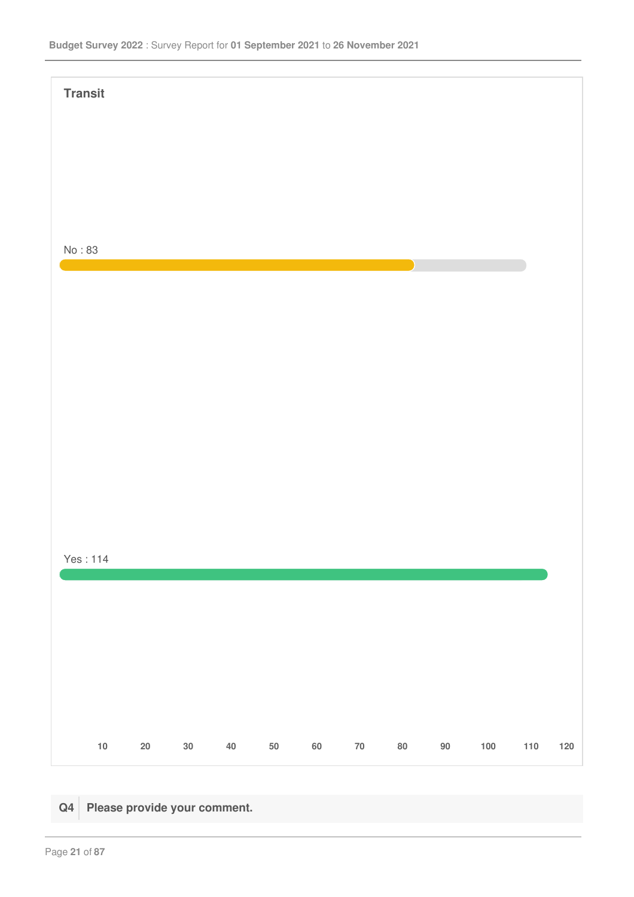**Transit**

No : 83

Yes : 114

10 20 30 40 50 60 70 80 90 100 110 120

| Q4 | Please provide your comment. |
|---|---|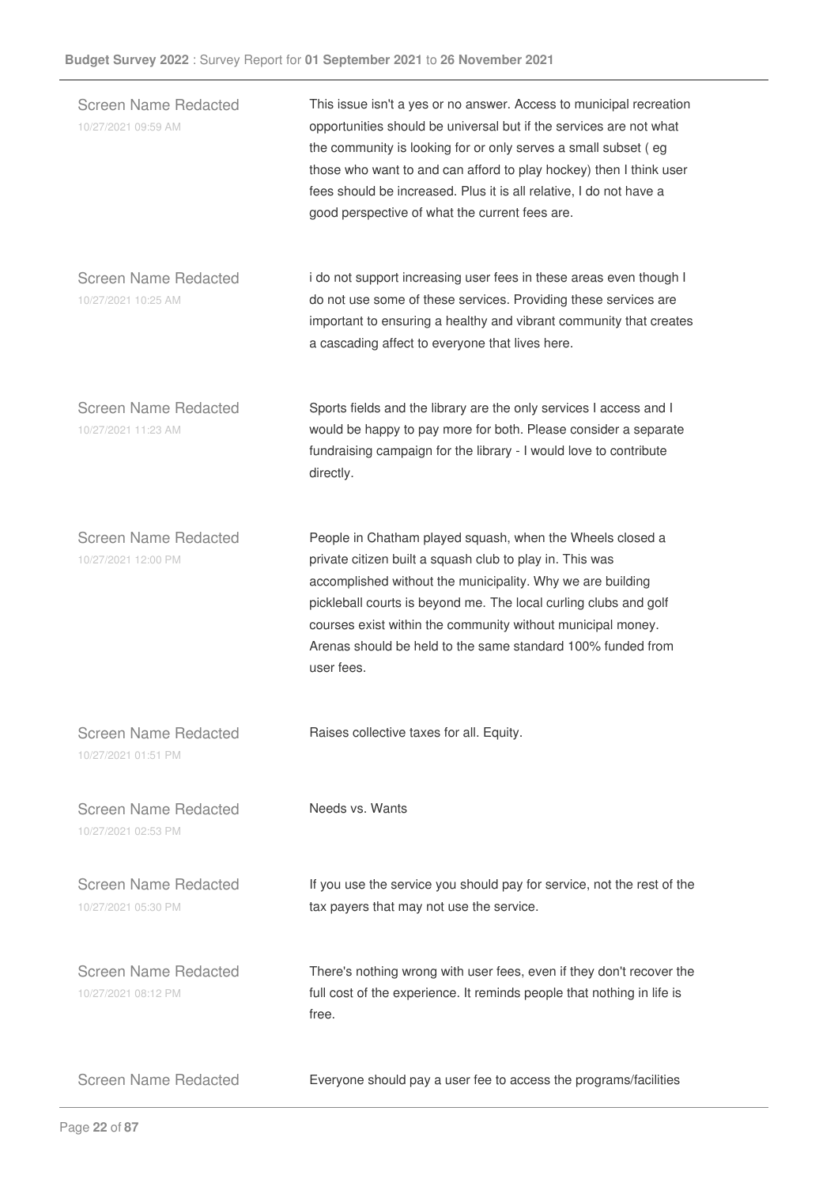Screen Name Redacted
10/27/2021 09:59 AM

This issue isn't a yes or no answer. Access to municipal recreation opportunities should be universal but if the services are not what the community is looking for or only serves a small subset ( eg those who want to and can afford to play hockey) then I think user fees should be increased. Plus it is all relative, I do not have a good perspective of what the current fees are.

Screen Name Redacted
10/27/2021 10:25 AM

i do not support increasing user fees in these areas even though I do not use some of these services. Providing these services are important to ensuring a healthy and vibrant community that creates a cascading affect to everyone that lives here.

Screen Name Redacted
10/27/2021 11:23 AM

Sports fields and the library are the only services I access and I would be happy to pay more for both. Please consider a separate fundraising campaign for the library - I would love to contribute directly.

Screen Name Redacted
10/27/2021 12:00 PM

People in Chatham played squash, when the Wheels closed a private citizen built a squash club to play in. This was accomplished without the municipality. Why we are building pickleball courts is beyond me. The local curling clubs and golf courses exist within the community without municipal money. Arenas should be held to the same standard 100% funded from user fees.

Screen Name Redacted
10/27/2021 01:51 PM

Raises collective taxes for all. Equity.

Screen Name Redacted
10/27/2021 02:53 PM

Needs vs. Wants

Screen Name Redacted
10/27/2021 05:30 PM

If you use the service you should pay for service, not the rest of the tax payers that may not use the service.

Screen Name Redacted
10/27/2021 08:12 PM

There's nothing wrong with user fees, even if they don't recover the full cost of the experience. It reminds people that nothing in life is free.

Screen Name Redacted

Everyone should pay a user fee to access the programs/facilities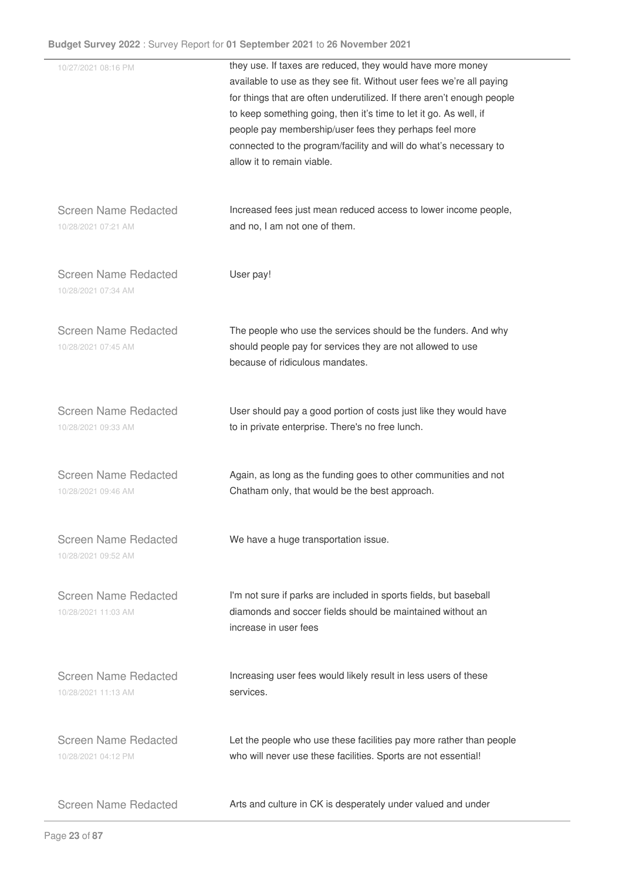10/27/2021 08:16 PM

they use. If taxes are reduced, they would have more money available to use as they see fit. Without user fees we're all paying for things that are often underutilized. If there aren't enough people to keep something going, then it's time to let it go. As well, if people pay membership/user fees they perhaps feel more connected to the program/facility and will do what's necessary to allow it to remain viable.

Screen Name Redacted
10/28/2021 07:21 AM

Increased fees just mean reduced access to lower income people, and no, I am not one of them.

Screen Name Redacted
10/28/2021 07:34 AM

User pay!

Screen Name Redacted
10/28/2021 07:45 AM

The people who use the services should be the funders. And why should people pay for services they are not allowed to use because of ridiculous mandates.

Screen Name Redacted
10/28/2021 09:33 AM

User should pay a good portion of costs just like they would have to in private enterprise. There's no free lunch.

Screen Name Redacted
10/28/2021 09:46 AM

Again, as long as the funding goes to other communities and not Chatham only, that would be the best approach.

Screen Name Redacted
10/28/2021 09:52 AM

We have a huge transportation issue.

Screen Name Redacted
10/28/2021 11:03 AM

I'm not sure if parks are included in sports fields, but baseball diamonds and soccer fields should be maintained without an increase in user fees

Screen Name Redacted
10/28/2021 11:13 AM

Increasing user fees would likely result in less users of these services.

Screen Name Redacted
10/28/2021 04:12 PM

Let the people who use these facilities pay more rather than people who will never use these facilities. Sports are not essential!

Screen Name Redacted

Arts and culture in CK is desperately under valued and under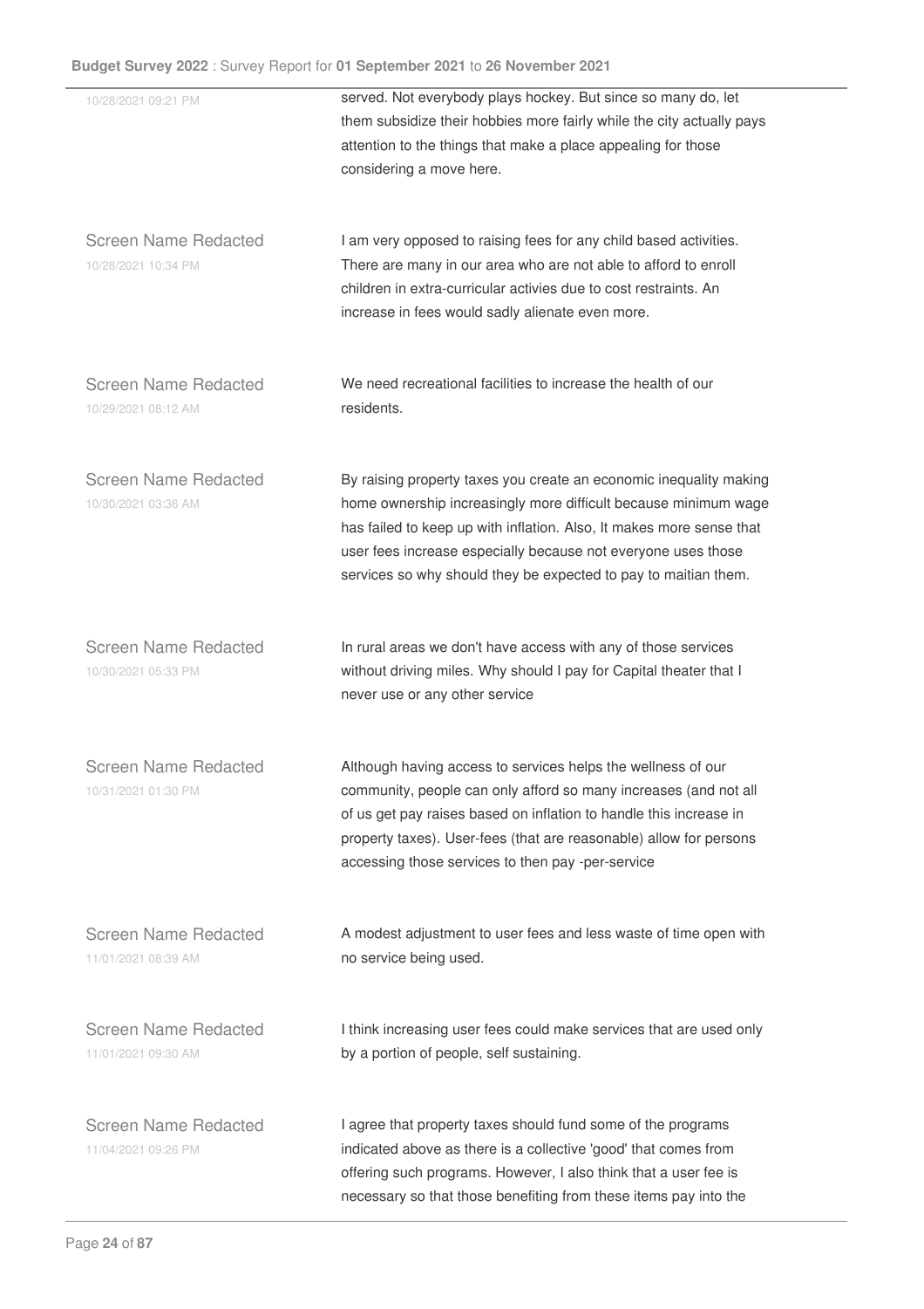10/28/2021 09:21 PM

served. Not everybody plays hockey. But since so many do, let them subsidize their hobbies more fairly while the city actually pays attention to the things that make a place appealing for those considering a move here.

Screen Name Redacted
10/28/2021 10:34 PM

I am very opposed to raising fees for any child based activities. There are many in our area who are not able to afford to enroll children in extra-curricular activies due to cost restraints. An increase in fees would sadly alienate even more.

Screen Name Redacted
10/29/2021 08:12 AM

We need recreational facilities to increase the health of our residents.

Screen Name Redacted
10/30/2021 03:36 AM

By raising property taxes you create an economic inequality making home ownership increasingly more difficult because minimum wage has failed to keep up with inflation. Also, It makes more sense that user fees increase especially because not everyone uses those services so why should they be expected to pay to maitian them.

Screen Name Redacted
10/30/2021 05:33 PM

In rural areas we don't have access with any of those services without driving miles. Why should I pay for Capital theater that I never use or any other service

Screen Name Redacted
10/31/2021 01:30 PM

Although having access to services helps the wellness of our community, people can only afford so many increases (and not all of us get pay raises based on inflation to handle this increase in property taxes). User-fees (that are reasonable) allow for persons accessing those services to then pay -per-service

Screen Name Redacted
11/01/2021 08:39 AM

A modest adjustment to user fees and less waste of time open with no service being used.

Screen Name Redacted
11/01/2021 09:30 AM

I think increasing user fees could make services that are used only by a portion of people, self sustaining.

Screen Name Redacted
11/04/2021 09:26 PM

I agree that property taxes should fund some of the programs indicated above as there is a collective 'good' that comes from offering such programs. However, I also think that a user fee is necessary so that those benefiting from these items pay into the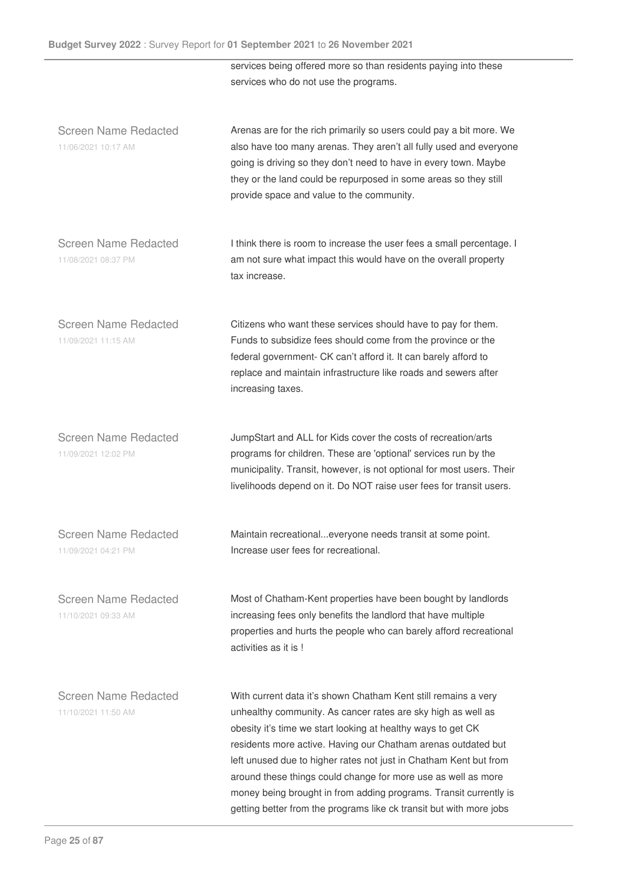services being offered more so than residents paying into these services who do not use the programs.

| | |
|---|---|
| Screen Name Redacted<br>11/06/2021 10:17 AM | Arenas are for the rich primarily so users could pay a bit more. We also have too many arenas. They aren't all fully used and everyone going is driving so they don't need to have in every town. Maybe they or the land could be repurposed in some areas so they still provide space and value to the community. |
| Screen Name Redacted<br>11/08/2021 08:37 PM | I think there is room to increase the user fees a small percentage. I am not sure what impact this would have on the overall property tax increase. |
| Screen Name Redacted<br>11/09/2021 11:15 AM | Citizens who want these services should have to pay for them. Funds to subsidize fees should come from the province or the federal government- CK can't afford it. It can barely afford to replace and maintain infrastructure like roads and sewers after increasing taxes. |
| Screen Name Redacted<br>11/09/2021 12:02 PM | JumpStart and ALL for Kids cover the costs of recreation/arts programs for children. These are 'optional' services run by the municipality. Transit, however, is not optional for most users. Their livelihoods depend on it. Do NOT raise user fees for transit users. |
| Screen Name Redacted<br>11/09/2021 04:21 PM | Maintain recreational...everyone needs transit at some point. Increase user fees for recreational. |
| Screen Name Redacted<br>11/10/2021 09:33 AM | Most of Chatham-Kent properties have been bought by landlords increasing fees only benefits the landlord that have multiple properties and hurts the people who can barely afford recreational activities as it is ! |
| Screen Name Redacted<br>11/10/2021 11:50 AM | With current data it's shown Chatham Kent still remains a very unhealthy community. As cancer rates are sky high as well as obesity it's time we start looking at healthy ways to get CK residents more active. Having our Chatham arenas outdated but left unused due to higher rates not just in Chatham Kent but from around these things could change for more use as well as more money being brought in from adding programs. Transit currently is getting better from the programs like ck transit but with more jobs |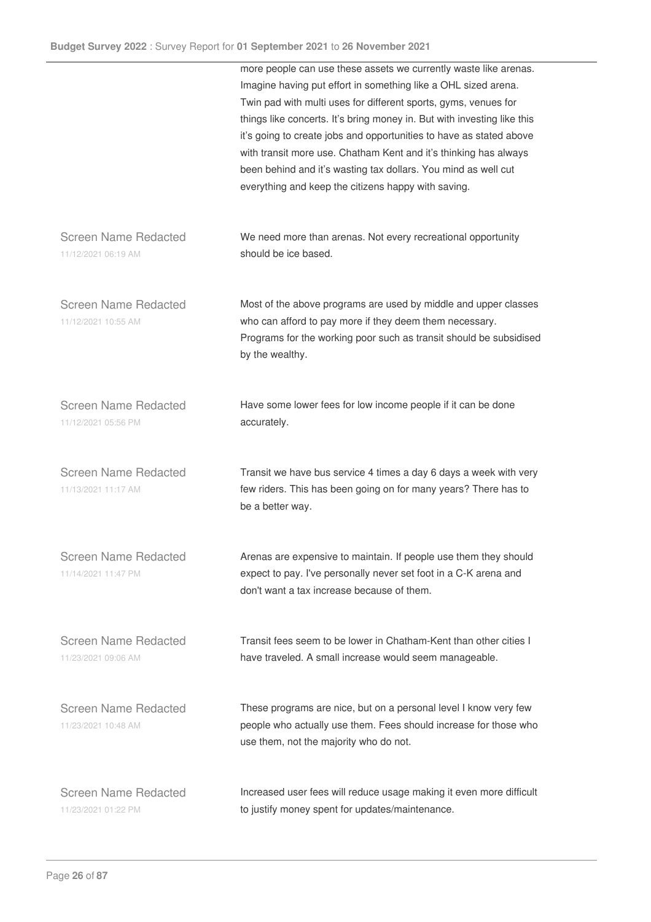more people can use these assets we currently waste like arenas. Imagine having put effort in something like a OHL sized arena. Twin pad with multi uses for different sports, gyms, venues for things like concerts. It's bring money in. But with investing like this it's going to create jobs and opportunities to have as stated above with transit more use. Chatham Kent and it's thinking has always been behind and it's wasting tax dollars. You mind as well cut everything and keep the citizens happy with saving.

| | |
|---|---|
| Screen Name Redacted<br>11/12/2021 06:19 AM | We need more than arenas. Not every recreational opportunity should be ice based. |
| Screen Name Redacted<br>11/12/2021 10:55 AM | Most of the above programs are used by middle and upper classes who can afford to pay more if they deem them necessary. Programs for the working poor such as transit should be subsidised by the wealthy. |
| Screen Name Redacted<br>11/12/2021 05:56 PM | Have some lower fees for low income people if it can be done accurately. |
| Screen Name Redacted<br>11/13/2021 11:17 AM | Transit we have bus service 4 times a day 6 days a week with very few riders. This has been going on for many years? There has to be a better way. |
| Screen Name Redacted<br>11/14/2021 11:47 PM | Arenas are expensive to maintain. If people use them they should expect to pay. I've personally never set foot in a C-K arena and don't want a tax increase because of them. |
| Screen Name Redacted<br>11/23/2021 09:06 AM | Transit fees seem to be lower in Chatham-Kent than other cities I have traveled. A small increase would seem manageable. |
| Screen Name Redacted<br>11/23/2021 10:48 AM | These programs are nice, but on a personal level I know very few people who actually use them. Fees should increase for those who use them, not the majority who do not. |
| Screen Name Redacted<br>11/23/2021 01:22 PM | Increased user fees will reduce usage making it even more difficult to justify money spent for updates/maintenance. |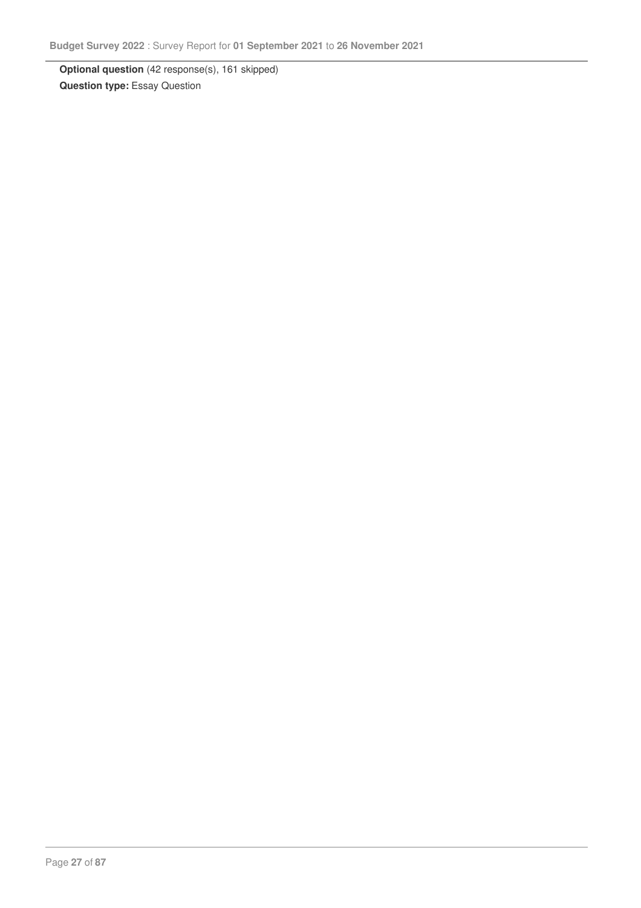**Optional question** (42 response(s), 161 skipped)

**Question type:** Essay Question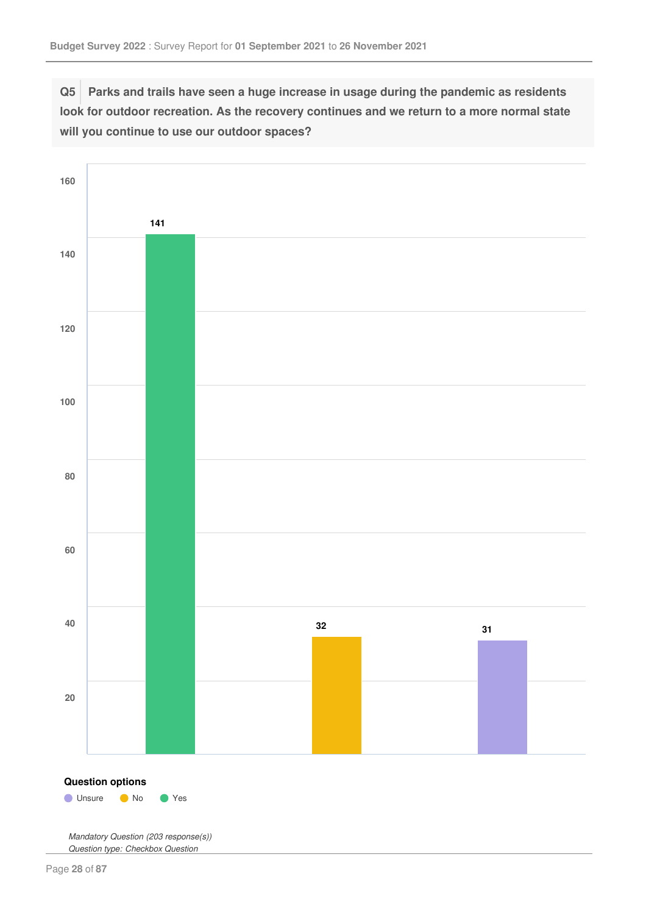**Q5** Parks and trails have seen a huge increase in usage during the pandemic as residents look for outdoor recreation. As the recovery continues and we return to a more normal state will you continue to use our outdoor spaces?

| Option | Count |
|---|---|
| Yes | 141 |
| No | 32 |
| Unsure | 31 |

**Question options**

- Unsure
- No
- Yes

*Mandatory Question (203 response(s))*
*Question type: Checkbox Question*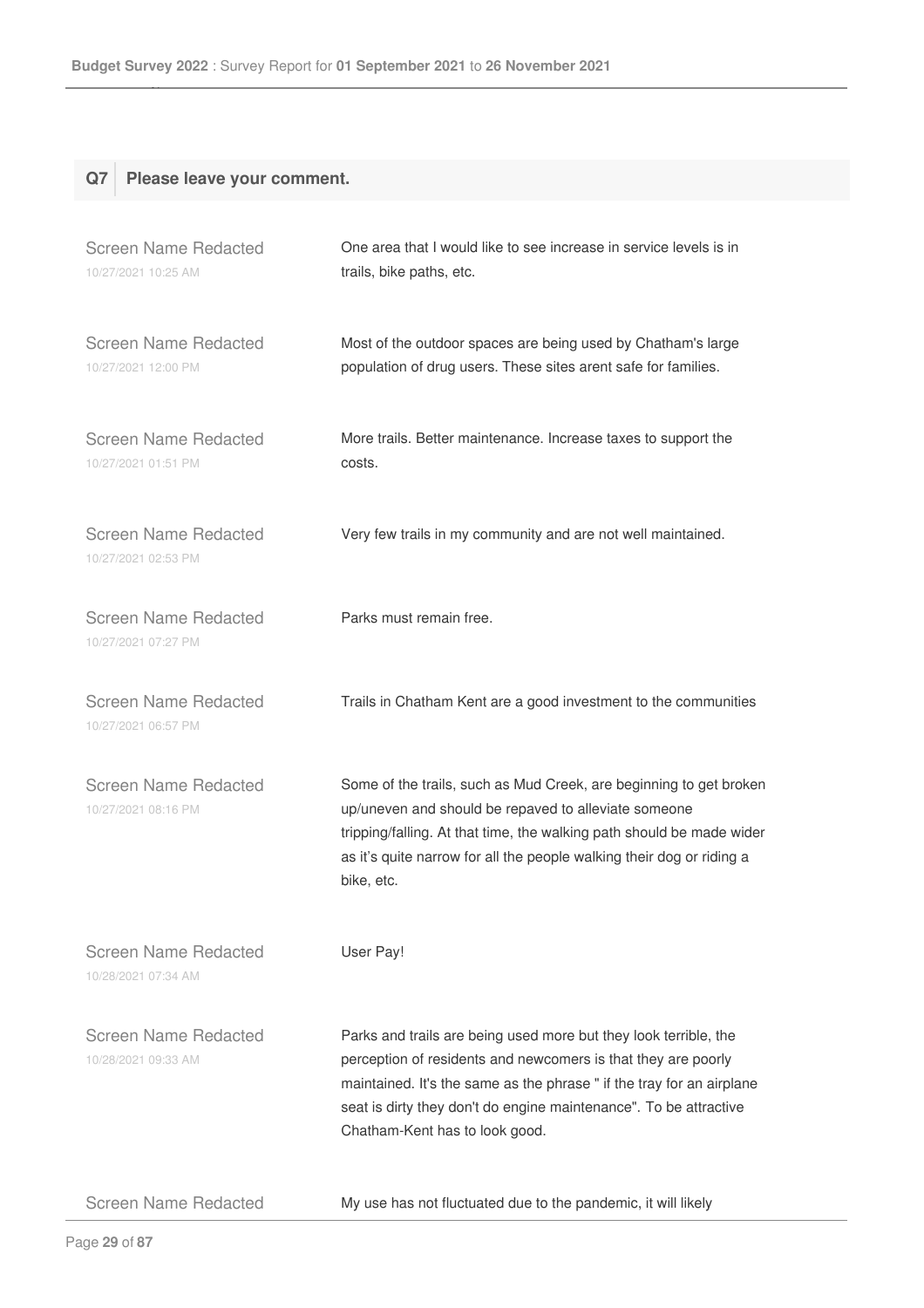## Q7 Please leave your comment.

| | |
|---|---|
| Screen Name Redacted<br>10/27/2021 10:25 AM | One area that I would like to see increase in service levels is in trails, bike paths, etc. |
| Screen Name Redacted<br>10/27/2021 12:00 PM | Most of the outdoor spaces are being used by Chatham's large population of drug users. These sites arent safe for families. |
| Screen Name Redacted<br>10/27/2021 01:51 PM | More trails. Better maintenance. Increase taxes to support the costs. |
| Screen Name Redacted<br>10/27/2021 02:53 PM | Very few trails in my community and are not well maintained. |
| Screen Name Redacted<br>10/27/2021 07:27 PM | Parks must remain free. |
| Screen Name Redacted<br>10/27/2021 06:57 PM | Trails in Chatham Kent are a good investment to the communities |
| Screen Name Redacted<br>10/27/2021 08:16 PM | Some of the trails, such as Mud Creek, are beginning to get broken up/uneven and should be repaved to alleviate someone tripping/falling. At that time, the walking path should be made wider as it's quite narrow for all the people walking their dog or riding a bike, etc. |
| Screen Name Redacted<br>10/28/2021 07:34 AM | User Pay! |
| Screen Name Redacted<br>10/28/2021 09:33 AM | Parks and trails are being used more but they look terrible, the perception of residents and newcomers is that they are poorly maintained. It's the same as the phrase " if the tray for an airplane seat is dirty they don't do engine maintenance". To be attractive Chatham-Kent has to look good. |
| Screen Name Redacted | My use has not fluctuated due to the pandemic, it will likely |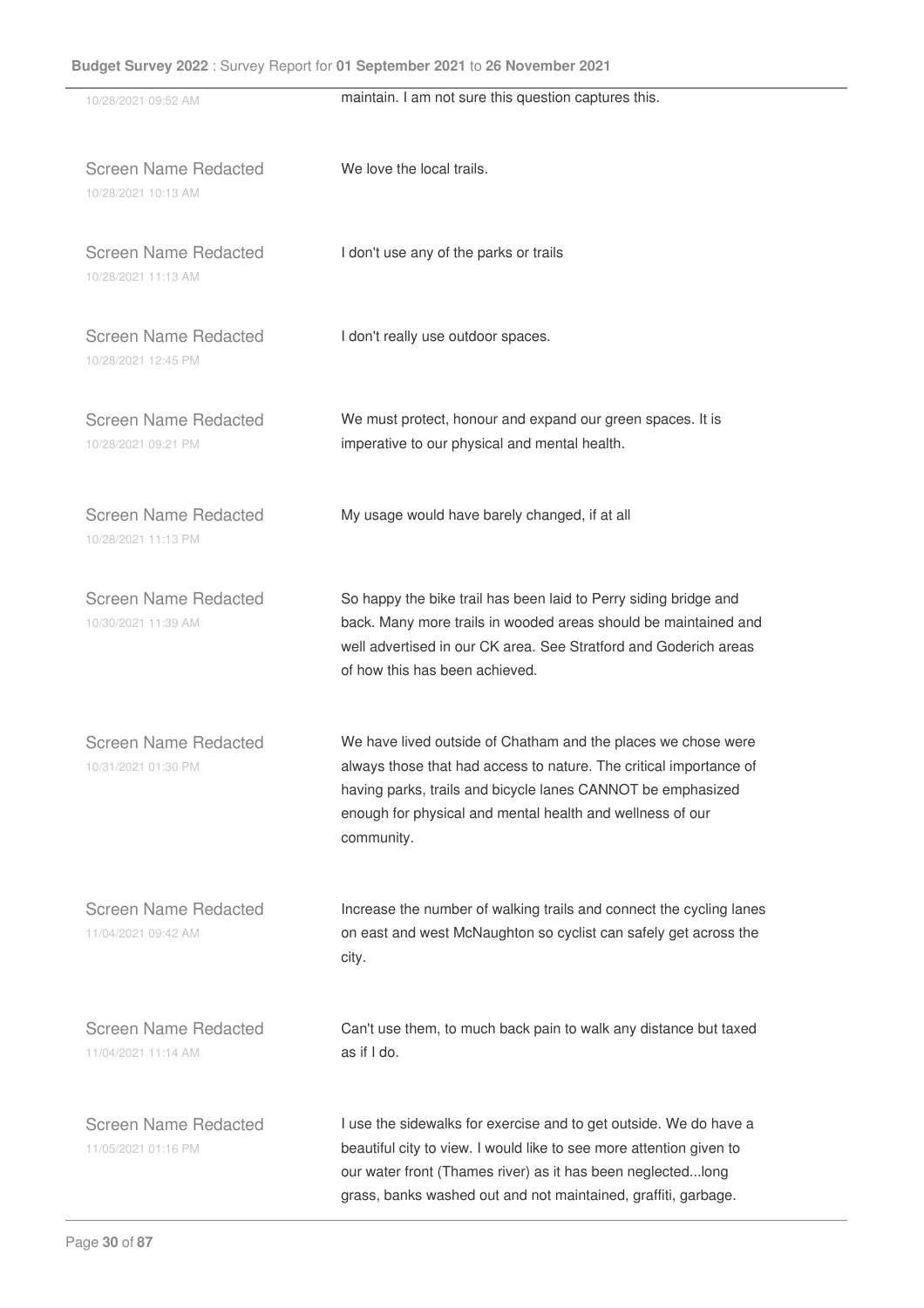10/28/2021 09:52 AM

maintain. I am not sure this question captures this.

Screen Name Redacted
10/28/2021 10:13 AM

We love the local trails.

Screen Name Redacted
10/28/2021 11:13 AM

I don't use any of the parks or trails

Screen Name Redacted
10/28/2021 12:45 PM

I don't really use outdoor spaces.

Screen Name Redacted
10/28/2021 09:21 PM

We must protect, honour and expand our green spaces. It is imperative to our physical and mental health.

Screen Name Redacted
10/28/2021 11:13 PM

My usage would have barely changed, if at all

Screen Name Redacted
10/30/2021 11:39 AM

So happy the bike trail has been laid to Perry siding bridge and back. Many more trails in wooded areas should be maintained and well advertised in our CK area. See Stratford and Goderich areas of how this has been achieved.

Screen Name Redacted
10/31/2021 01:30 PM

We have lived outside of Chatham and the places we chose were always those that had access to nature. The critical importance of having parks, trails and bicycle lanes CANNOT be emphasized enough for physical and mental health and wellness of our community.

Screen Name Redacted
11/04/2021 09:42 AM

Increase the number of walking trails and connect the cycling lanes on east and west McNaughton so cyclist can safely get across the city.

Screen Name Redacted
11/04/2021 11:14 AM

Can't use them, to much back pain to walk any distance but taxed as if I do.

Screen Name Redacted
11/05/2021 01:16 PM

I use the sidewalks for exercise and to get outside. We do have a beautiful city to view. I would like to see more attention given to our water front (Thames river) as it has been neglected...long grass, banks washed out and not maintained, graffiti, garbage.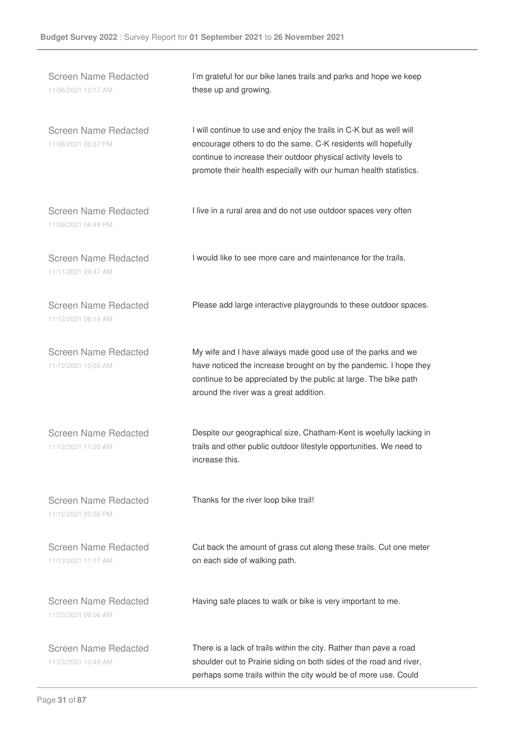Screen Name Redacted
11/06/2021 10:17 AM

I'm grateful for our bike lanes trails and parks and hope we keep these up and growing.

Screen Name Redacted
11/08/2021 08:37 PM

I will continue to use and enjoy the trails in C-K but as well will encourage others to do the same. C-K residents will hopefully continue to increase their outdoor physical activity levels to promote their health especially with our human health statistics.

Screen Name Redacted
11/09/2021 06:49 PM

I live in a rural area and do not use outdoor spaces very often

Screen Name Redacted
11/11/2021 09:47 AM

I would like to see more care and maintenance for the trails.

Screen Name Redacted
11/12/2021 06:19 AM

Please add large interactive playgrounds to these outdoor spaces.

Screen Name Redacted
11/12/2021 10:55 AM

My wife and I have always made good use of the parks and we have noticed the increase brought on by the pandemic. I hope they continue to be appreciated by the public at large. The bike path around the river was a great addition.

Screen Name Redacted
11/12/2021 11:20 AM

Despite our geographical size, Chatham-Kent is woefully lacking in trails and other public outdoor lifestyle opportunities. We need to increase this.

Screen Name Redacted
11/12/2021 05:56 PM

Thanks for the river loop bike trail!

Screen Name Redacted
11/13/2021 11:17 AM

Cut back the amount of grass cut along these trails. Cut one meter on each side of walking path.

Screen Name Redacted
11/23/2021 09:06 AM

Having safe places to walk or bike is very important to me.

Screen Name Redacted
11/23/2021 10:48 AM

There is a lack of trails within the city. Rather than pave a road shoulder out to Prairie siding on both sides of the road and river, perhaps some trails within the city would be of more use. Could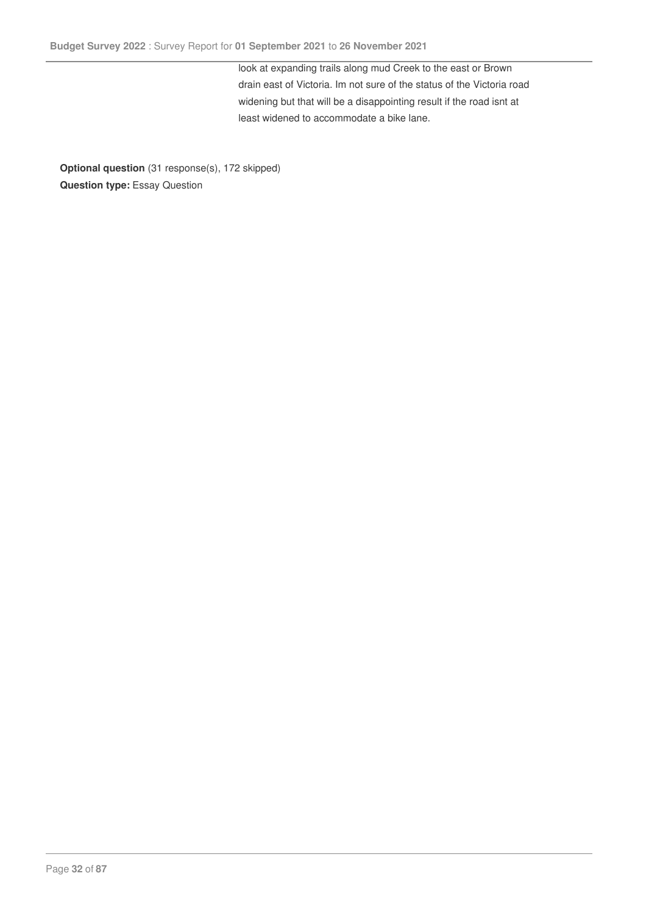look at expanding trails along mud Creek to the east or Brown drain east of Victoria. Im not sure of the status of the Victoria road widening but that will be a disappointing result if the road isnt at least widened to accommodate a bike lane.

**Optional question** (31 response(s), 172 skipped)
**Question type:** Essay Question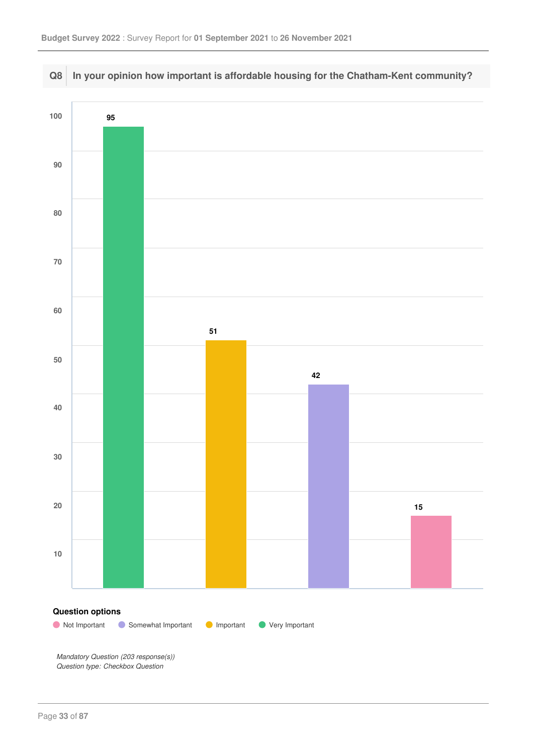## Q8 In your opinion how important is affordable housing for the Chatham-Kent community?

| Option | Count |
|---|---|
| Very Important | 95 |
| Important | 51 |
| Somewhat Important | 42 |
| Not Important | 15 |

**Question options**

- Not Important
- Somewhat Important
- Important
- Very Important

*Mandatory Question (203 response(s))*
*Question type: Checkbox Question*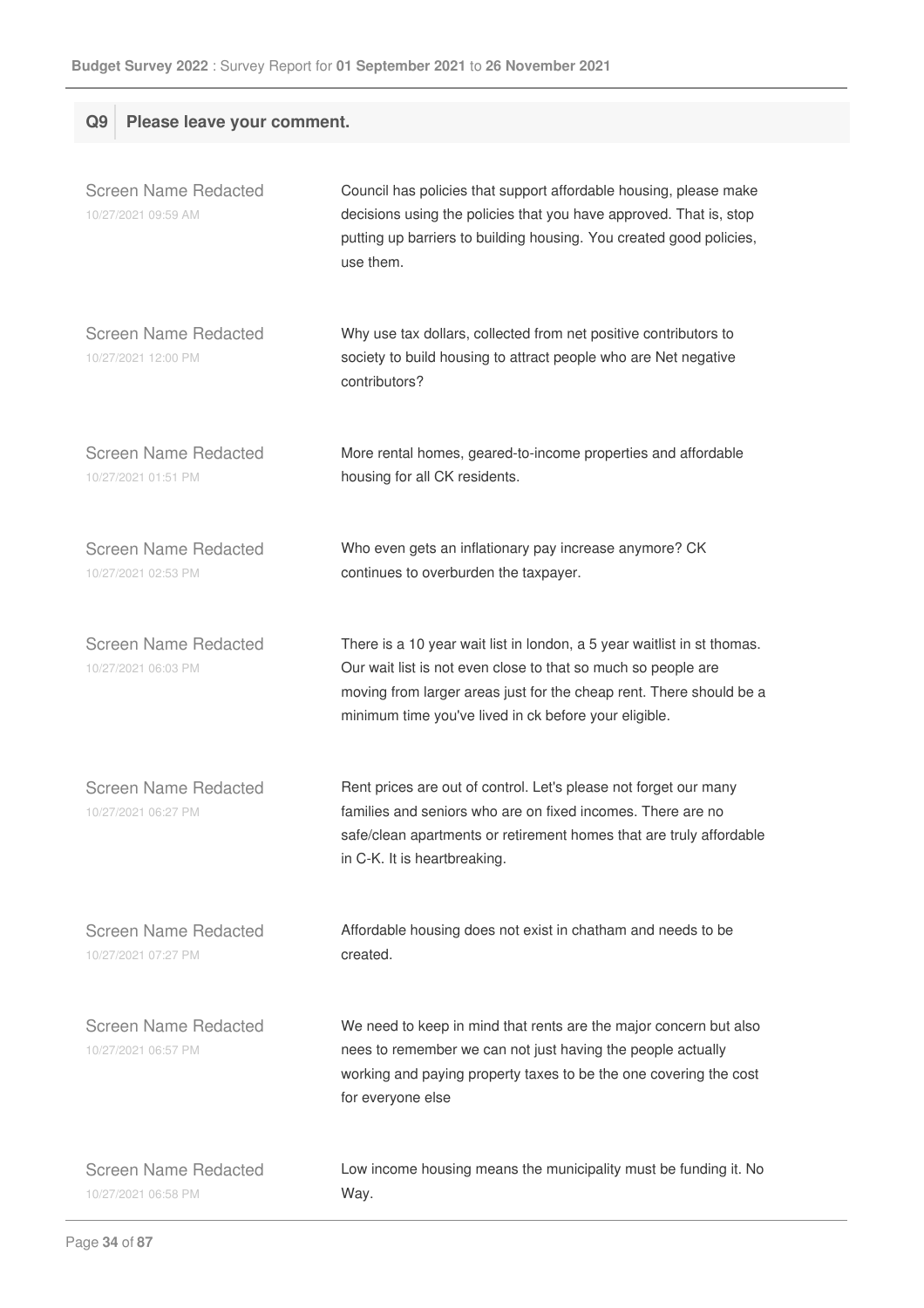## Q9 Please leave your comment.

Screen Name Redacted
10/27/2021 09:59 AM

Council has policies that support affordable housing, please make decisions using the policies that you have approved. That is, stop putting up barriers to building housing. You created good policies, use them.

Screen Name Redacted
10/27/2021 12:00 PM

Why use tax dollars, collected from net positive contributors to society to build housing to attract people who are Net negative contributors?

Screen Name Redacted
10/27/2021 01:51 PM

More rental homes, geared-to-income properties and affordable housing for all CK residents.

Screen Name Redacted
10/27/2021 02:53 PM

Who even gets an inflationary pay increase anymore? CK continues to overburden the taxpayer.

Screen Name Redacted
10/27/2021 06:03 PM

There is a 10 year wait list in london, a 5 year waitlist in st thomas. Our wait list is not even close to that so much so people are moving from larger areas just for the cheap rent. There should be a minimum time you've lived in ck before your eligible.

Screen Name Redacted
10/27/2021 06:27 PM

Rent prices are out of control. Let's please not forget our many families and seniors who are on fixed incomes. There are no safe/clean apartments or retirement homes that are truly affordable in C-K. It is heartbreaking.

Screen Name Redacted
10/27/2021 07:27 PM

Affordable housing does not exist in chatham and needs to be created.

Screen Name Redacted
10/27/2021 06:57 PM

We need to keep in mind that rents are the major concern but also nees to remember we can not just having the people actually working and paying property taxes to be the one covering the cost for everyone else

Screen Name Redacted
10/27/2021 06:58 PM

Low income housing means the municipality must be funding it. No Way.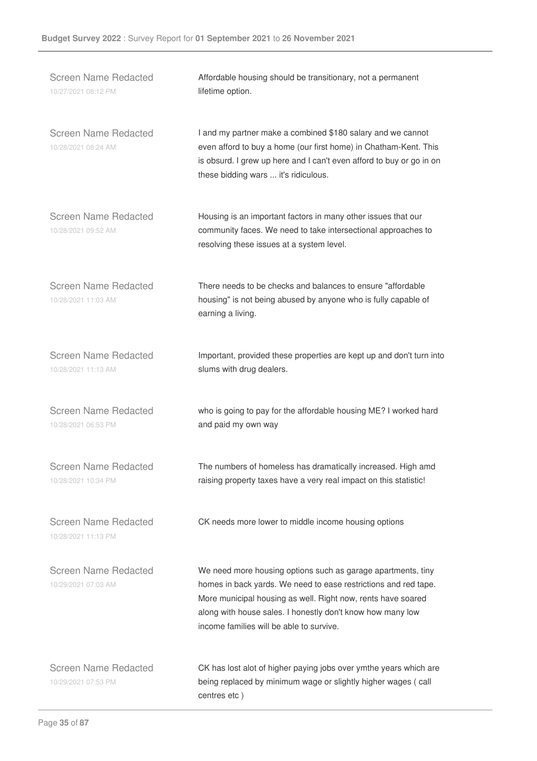Screen Name Redacted
10/27/2021 08:12 PM

Affordable housing should be transitionary, not a permanent lifetime option.

Screen Name Redacted
10/28/2021 08:24 AM

I and my partner make a combined $180 salary and we cannot even afford to buy a home (our first home) in Chatham-Kent. This is obsurd. I grew up here and I can't even afford to buy or go in on these bidding wars ... it's ridiculous.

Screen Name Redacted
10/28/2021 09:52 AM

Housing is an important factors in many other issues that our community faces. We need to take intersectional approaches to resolving these issues at a system level.

Screen Name Redacted
10/28/2021 11:03 AM

There needs to be checks and balances to ensure "affordable housing" is not being abused by anyone who is fully capable of earning a living.

Screen Name Redacted
10/28/2021 11:13 AM

Important, provided these properties are kept up and don't turn into slums with drug dealers.

Screen Name Redacted
10/28/2021 06:53 PM

who is going to pay for the affordable housing ME? I worked hard and paid my own way

Screen Name Redacted
10/28/2021 10:34 PM

The numbers of homeless has dramatically increased. High amd raising property taxes have a very real impact on this statistic!

Screen Name Redacted
10/28/2021 11:13 PM

CK needs more lower to middle income housing options

Screen Name Redacted
10/29/2021 07:03 AM

We need more housing options such as garage apartments, tiny homes in back yards. We need to ease restrictions and red tape. More municipal housing as well. Right now, rents have soared along with house sales. I honestly don't know how many low income families will be able to survive.

Screen Name Redacted
10/29/2021 07:53 PM

CK has lost alot of higher paying jobs over ymthe years which are being replaced by minimum wage or slightly higher wages ( call centres etc )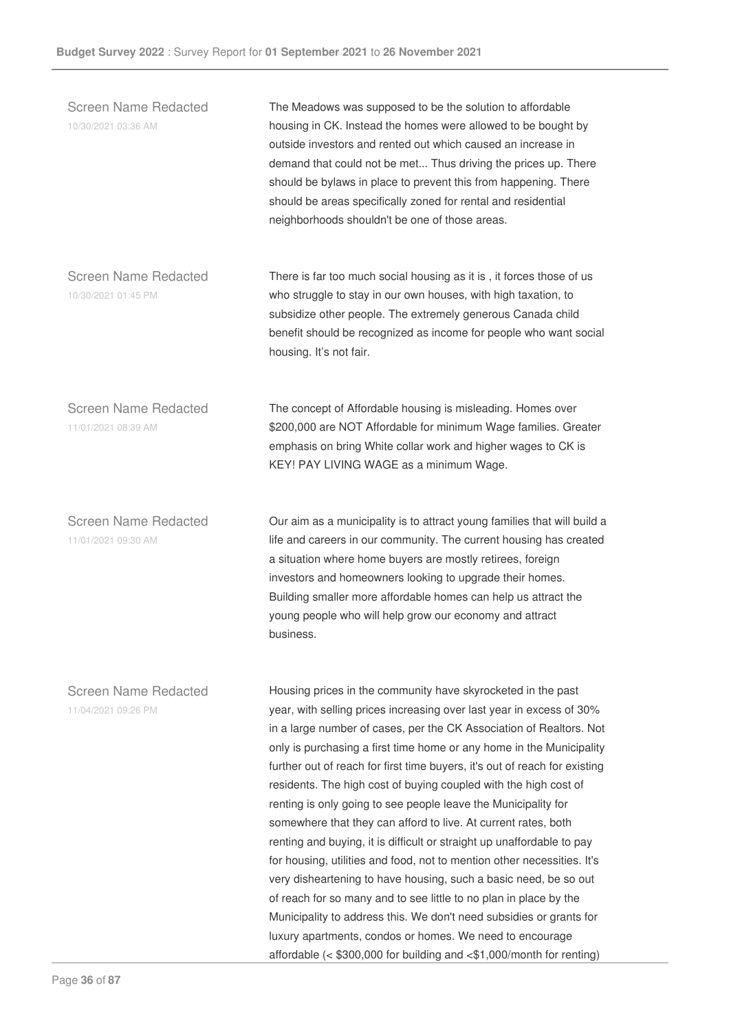Screen Name Redacted
10/30/2021 03:36 AM

The Meadows was supposed to be the solution to affordable housing in CK. Instead the homes were allowed to be bought by outside investors and rented out which caused an increase in demand that could not be met... Thus driving the prices up. There should be bylaws in place to prevent this from happening. There should be areas specifically zoned for rental and residential neighborhoods shouldn't be one of those areas.

Screen Name Redacted
10/30/2021 01:45 PM

There is far too much social housing as it is , it forces those of us who struggle to stay in our own houses, with high taxation, to subsidize other people. The extremely generous Canada child benefit should be recognized as income for people who want social housing. It's not fair.

Screen Name Redacted
11/01/2021 08:39 AM

The concept of Affordable housing is misleading. Homes over $200,000 are NOT Affordable for minimum Wage families. Greater emphasis on bring White collar work and higher wages to CK is KEY! PAY LIVING WAGE as a minimum Wage.

Screen Name Redacted
11/01/2021 09:30 AM

Our aim as a municipality is to attract young families that will build a life and careers in our community. The current housing has created a situation where home buyers are mostly retirees, foreign investors and homeowners looking to upgrade their homes. Building smaller more affordable homes can help us attract the young people who will help grow our economy and attract business.

Screen Name Redacted
11/04/2021 09:26 PM

Housing prices in the community have skyrocketed in the past year, with selling prices increasing over last year in excess of 30% in a large number of cases, per the CK Association of Realtors. Not only is purchasing a first time home or any home in the Municipality further out of reach for first time buyers, it's out of reach for existing residents. The high cost of buying coupled with the high cost of renting is only going to see people leave the Municipality for somewhere that they can afford to live. At current rates, both renting and buying, it is difficult or straight up unaffordable to pay for housing, utilities and food, not to mention other necessities. It's very disheartening to have housing, such a basic need, be so out of reach for so many and to see little to no plan in place by the Municipality to address this. We don't need subsidies or grants for luxury apartments, condos or homes. We need to encourage affordable (< $300,000 for building and <$1,000/month for renting)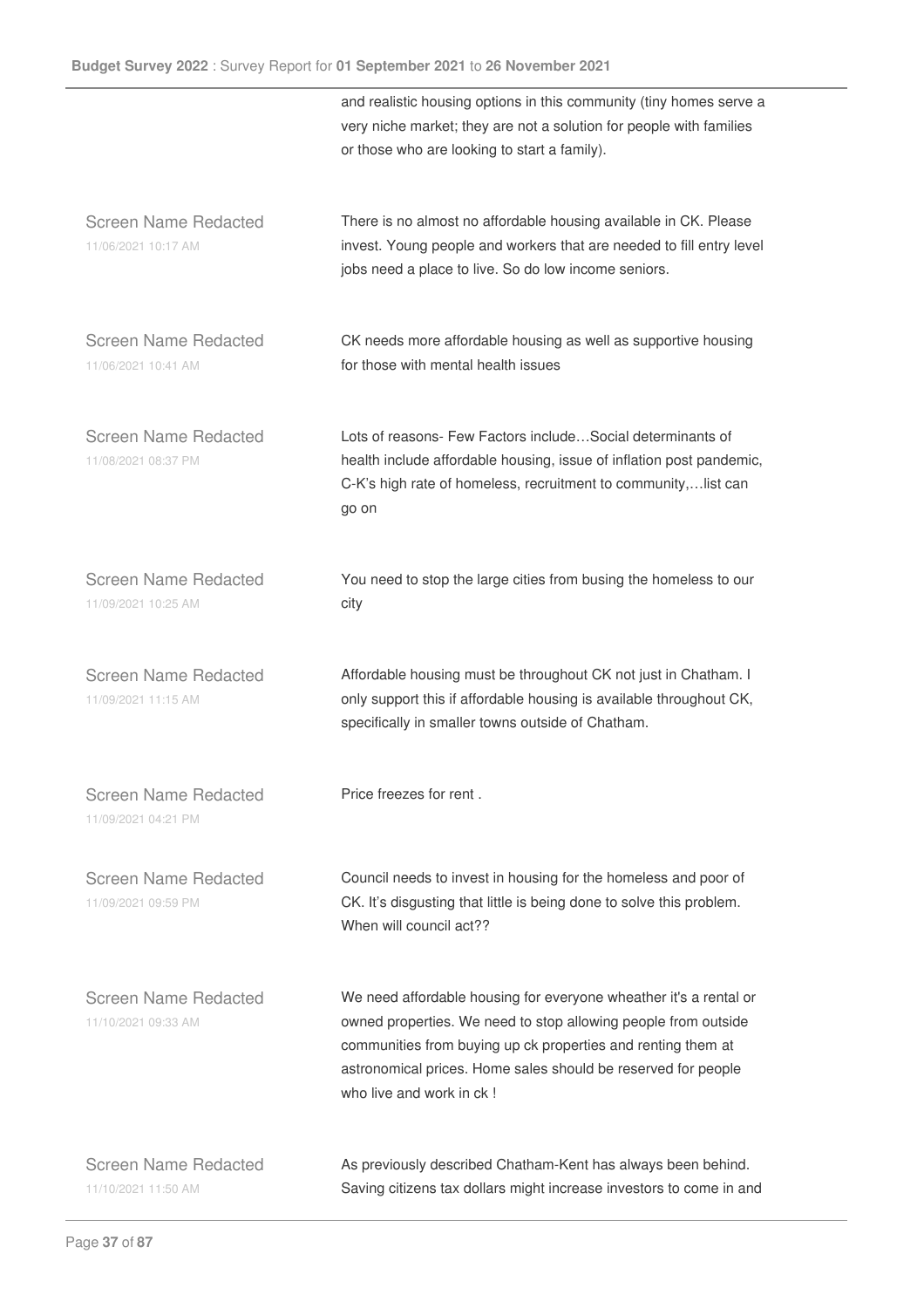| | |
|---|---|
| | and realistic housing options in this community (tiny homes serve a very niche market; they are not a solution for people with families or those who are looking to start a family). |
| Screen Name Redacted<br>11/06/2021 10:17 AM | There is no almost no affordable housing available in CK. Please invest. Young people and workers that are needed to fill entry level jobs need a place to live. So do low income seniors. |
| Screen Name Redacted<br>11/06/2021 10:41 AM | CK needs more affordable housing as well as supportive housing for those with mental health issues |
| Screen Name Redacted<br>11/08/2021 08:37 PM | Lots of reasons- Few Factors include…Social determinants of health include affordable housing, issue of inflation post pandemic, C-K's high rate of homeless, recruitment to community,…list can go on |
| Screen Name Redacted<br>11/09/2021 10:25 AM | You need to stop the large cities from busing the homeless to our city |
| Screen Name Redacted<br>11/09/2021 11:15 AM | Affordable housing must be throughout CK not just in Chatham. I only support this if affordable housing is available throughout CK, specifically in smaller towns outside of Chatham. |
| Screen Name Redacted<br>11/09/2021 04:21 PM | Price freezes for rent . |
| Screen Name Redacted<br>11/09/2021 09:59 PM | Council needs to invest in housing for the homeless and poor of CK. It's disgusting that little is being done to solve this problem. When will council act?? |
| Screen Name Redacted<br>11/10/2021 09:33 AM | We need affordable housing for everyone wheather it's a rental or owned properties. We need to stop allowing people from outside communities from buying up ck properties and renting them at astronomical prices. Home sales should be reserved for people who live and work in ck ! |
| Screen Name Redacted<br>11/10/2021 11:50 AM | As previously described Chatham-Kent has always been behind. Saving citizens tax dollars might increase investors to come in and |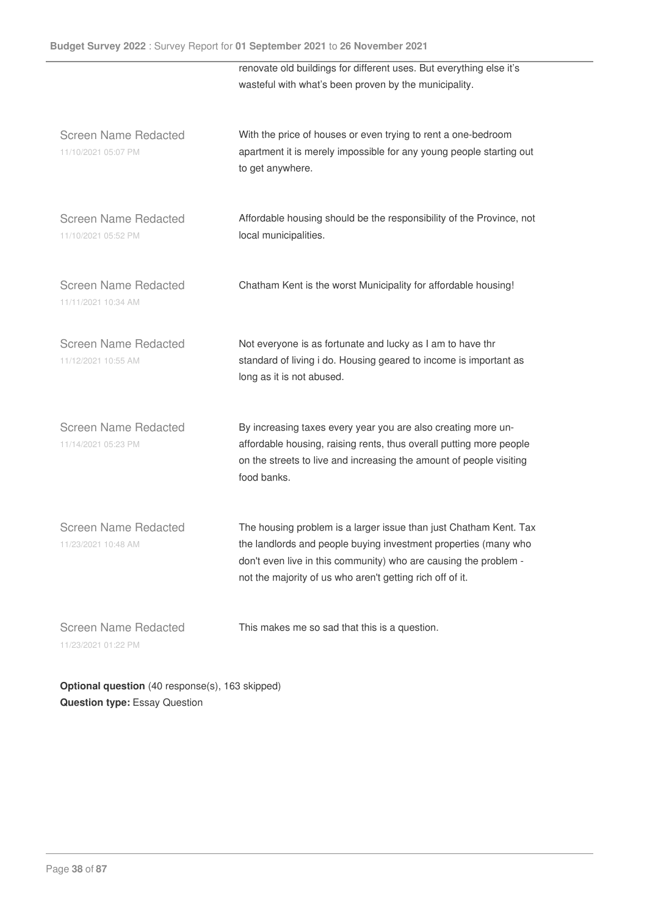| | |
|---|---|
| | renovate old buildings for different uses. But everything else it's wasteful with what's been proven by the municipality. |
| Screen Name Redacted<br>11/10/2021 05:07 PM | With the price of houses or even trying to rent a one-bedroom apartment it is merely impossible for any young people starting out to get anywhere. |
| Screen Name Redacted<br>11/10/2021 05:52 PM | Affordable housing should be the responsibility of the Province, not local municipalities. |
| Screen Name Redacted<br>11/11/2021 10:34 AM | Chatham Kent is the worst Municipality for affordable housing! |
| Screen Name Redacted<br>11/12/2021 10:55 AM | Not everyone is as fortunate and lucky as I am to have thr standard of living i do. Housing geared to income is important as long as it is not abused. |
| Screen Name Redacted<br>11/14/2021 05:23 PM | By increasing taxes every year you are also creating more un-affordable housing, raising rents, thus overall putting more people on the streets to live and increasing the amount of people visiting food banks. |
| Screen Name Redacted<br>11/23/2021 10:48 AM | The housing problem is a larger issue than just Chatham Kent. Tax the landlords and people buying investment properties (many who don't even live in this community) who are causing the problem - not the majority of us who aren't getting rich off of it. |
| Screen Name Redacted<br>11/23/2021 01:22 PM | This makes me so sad that this is a question. |

**Optional question** (40 response(s), 163 skipped)
**Question type:** Essay Question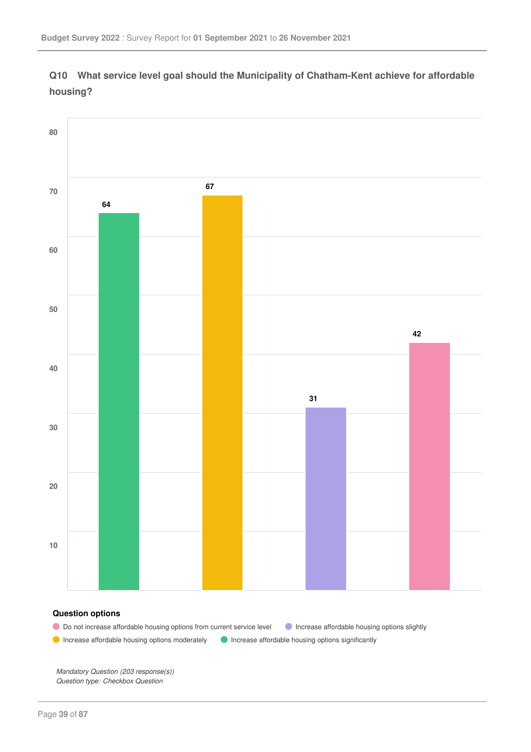## Q10 What service level goal should the Municipality of Chatham-Kent achieve for affordable housing?

| Question option | Responses |
|---|---|
| Increase affordable housing options significantly | 64 |
| Increase affordable housing options moderately | 67 |
| Increase affordable housing options slightly | 31 |
| Do not increase affordable housing options from current service level | 42 |

**Question options**

- Do not increase affordable housing options from current service level
- Increase affordable housing options slightly
- Increase affordable housing options moderately
- Increase affordable housing options significantly

*Mandatory Question (203 response(s))*
*Question type: Checkbox Question*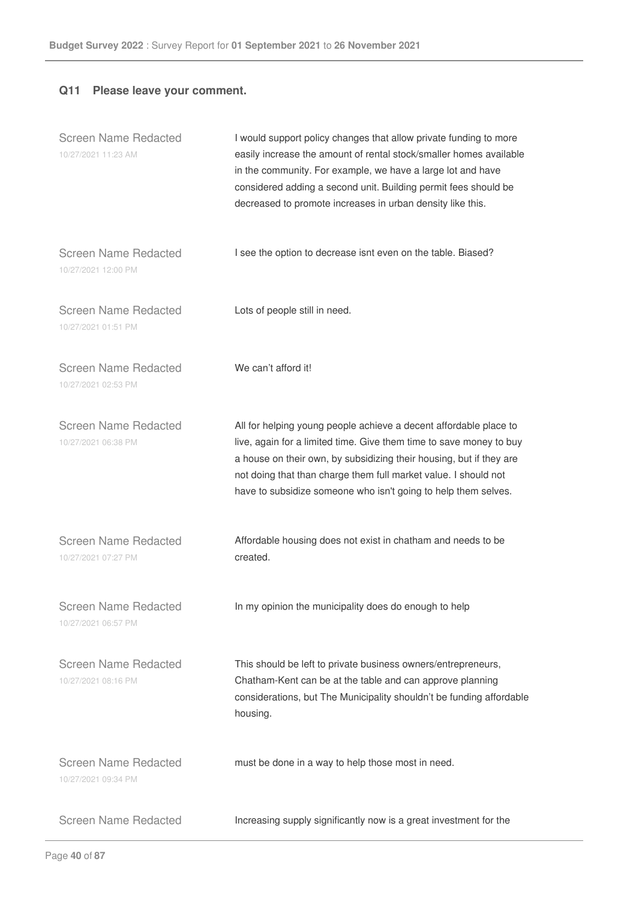## Q11 Please leave your comment.

| Respondent | Comment |
|---|---|
| Screen Name Redacted<br>10/27/2021 11:23 AM | I would support policy changes that allow private funding to more easily increase the amount of rental stock/smaller homes available in the community. For example, we have a large lot and have considered adding a second unit. Building permit fees should be decreased to promote increases in urban density like this. |
| Screen Name Redacted<br>10/27/2021 12:00 PM | I see the option to decrease isnt even on the table. Biased? |
| Screen Name Redacted<br>10/27/2021 01:51 PM | Lots of people still in need. |
| Screen Name Redacted<br>10/27/2021 02:53 PM | We can't afford it! |
| Screen Name Redacted<br>10/27/2021 06:38 PM | All for helping young people achieve a decent affordable place to live, again for a limited time. Give them time to save money to buy a house on their own, by subsidizing their housing, but if they are not doing that than charge them full market value. I should not have to subsidize someone who isn't going to help them selves. |
| Screen Name Redacted<br>10/27/2021 07:27 PM | Affordable housing does not exist in chatham and needs to be created. |
| Screen Name Redacted<br>10/27/2021 06:57 PM | In my opinion the municipality does do enough to help |
| Screen Name Redacted<br>10/27/2021 08:16 PM | This should be left to private business owners/entrepreneurs, Chatham-Kent can be at the table and can approve planning considerations, but The Municipality shouldn't be funding affordable housing. |
| Screen Name Redacted<br>10/27/2021 09:34 PM | must be done in a way to help those most in need. |
| Screen Name Redacted | Increasing supply significantly now is a great investment for the |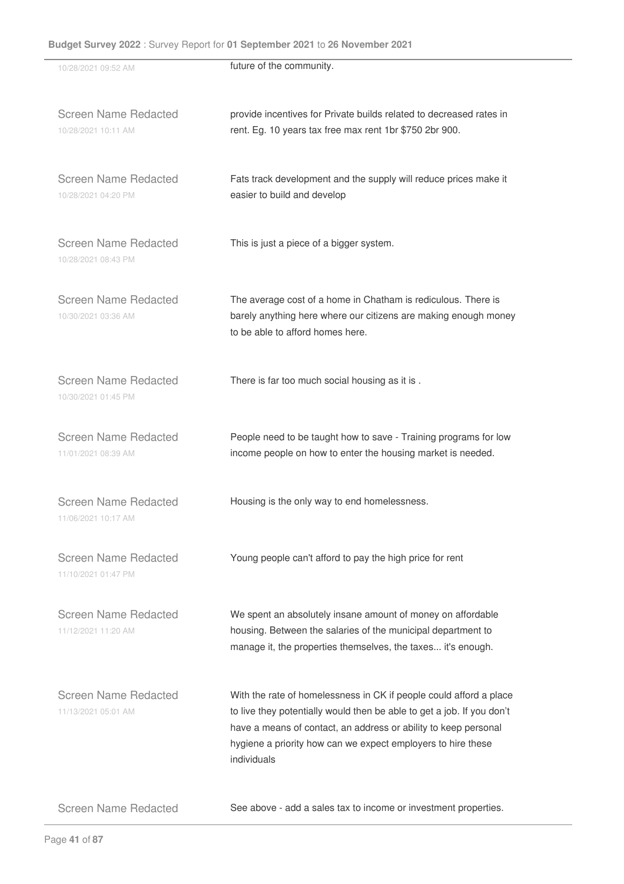10/28/2021 09:52 AM

future of the community.

Screen Name Redacted
10/28/2021 10:11 AM

provide incentives for Private builds related to decreased rates in rent. Eg. 10 years tax free max rent 1br $750 2br 900.

Screen Name Redacted
10/28/2021 04:20 PM

Fats track development and the supply will reduce prices make it easier to build and develop

Screen Name Redacted
10/28/2021 08:43 PM

This is just a piece of a bigger system.

Screen Name Redacted
10/30/2021 03:36 AM

The average cost of a home in Chatham is rediculous. There is barely anything here where our citizens are making enough money to be able to afford homes here.

Screen Name Redacted
10/30/2021 01:45 PM

There is far too much social housing as it is .

Screen Name Redacted
11/01/2021 08:39 AM

People need to be taught how to save - Training programs for low income people on how to enter the housing market is needed.

Screen Name Redacted
11/06/2021 10:17 AM

Housing is the only way to end homelessness.

Screen Name Redacted
11/10/2021 01:47 PM

Young people can't afford to pay the high price for rent

Screen Name Redacted
11/12/2021 11:20 AM

We spent an absolutely insane amount of money on affordable housing. Between the salaries of the municipal department to manage it, the properties themselves, the taxes... it's enough.

Screen Name Redacted
11/13/2021 05:01 AM

With the rate of homelessness in CK if people could afford a place to live they potentially would then be able to get a job. If you don't have a means of contact, an address or ability to keep personal hygiene a priority how can we expect employers to hire these individuals

Screen Name Redacted

See above - add a sales tax to income or investment properties.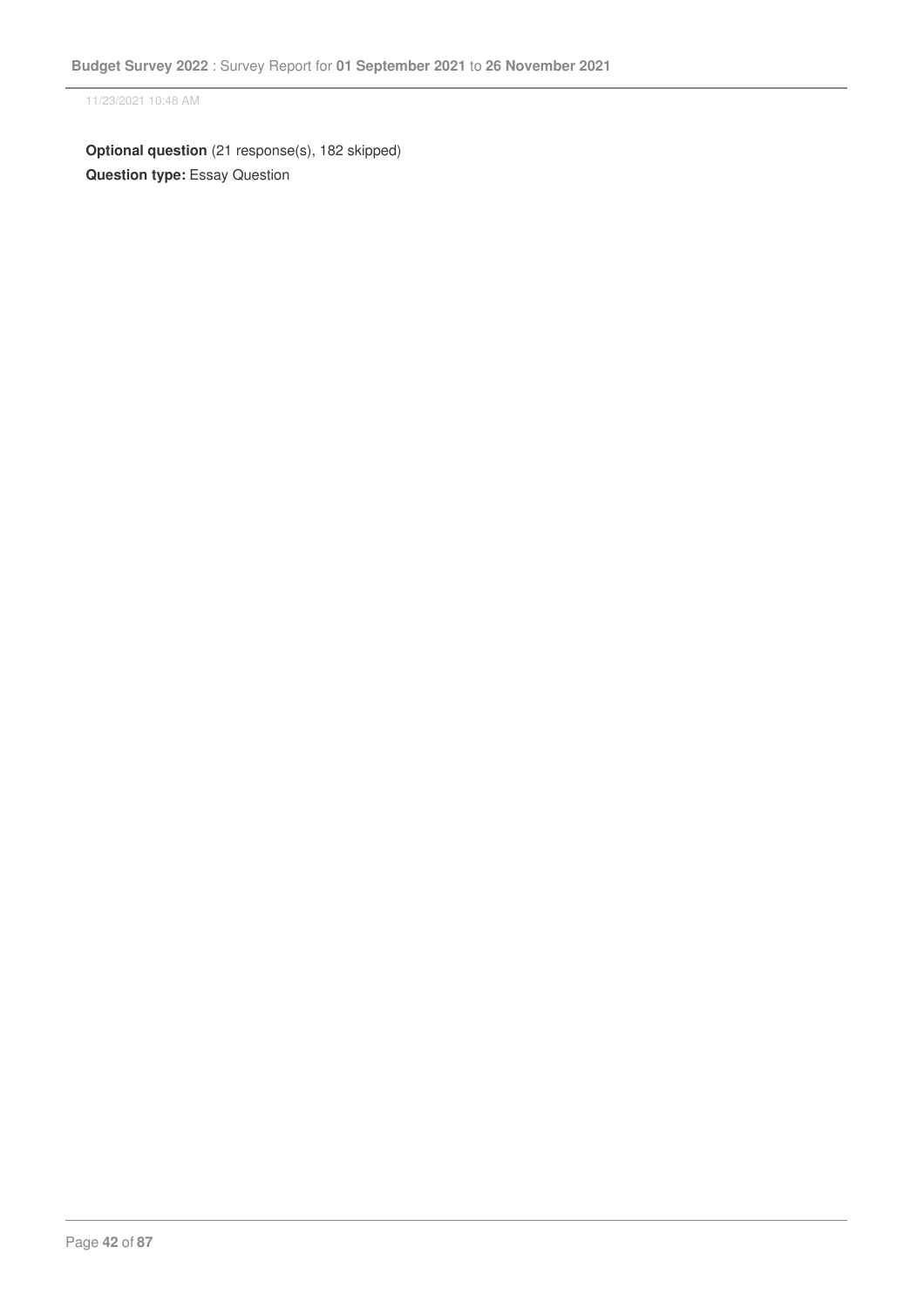11/23/2021 10:48 AM

**Optional question** (21 response(s), 182 skipped)

**Question type:** Essay Question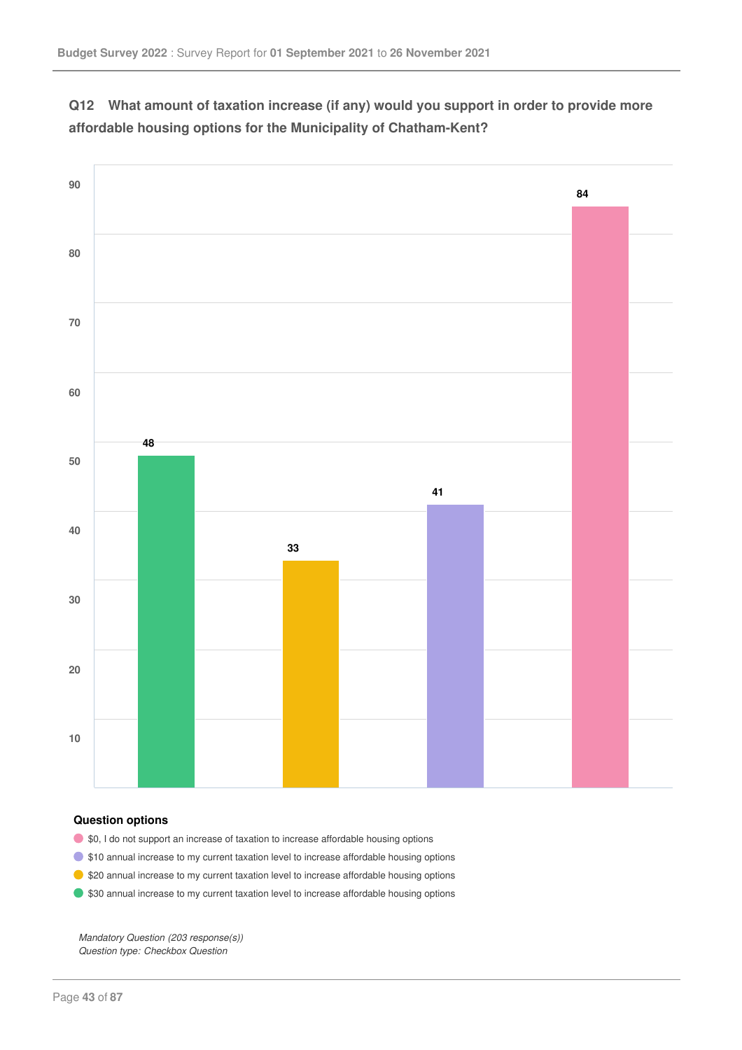### Q12 What amount of taxation increase (if any) would you support in order to provide more affordable housing options for the Municipality of Chatham-Kent?

| Option | Responses |
|---|---|
| $30 annual increase to my current taxation level to increase affordable housing options | 48 |
| $20 annual increase to my current taxation level to increase affordable housing options | 33 |
| $10 annual increase to my current taxation level to increase affordable housing options | 41 |
| $0, I do not support an increase of taxation to increase affordable housing options | 84 |

**Question options**

- $0, I do not support an increase of taxation to increase affordable housing options
- $10 annual increase to my current taxation level to increase affordable housing options
- $20 annual increase to my current taxation level to increase affordable housing options
- $30 annual increase to my current taxation level to increase affordable housing options

*Mandatory Question (203 response(s))*
*Question type: Checkbox Question*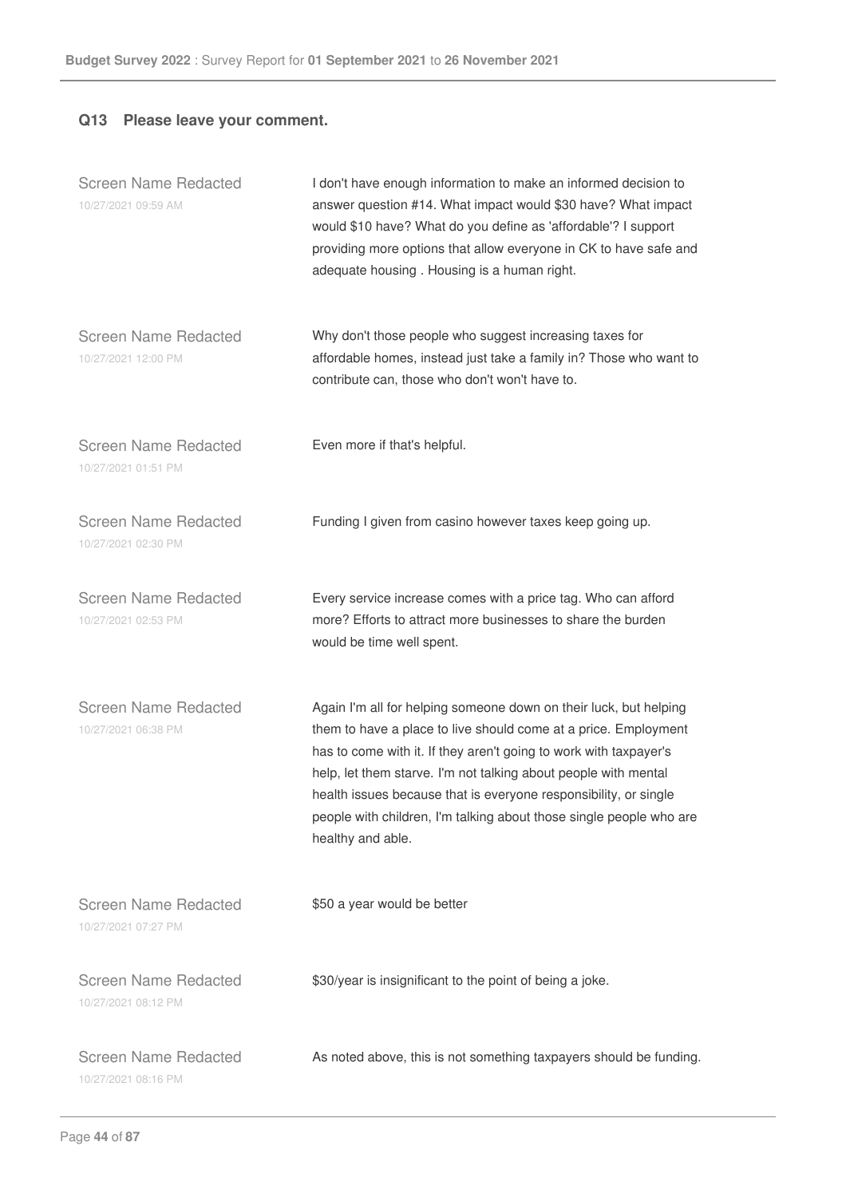## Q13 Please leave your comment.

| | |
|---|---|
| Screen Name Redacted<br>10/27/2021 09:59 AM | I don't have enough information to make an informed decision to answer question #14. What impact would $30 have? What impact would $10 have? What do you define as 'affordable'? I support providing more options that allow everyone in CK to have safe and adequate housing . Housing is a human right. |
| Screen Name Redacted<br>10/27/2021 12:00 PM | Why don't those people who suggest increasing taxes for affordable homes, instead just take a family in? Those who want to contribute can, those who don't won't have to. |
| Screen Name Redacted<br>10/27/2021 01:51 PM | Even more if that's helpful. |
| Screen Name Redacted<br>10/27/2021 02:30 PM | Funding I given from casino however taxes keep going up. |
| Screen Name Redacted<br>10/27/2021 02:53 PM | Every service increase comes with a price tag. Who can afford more? Efforts to attract more businesses to share the burden would be time well spent. |
| Screen Name Redacted<br>10/27/2021 06:38 PM | Again I'm all for helping someone down on their luck, but helping them to have a place to live should come at a price. Employment has to come with it. If they aren't going to work with taxpayer's help, let them starve. I'm not talking about people with mental health issues because that is everyone responsibility, or single people with children, I'm talking about those single people who are healthy and able. |
| Screen Name Redacted<br>10/27/2021 07:27 PM | $50 a year would be better |
| Screen Name Redacted<br>10/27/2021 08:12 PM | $30/year is insignificant to the point of being a joke. |
| Screen Name Redacted<br>10/27/2021 08:16 PM | As noted above, this is not something taxpayers should be funding. |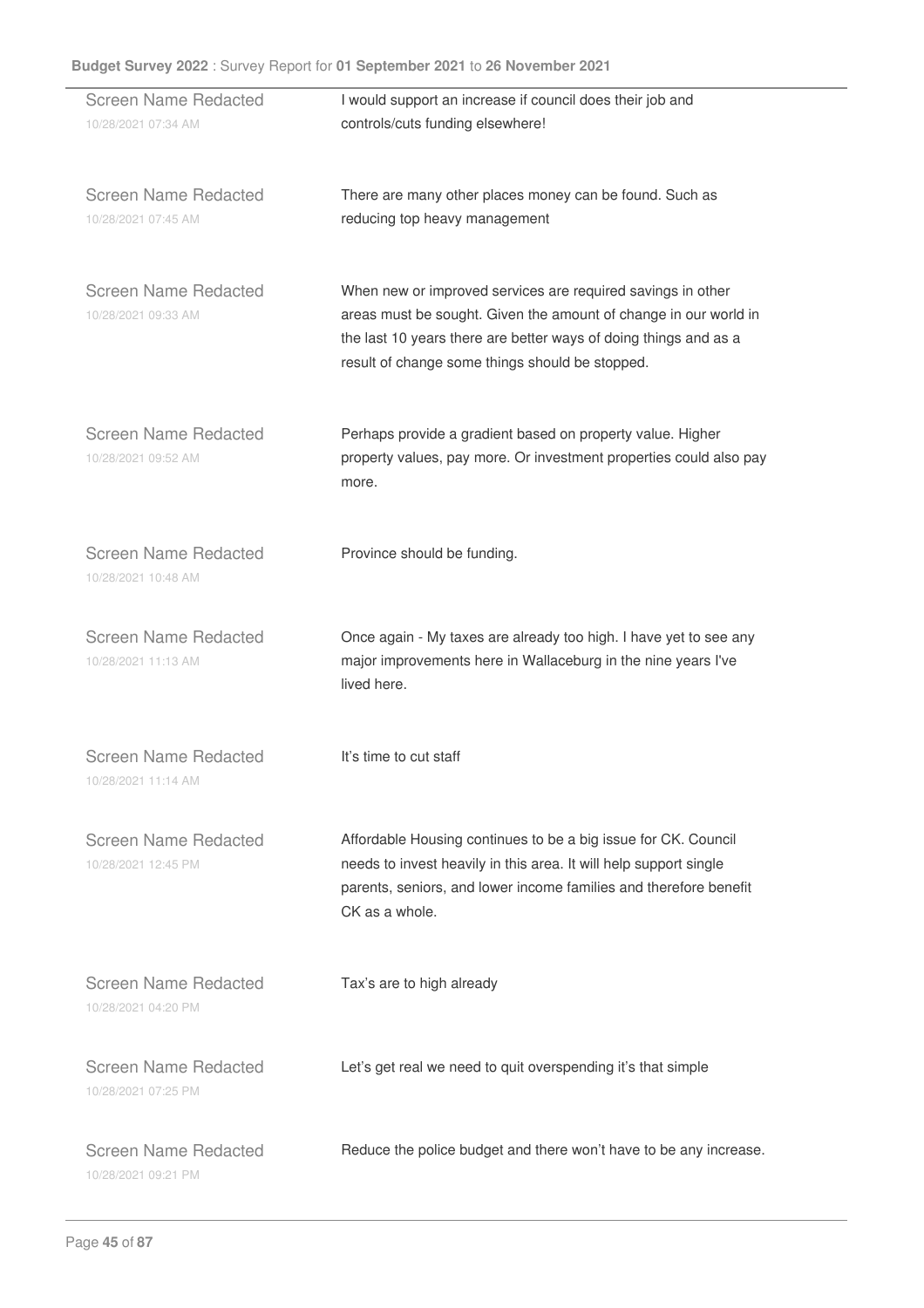| | |
|---|---|
| Screen Name Redacted<br>10/28/2021 07:34 AM | I would support an increase if council does their job and controls/cuts funding elsewhere! |
| Screen Name Redacted<br>10/28/2021 07:45 AM | There are many other places money can be found. Such as reducing top heavy management |
| Screen Name Redacted<br>10/28/2021 09:33 AM | When new or improved services are required savings in other areas must be sought. Given the amount of change in our world in the last 10 years there are better ways of doing things and as a result of change some things should be stopped. |
| Screen Name Redacted<br>10/28/2021 09:52 AM | Perhaps provide a gradient based on property value. Higher property values, pay more. Or investment properties could also pay more. |
| Screen Name Redacted<br>10/28/2021 10:48 AM | Province should be funding. |
| Screen Name Redacted<br>10/28/2021 11:13 AM | Once again - My taxes are already too high. I have yet to see any major improvements here in Wallaceburg in the nine years I've lived here. |
| Screen Name Redacted<br>10/28/2021 11:14 AM | It's time to cut staff |
| Screen Name Redacted<br>10/28/2021 12:45 PM | Affordable Housing continues to be a big issue for CK. Council needs to invest heavily in this area. It will help support single parents, seniors, and lower income families and therefore benefit CK as a whole. |
| Screen Name Redacted<br>10/28/2021 04:20 PM | Tax's are to high already |
| Screen Name Redacted<br>10/28/2021 07:25 PM | Let's get real we need to quit overspending it's that simple |
| Screen Name Redacted<br>10/28/2021 09:21 PM | Reduce the police budget and there won't have to be any increase. |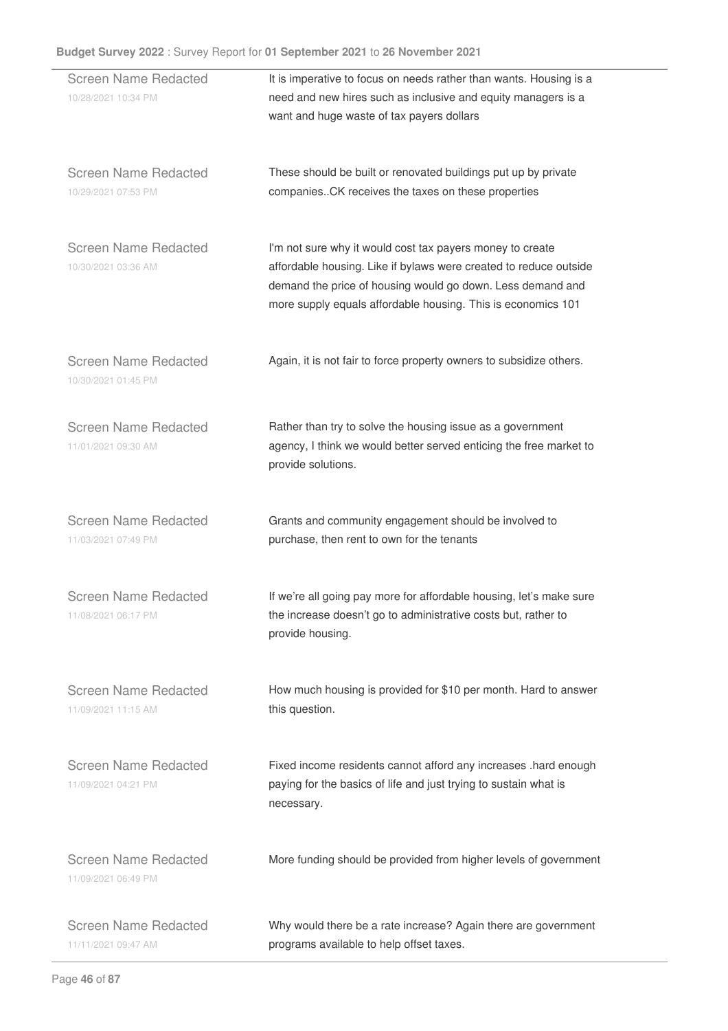| | |
|---|---|
| Screen Name Redacted<br>10/28/2021 10:34 PM | It is imperative to focus on needs rather than wants. Housing is a need and new hires such as inclusive and equity managers is a want and huge waste of tax payers dollars |
| Screen Name Redacted<br>10/29/2021 07:53 PM | These should be built or renovated buildings put up by private companies..CK receives the taxes on these properties |
| Screen Name Redacted<br>10/30/2021 03:36 AM | I'm not sure why it would cost tax payers money to create affordable housing. Like if bylaws were created to reduce outside demand the price of housing would go down. Less demand and more supply equals affordable housing. This is economics 101 |
| Screen Name Redacted<br>10/30/2021 01:45 PM | Again, it is not fair to force property owners to subsidize others. |
| Screen Name Redacted<br>11/01/2021 09:30 AM | Rather than try to solve the housing issue as a government agency, I think we would better served enticing the free market to provide solutions. |
| Screen Name Redacted<br>11/03/2021 07:49 PM | Grants and community engagement should be involved to purchase, then rent to own for the tenants |
| Screen Name Redacted<br>11/08/2021 06:17 PM | If we're all going pay more for affordable housing, let's make sure the increase doesn't go to administrative costs but, rather to provide housing. |
| Screen Name Redacted<br>11/09/2021 11:15 AM | How much housing is provided for $10 per month. Hard to answer this question. |
| Screen Name Redacted<br>11/09/2021 04:21 PM | Fixed income residents cannot afford any increases .hard enough paying for the basics of life and just trying to sustain what is necessary. |
| Screen Name Redacted<br>11/09/2021 06:49 PM | More funding should be provided from higher levels of government |
| Screen Name Redacted<br>11/11/2021 09:47 AM | Why would there be a rate increase? Again there are government programs available to help offset taxes. |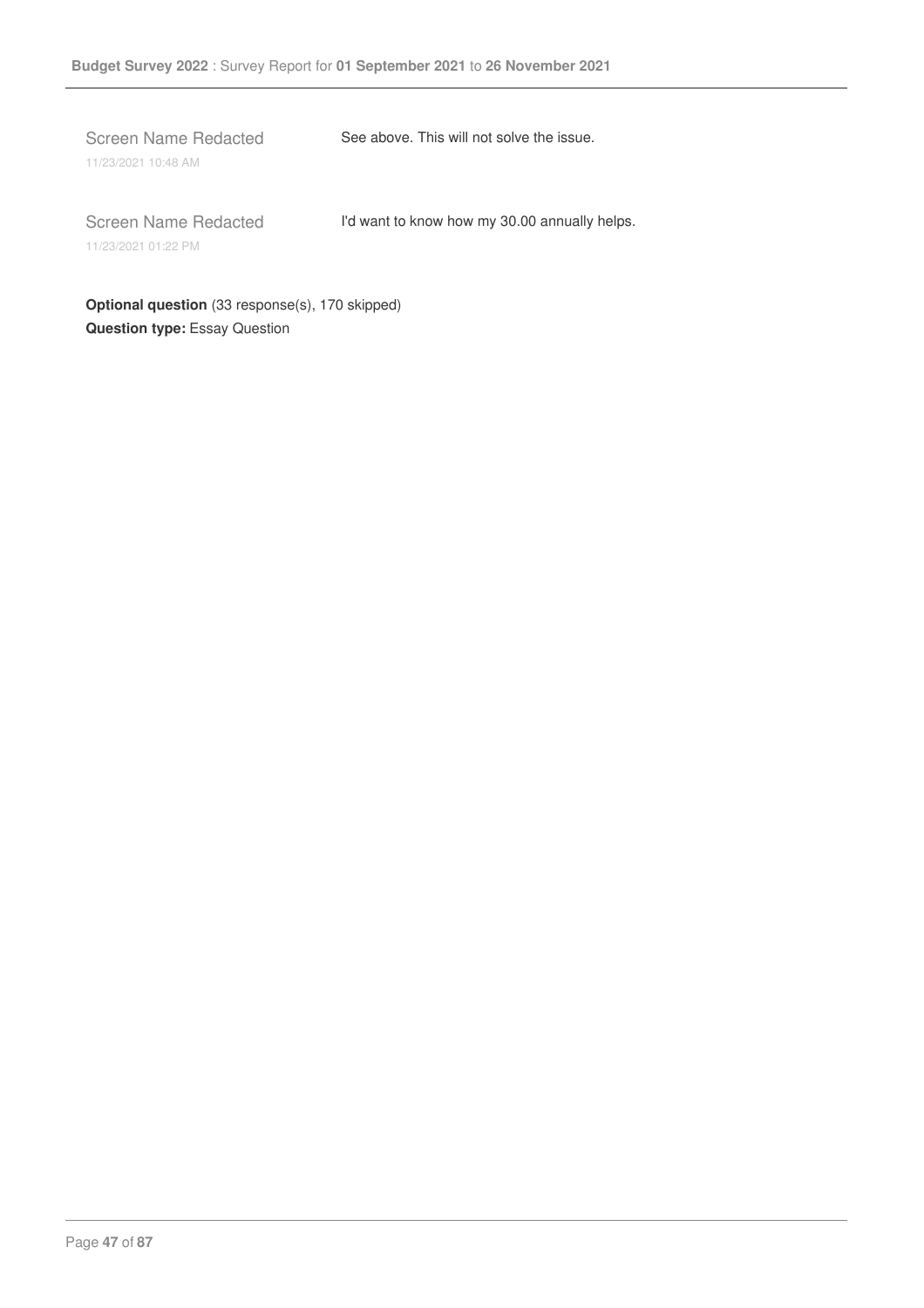Screen Name Redacted
11/23/2021 10:48 AM

See above. This will not solve the issue.

Screen Name Redacted
11/23/2021 01:22 PM

I'd want to know how my 30.00 annually helps.

**Optional question** (33 response(s), 170 skipped)
**Question type:** Essay Question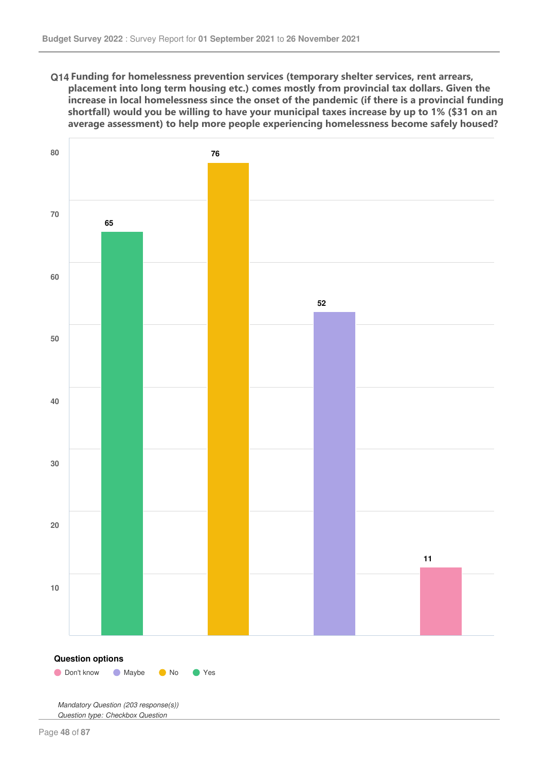**Q14 Funding for homelessness prevention services (temporary shelter services, rent arrears, placement into long term housing etc.) comes mostly from provincial tax dollars. Given the increase in local homelessness since the onset of the pandemic (if there is a provincial funding shortfall) would you be willing to have your municipal taxes increase by up to 1% ($31 on an average assessment) to help more people experiencing homelessness become safely housed?**

| Question option | Responses |
| --- | --- |
| Yes | 65 |
| No | 76 |
| Maybe | 52 |
| Don't know | 11 |

**Question options**

Don't know · Maybe · No · Yes

*Mandatory Question (203 response(s))*
*Question type: Checkbox Question*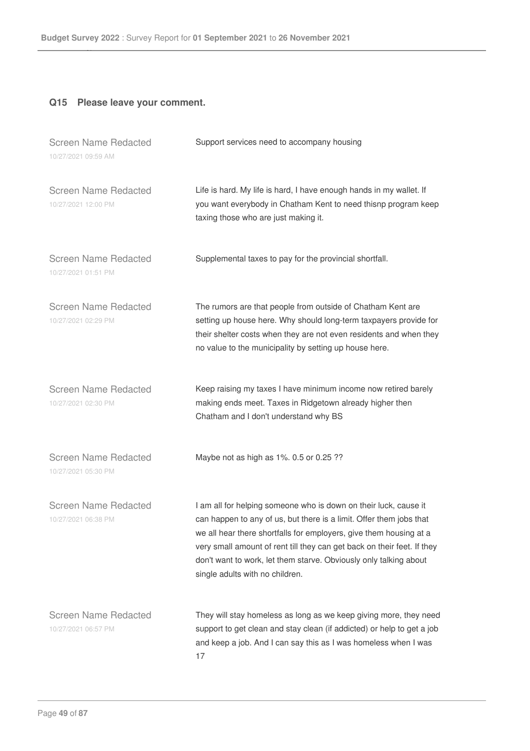### Q15 Please leave your comment.

| | |
|---|---|
| Screen Name Redacted<br>10/27/2021 09:59 AM | Support services need to accompany housing |
| Screen Name Redacted<br>10/27/2021 12:00 PM | Life is hard. My life is hard, I have enough hands in my wallet. If you want everybody in Chatham Kent to need thisnp program keep taxing those who are just making it. |
| Screen Name Redacted<br>10/27/2021 01:51 PM | Supplemental taxes to pay for the provincial shortfall. |
| Screen Name Redacted<br>10/27/2021 02:29 PM | The rumors are that people from outside of Chatham Kent are setting up house here. Why should long-term taxpayers provide for their shelter costs when they are not even residents and when they no value to the municipality by setting up house here. |
| Screen Name Redacted<br>10/27/2021 02:30 PM | Keep raising my taxes I have minimum income now retired barely making ends meet. Taxes in Ridgetown already higher then Chatham and I don't understand why BS |
| Screen Name Redacted<br>10/27/2021 05:30 PM | Maybe not as high as 1%. 0.5 or 0.25 ?? |
| Screen Name Redacted<br>10/27/2021 06:38 PM | I am all for helping someone who is down on their luck, cause it can happen to any of us, but there is a limit. Offer them jobs that we all hear there shortfalls for employers, give them housing at a very small amount of rent till they can get back on their feet. If they don't want to work, let them starve. Obviously only talking about single adults with no children. |
| Screen Name Redacted<br>10/27/2021 06:57 PM | They will stay homeless as long as we keep giving more, they need support to get clean and stay clean (if addicted) or help to get a job and keep a job. And I can say this as I was homeless when I was 17 |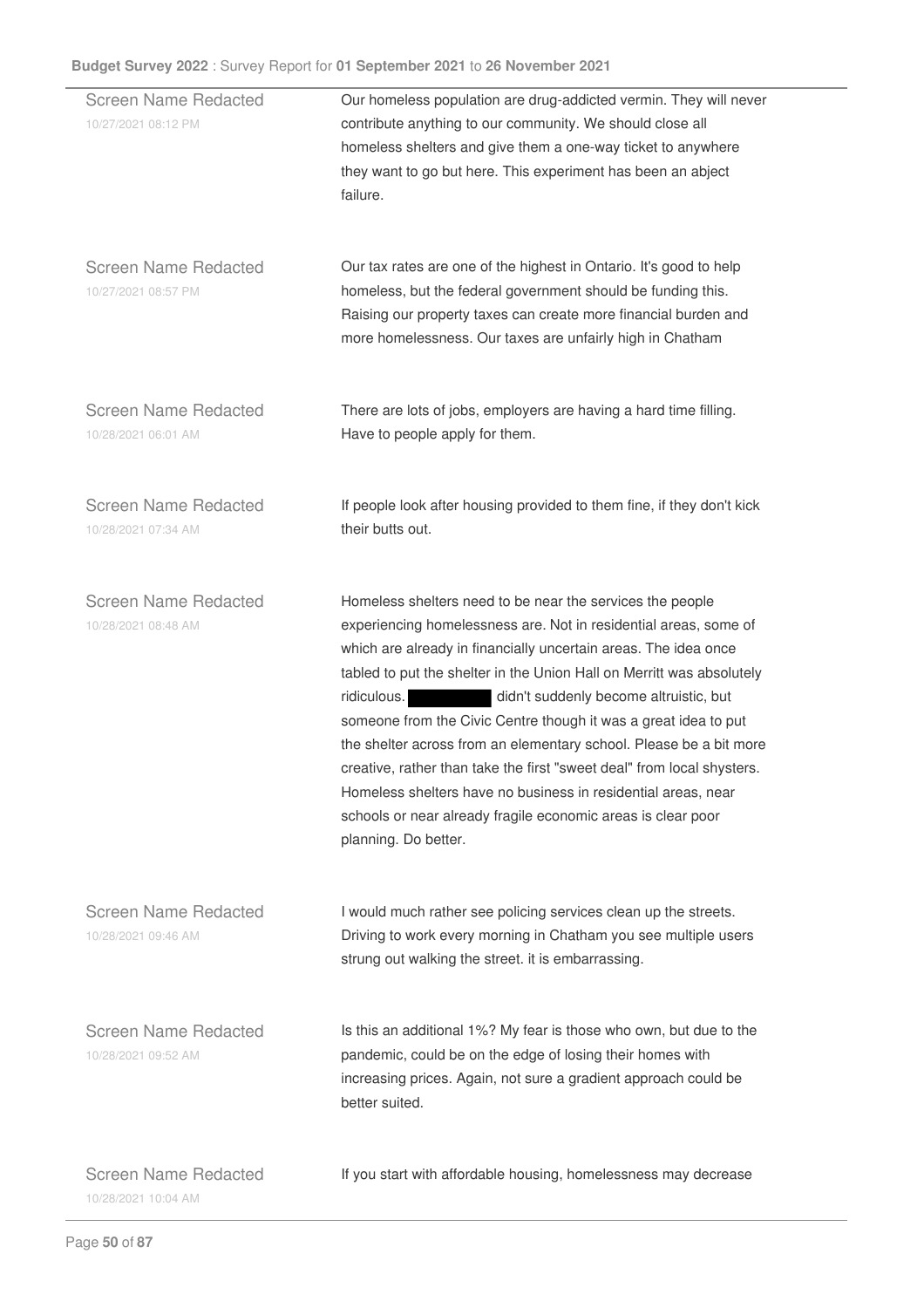| | |
|---|---|
| Screen Name Redacted<br>10/27/2021 08:12 PM | Our homeless population are drug-addicted vermin. They will never contribute anything to our community. We should close all homeless shelters and give them a one-way ticket to anywhere they want to go but here. This experiment has been an abject failure. |
| Screen Name Redacted<br>10/27/2021 08:57 PM | Our tax rates are one of the highest in Ontario. It's good to help homeless, but the federal government should be funding this. Raising our property taxes can create more financial burden and more homelessness. Our taxes are unfairly high in Chatham |
| Screen Name Redacted<br>10/28/2021 06:01 AM | There are lots of jobs, employers are having a hard time filling. Have to people apply for them. |
| Screen Name Redacted<br>10/28/2021 07:34 AM | If people look after housing provided to them fine, if they don't kick their butts out. |
| Screen Name Redacted<br>10/28/2021 08:48 AM | Homeless shelters need to be near the services the people experiencing homelessness are. Not in residential areas, some of which are already in financially uncertain areas. The idea once tabled to put the shelter in the Union Hall on Merritt was absolutely ridiculous. [REDACTED] didn't suddenly become altruistic, but someone from the Civic Centre though it was a great idea to put the shelter across from an elementary school. Please be a bit more creative, rather than take the first "sweet deal" from local shysters. Homeless shelters have no business in residential areas, near schools or near already fragile economic areas is clear poor planning. Do better. |
| Screen Name Redacted<br>10/28/2021 09:46 AM | I would much rather see policing services clean up the streets. Driving to work every morning in Chatham you see multiple users strung out walking the street. it is embarrassing. |
| Screen Name Redacted<br>10/28/2021 09:52 AM | Is this an additional 1%? My fear is those who own, but due to the pandemic, could be on the edge of losing their homes with increasing prices. Again, not sure a gradient approach could be better suited. |
| Screen Name Redacted<br>10/28/2021 10:04 AM | If you start with affordable housing, homelessness may decrease |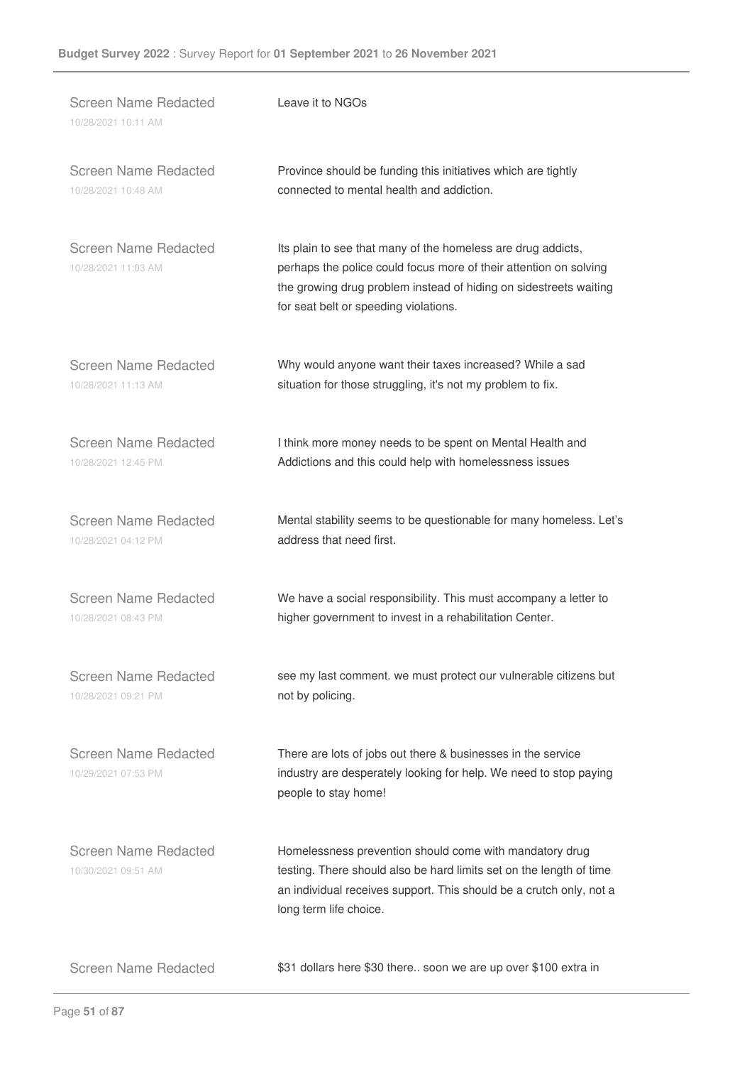Screen Name Redacted
10/28/2021 10:11 AM

Leave it to NGOs

Screen Name Redacted
10/28/2021 10:48 AM

Province should be funding this initiatives which are tightly connected to mental health and addiction.

Screen Name Redacted
10/28/2021 11:03 AM

Its plain to see that many of the homeless are drug addicts, perhaps the police could focus more of their attention on solving the growing drug problem instead of hiding on sidestreets waiting for seat belt or speeding violations.

Screen Name Redacted
10/28/2021 11:13 AM

Why would anyone want their taxes increased? While a sad situation for those struggling, it's not my problem to fix.

Screen Name Redacted
10/28/2021 12:45 PM

I think more money needs to be spent on Mental Health and Addictions and this could help with homelessness issues

Screen Name Redacted
10/28/2021 04:12 PM

Mental stability seems to be questionable for many homeless. Let's address that need first.

Screen Name Redacted
10/28/2021 08:43 PM

We have a social responsibility. This must accompany a letter to higher government to invest in a rehabilitation Center.

Screen Name Redacted
10/28/2021 09:21 PM

see my last comment. we must protect our vulnerable citizens but not by policing.

Screen Name Redacted
10/29/2021 07:53 PM

There are lots of jobs out there & businesses in the service industry are desperately looking for help. We need to stop paying people to stay home!

Screen Name Redacted
10/30/2021 09:51 AM

Homelessness prevention should come with mandatory drug testing. There should also be hard limits set on the length of time an individual receives support. This should be a crutch only, not a long term life choice.

Screen Name Redacted

$31 dollars here $30 there.. soon we are up over $100 extra in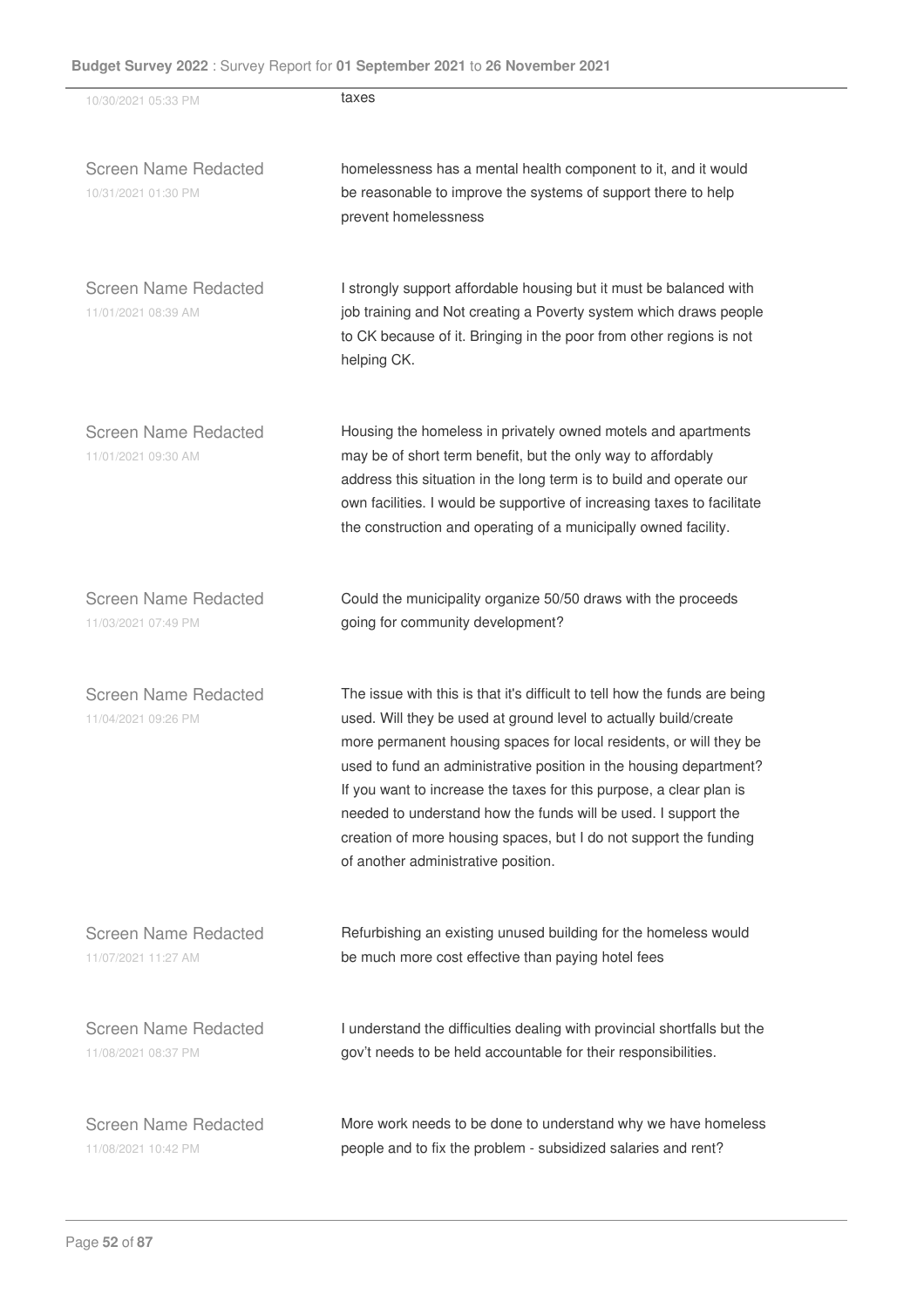10/30/2021 05:33 PM

taxes

Screen Name Redacted
10/31/2021 01:30 PM

homelessness has a mental health component to it, and it would be reasonable to improve the systems of support there to help prevent homelessness

Screen Name Redacted
11/01/2021 08:39 AM

I strongly support affordable housing but it must be balanced with job training and Not creating a Poverty system which draws people to CK because of it. Bringing in the poor from other regions is not helping CK.

Screen Name Redacted
11/01/2021 09:30 AM

Housing the homeless in privately owned motels and apartments may be of short term benefit, but the only way to affordably address this situation in the long term is to build and operate our own facilities. I would be supportive of increasing taxes to facilitate the construction and operating of a municipally owned facility.

Screen Name Redacted
11/03/2021 07:49 PM

Could the municipality organize 50/50 draws with the proceeds going for community development?

Screen Name Redacted
11/04/2021 09:26 PM

The issue with this is that it's difficult to tell how the funds are being used. Will they be used at ground level to actually build/create more permanent housing spaces for local residents, or will they be used to fund an administrative position in the housing department? If you want to increase the taxes for this purpose, a clear plan is needed to understand how the funds will be used. I support the creation of more housing spaces, but I do not support the funding of another administrative position.

Screen Name Redacted
11/07/2021 11:27 AM

Refurbishing an existing unused building for the homeless would be much more cost effective than paying hotel fees

Screen Name Redacted
11/08/2021 08:37 PM

I understand the difficulties dealing with provincial shortfalls but the gov't needs to be held accountable for their responsibilities.

Screen Name Redacted
11/08/2021 10:42 PM

More work needs to be done to understand why we have homeless people and to fix the problem - subsidized salaries and rent?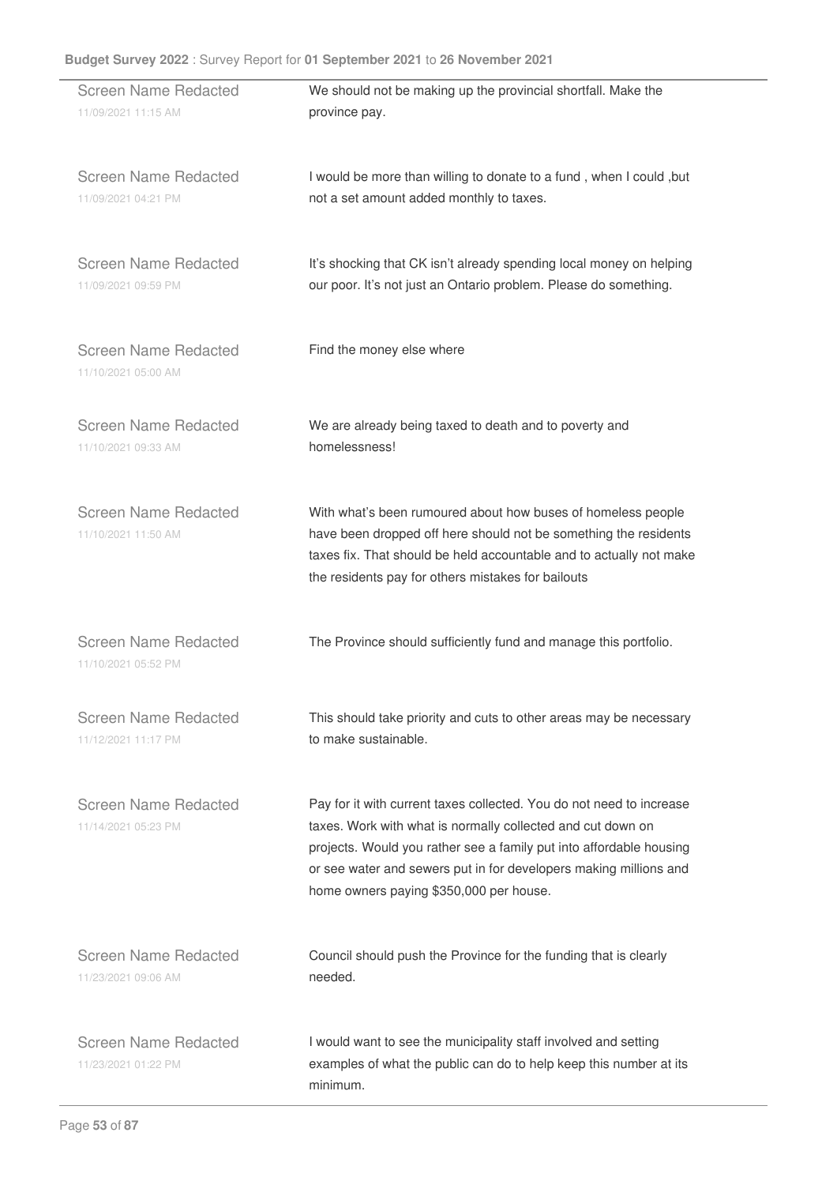| | |
|---|---|
| Screen Name Redacted<br>11/09/2021 11:15 AM | We should not be making up the provincial shortfall. Make the province pay. |
| Screen Name Redacted<br>11/09/2021 04:21 PM | I would be more than willing to donate to a fund , when I could ,but not a set amount added monthly to taxes. |
| Screen Name Redacted<br>11/09/2021 09:59 PM | It's shocking that CK isn't already spending local money on helping our poor. It's not just an Ontario problem. Please do something. |
| Screen Name Redacted<br>11/10/2021 05:00 AM | Find the money else where |
| Screen Name Redacted<br>11/10/2021 09:33 AM | We are already being taxed to death and to poverty and homelessness! |
| Screen Name Redacted<br>11/10/2021 11:50 AM | With what's been rumoured about how buses of homeless people have been dropped off here should not be something the residents taxes fix. That should be held accountable and to actually not make the residents pay for others mistakes for bailouts |
| Screen Name Redacted<br>11/10/2021 05:52 PM | The Province should sufficiently fund and manage this portfolio. |
| Screen Name Redacted<br>11/12/2021 11:17 PM | This should take priority and cuts to other areas may be necessary to make sustainable. |
| Screen Name Redacted<br>11/14/2021 05:23 PM | Pay for it with current taxes collected. You do not need to increase taxes. Work with what is normally collected and cut down on projects. Would you rather see a family put into affordable housing or see water and sewers put in for developers making millions and home owners paying $350,000 per house. |
| Screen Name Redacted<br>11/23/2021 09:06 AM | Council should push the Province for the funding that is clearly needed. |
| Screen Name Redacted<br>11/23/2021 01:22 PM | I would want to see the municipality staff involved and setting examples of what the public can do to help keep this number at its minimum. |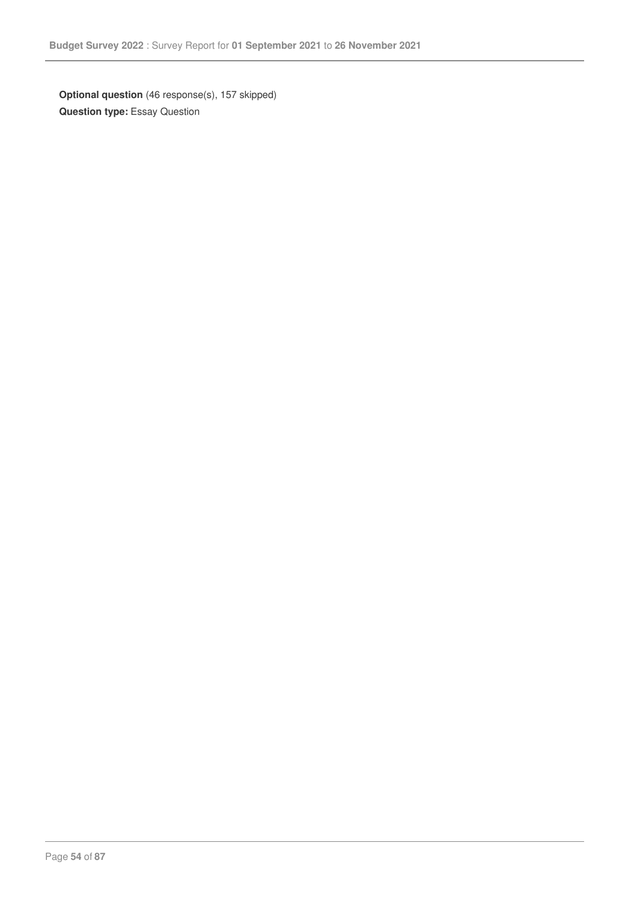**Optional question** (46 response(s), 157 skipped)

**Question type:** Essay Question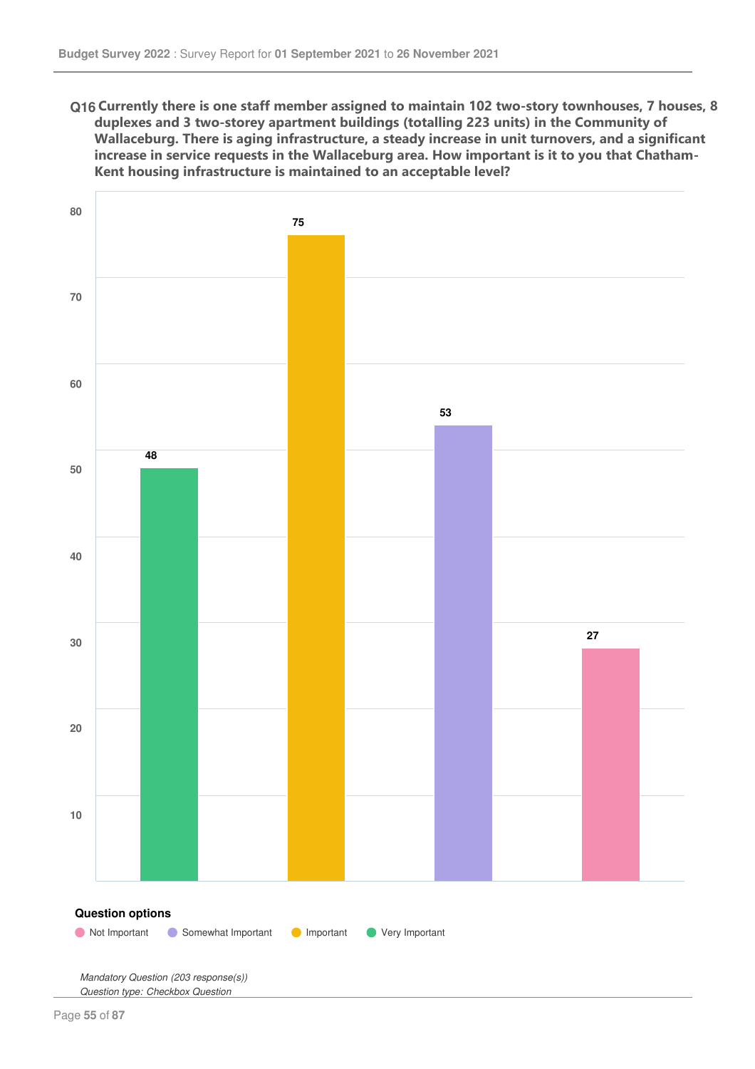**Q16** **Currently there is one staff member assigned to maintain 102 two-story townhouses, 7 houses, 8 duplexes and 3 two-storey apartment buildings (totalling 223 units) in the Community of Wallaceburg. There is aging infrastructure, a steady increase in unit turnovers, and a significant increase in service requests in the Wallaceburg area. How important is it to you that Chatham-Kent housing infrastructure is maintained to an acceptable level?**

| Question options | Responses |
|---|---|
| Very Important | 48 |
| Important | 75 |
| Somewhat Important | 53 |
| Not Important | 27 |

*Mandatory Question (203 response(s))*
*Question type: Checkbox Question*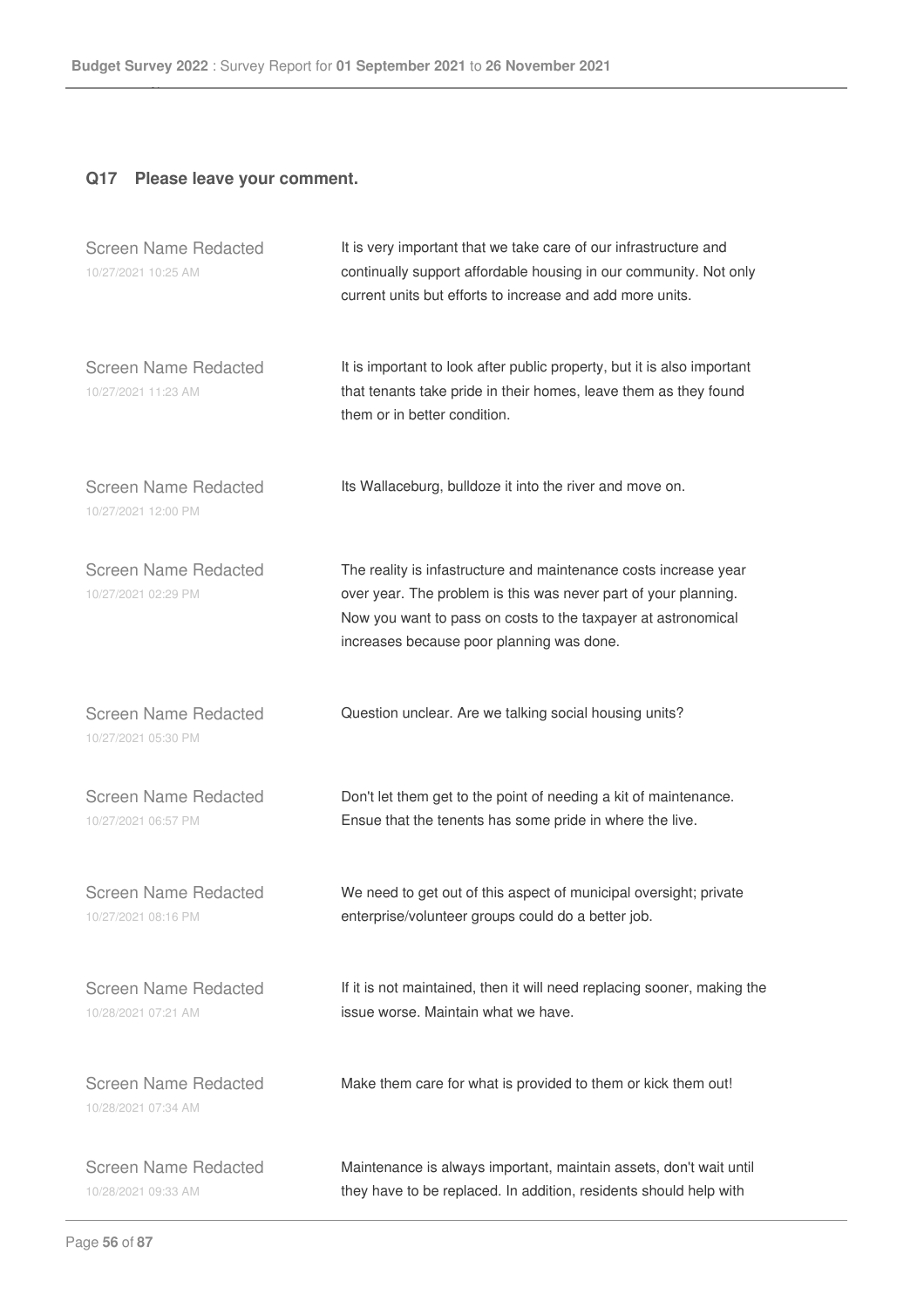## Q17 Please leave your comment.

| | |
|---|---|
| Screen Name Redacted<br>10/27/2021 10:25 AM | It is very important that we take care of our infrastructure and continually support affordable housing in our community. Not only current units but efforts to increase and add more units. |
| Screen Name Redacted<br>10/27/2021 11:23 AM | It is important to look after public property, but it is also important that tenants take pride in their homes, leave them as they found them or in better condition. |
| Screen Name Redacted<br>10/27/2021 12:00 PM | Its Wallaceburg, bulldoze it into the river and move on. |
| Screen Name Redacted<br>10/27/2021 02:29 PM | The reality is infastructure and maintenance costs increase year over year. The problem is this was never part of your planning. Now you want to pass on costs to the taxpayer at astronomical increases because poor planning was done. |
| Screen Name Redacted<br>10/27/2021 05:30 PM | Question unclear. Are we talking social housing units? |
| Screen Name Redacted<br>10/27/2021 06:57 PM | Don't let them get to the point of needing a kit of maintenance. Ensue that the tenents has some pride in where the live. |
| Screen Name Redacted<br>10/27/2021 08:16 PM | We need to get out of this aspect of municipal oversight; private enterprise/volunteer groups could do a better job. |
| Screen Name Redacted<br>10/28/2021 07:21 AM | If it is not maintained, then it will need replacing sooner, making the issue worse. Maintain what we have. |
| Screen Name Redacted<br>10/28/2021 07:34 AM | Make them care for what is provided to them or kick them out! |
| Screen Name Redacted<br>10/28/2021 09:33 AM | Maintenance is always important, maintain assets, don't wait until they have to be replaced. In addition, residents should help with |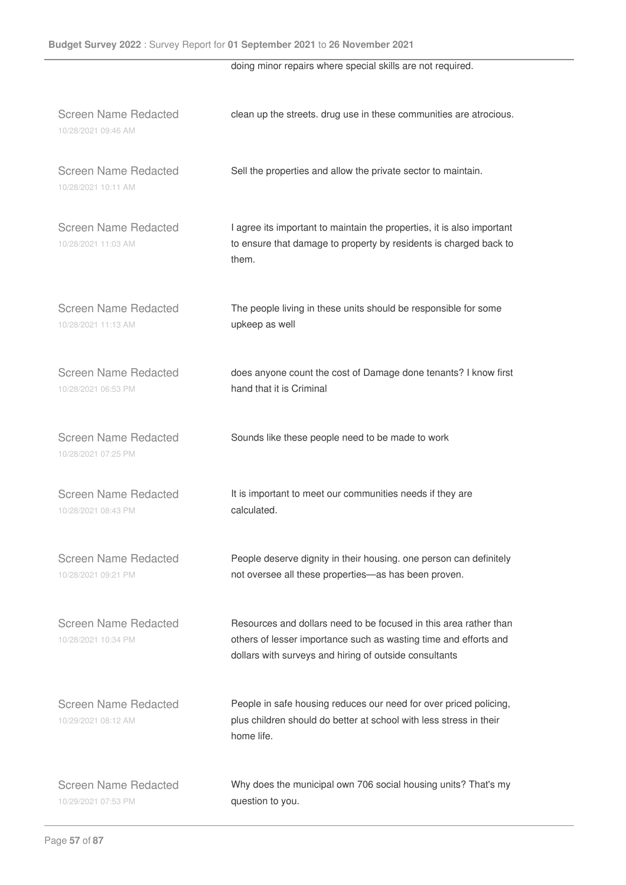doing minor repairs where special skills are not required.

| | |
|---|---|
| Screen Name Redacted<br>10/28/2021 09:46 AM | clean up the streets. drug use in these communities are atrocious. |
| Screen Name Redacted<br>10/28/2021 10:11 AM | Sell the properties and allow the private sector to maintain. |
| Screen Name Redacted<br>10/28/2021 11:03 AM | I agree its important to maintain the properties, it is also important to ensure that damage to property by residents is charged back to them. |
| Screen Name Redacted<br>10/28/2021 11:13 AM | The people living in these units should be responsible for some upkeep as well |
| Screen Name Redacted<br>10/28/2021 06:53 PM | does anyone count the cost of Damage done tenants? I know first hand that it is Criminal |
| Screen Name Redacted<br>10/28/2021 07:25 PM | Sounds like these people need to be made to work |
| Screen Name Redacted<br>10/28/2021 08:43 PM | It is important to meet our communities needs if they are calculated. |
| Screen Name Redacted<br>10/28/2021 09:21 PM | People deserve dignity in their housing. one person can definitely not oversee all these properties—as has been proven. |
| Screen Name Redacted<br>10/28/2021 10:34 PM | Resources and dollars need to be focused in this area rather than others of lesser importance such as wasting time and efforts and dollars with surveys and hiring of outside consultants |
| Screen Name Redacted<br>10/29/2021 08:12 AM | People in safe housing reduces our need for over priced policing, plus children should do better at school with less stress in their home life. |
| Screen Name Redacted<br>10/29/2021 07:53 PM | Why does the municipal own 706 social housing units? That's my question to you. |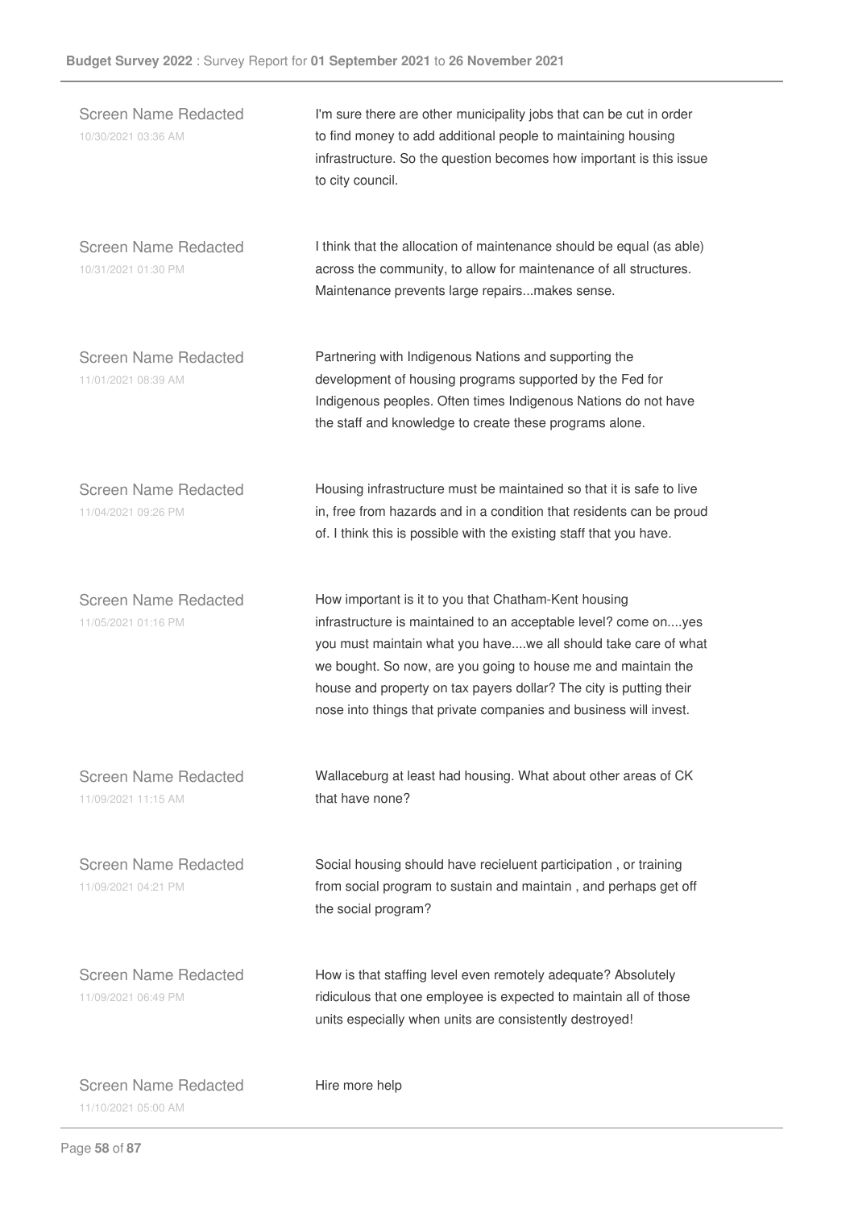Screen Name Redacted
10/30/2021 03:36 AM

I'm sure there are other municipality jobs that can be cut in order to find money to add additional people to maintaining housing infrastructure. So the question becomes how important is this issue to city council.

Screen Name Redacted
10/31/2021 01:30 PM

I think that the allocation of maintenance should be equal (as able) across the community, to allow for maintenance of all structures. Maintenance prevents large repairs...makes sense.

Screen Name Redacted
11/01/2021 08:39 AM

Partnering with Indigenous Nations and supporting the development of housing programs supported by the Fed for Indigenous peoples. Often times Indigenous Nations do not have the staff and knowledge to create these programs alone.

Screen Name Redacted
11/04/2021 09:26 PM

Housing infrastructure must be maintained so that it is safe to live in, free from hazards and in a condition that residents can be proud of. I think this is possible with the existing staff that you have.

Screen Name Redacted
11/05/2021 01:16 PM

How important is it to you that Chatham-Kent housing infrastructure is maintained to an acceptable level? come on....yes you must maintain what you have....we all should take care of what we bought. So now, are you going to house me and maintain the house and property on tax payers dollar? The city is putting their nose into things that private companies and business will invest.

Screen Name Redacted
11/09/2021 11:15 AM

Wallaceburg at least had housing. What about other areas of CK that have none?

Screen Name Redacted
11/09/2021 04:21 PM

Social housing should have recieluent participation , or training from social program to sustain and maintain , and perhaps get off the social program?

Screen Name Redacted
11/09/2021 06:49 PM

How is that staffing level even remotely adequate? Absolutely ridiculous that one employee is expected to maintain all of those units especially when units are consistently destroyed!

Screen Name Redacted
11/10/2021 05:00 AM

Hire more help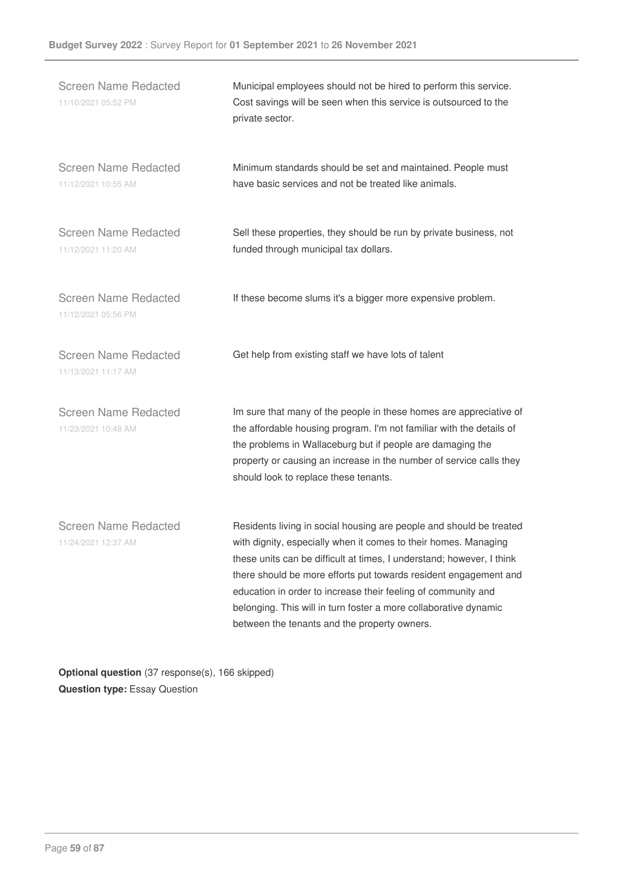Screen Name Redacted
11/10/2021 05:52 PM

Municipal employees should not be hired to perform this service. Cost savings will be seen when this service is outsourced to the private sector.

Screen Name Redacted
11/12/2021 10:55 AM

Minimum standards should be set and maintained. People must have basic services and not be treated like animals.

Screen Name Redacted
11/12/2021 11:20 AM

Sell these properties, they should be run by private business, not funded through municipal tax dollars.

Screen Name Redacted
11/12/2021 05:56 PM

If these become slums it's a bigger more expensive problem.

Screen Name Redacted
11/13/2021 11:17 AM

Get help from existing staff we have lots of talent

Screen Name Redacted
11/23/2021 10:48 AM

Im sure that many of the people in these homes are appreciative of the affordable housing program. I'm not familiar with the details of the problems in Wallaceburg but if people are damaging the property or causing an increase in the number of service calls they should look to replace these tenants.

Screen Name Redacted
11/24/2021 12:37 AM

Residents living in social housing are people and should be treated with dignity, especially when it comes to their homes. Managing these units can be difficult at times, I understand; however, I think there should be more efforts put towards resident engagement and education in order to increase their feeling of community and belonging. This will in turn foster a more collaborative dynamic between the tenants and the property owners.

**Optional question** (37 response(s), 166 skipped)
**Question type:** Essay Question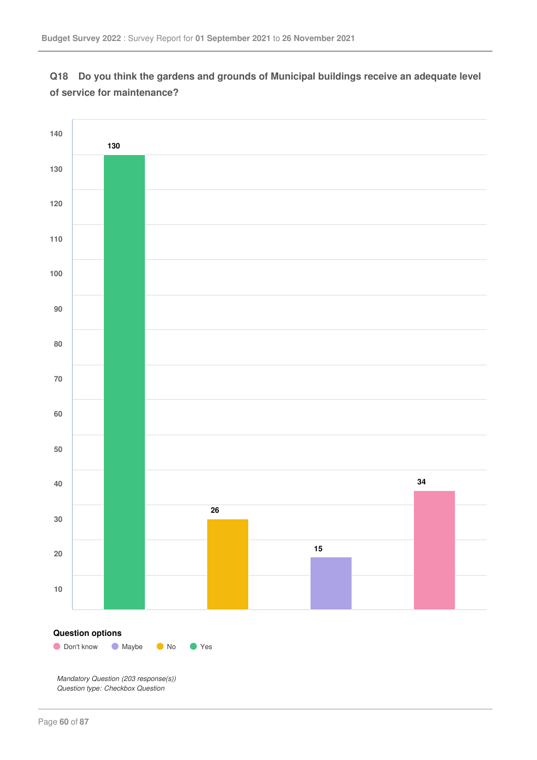**Q18 Do you think the gardens and grounds of Municipal buildings receive an adequate level of service for maintenance?**

| Option | Count |
|---|---|
| Yes | 130 |
| No | 26 |
| Maybe | 15 |
| Don't know | 34 |

**Question options**

Don't know · Maybe · No · Yes

*Mandatory Question (203 response(s))*
*Question type: Checkbox Question*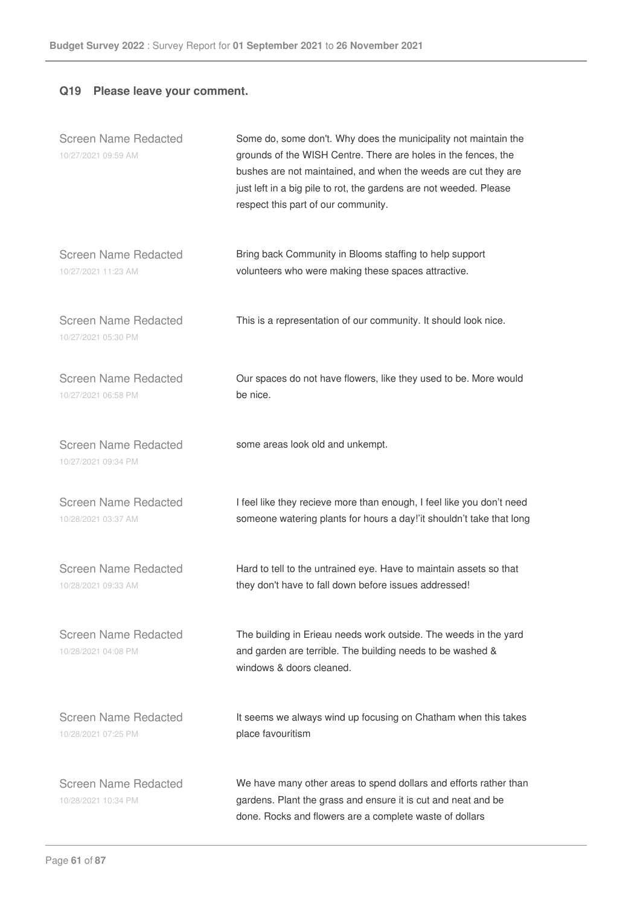## Q19 Please leave your comment.

| | |
|---|---|
| Screen Name Redacted<br>10/27/2021 09:59 AM | Some do, some don't. Why does the municipality not maintain the grounds of the WISH Centre. There are holes in the fences, the bushes are not maintained, and when the weeds are cut they are just left in a big pile to rot, the gardens are not weeded. Please respect this part of our community. |
| Screen Name Redacted<br>10/27/2021 11:23 AM | Bring back Community in Blooms staffing to help support volunteers who were making these spaces attractive. |
| Screen Name Redacted<br>10/27/2021 05:30 PM | This is a representation of our community. It should look nice. |
| Screen Name Redacted<br>10/27/2021 06:58 PM | Our spaces do not have flowers, like they used to be. More would be nice. |
| Screen Name Redacted<br>10/27/2021 09:34 PM | some areas look old and unkempt. |
| Screen Name Redacted<br>10/28/2021 03:37 AM | I feel like they recieve more than enough, I feel like you don't need someone watering plants for hours a day!'it shouldn't take that long |
| Screen Name Redacted<br>10/28/2021 09:33 AM | Hard to tell to the untrained eye. Have to maintain assets so that they don't have to fall down before issues addressed! |
| Screen Name Redacted<br>10/28/2021 04:08 PM | The building in Erieau needs work outside. The weeds in the yard and garden are terrible. The building needs to be washed & windows & doors cleaned. |
| Screen Name Redacted<br>10/28/2021 07:25 PM | It seems we always wind up focusing on Chatham when this takes place favouritism |
| Screen Name Redacted<br>10/28/2021 10:34 PM | We have many other areas to spend dollars and efforts rather than gardens. Plant the grass and ensure it is cut and neat and be done. Rocks and flowers are a complete waste of dollars |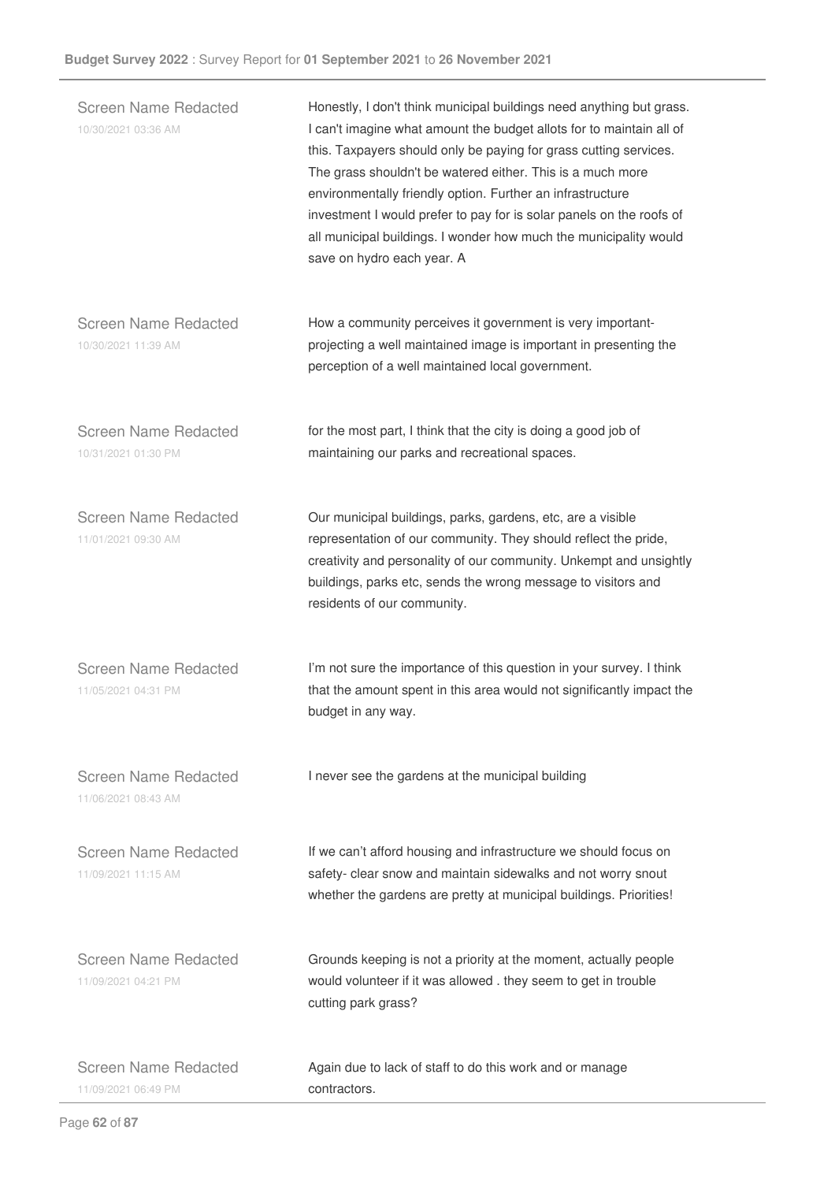| | |
|---|---|
| Screen Name Redacted<br>10/30/2021 03:36 AM | Honestly, I don't think municipal buildings need anything but grass. I can't imagine what amount the budget allots for to maintain all of this. Taxpayers should only be paying for grass cutting services. The grass shouldn't be watered either. This is a much more environmentally friendly option. Further an infrastructure investment I would prefer to pay for is solar panels on the roofs of all municipal buildings. I wonder how much the municipality would save on hydro each year. A |
| Screen Name Redacted<br>10/30/2021 11:39 AM | How a community perceives it government is very important- projecting a well maintained image is important in presenting the perception of a well maintained local government. |
| Screen Name Redacted<br>10/31/2021 01:30 PM | for the most part, I think that the city is doing a good job of maintaining our parks and recreational spaces. |
| Screen Name Redacted<br>11/01/2021 09:30 AM | Our municipal buildings, parks, gardens, etc, are a visible representation of our community. They should reflect the pride, creativity and personality of our community. Unkempt and unsightly buildings, parks etc, sends the wrong message to visitors and residents of our community. |
| Screen Name Redacted<br>11/05/2021 04:31 PM | I'm not sure the importance of this question in your survey. I think that the amount spent in this area would not significantly impact the budget in any way. |
| Screen Name Redacted<br>11/06/2021 08:43 AM | I never see the gardens at the municipal building |
| Screen Name Redacted<br>11/09/2021 11:15 AM | If we can't afford housing and infrastructure we should focus on safety- clear snow and maintain sidewalks and not worry snout whether the gardens are pretty at municipal buildings. Priorities! |
| Screen Name Redacted<br>11/09/2021 04:21 PM | Grounds keeping is not a priority at the moment, actually people would volunteer if it was allowed . they seem to get in trouble cutting park grass? |
| Screen Name Redacted<br>11/09/2021 06:49 PM | Again due to lack of staff to do this work and or manage contractors. |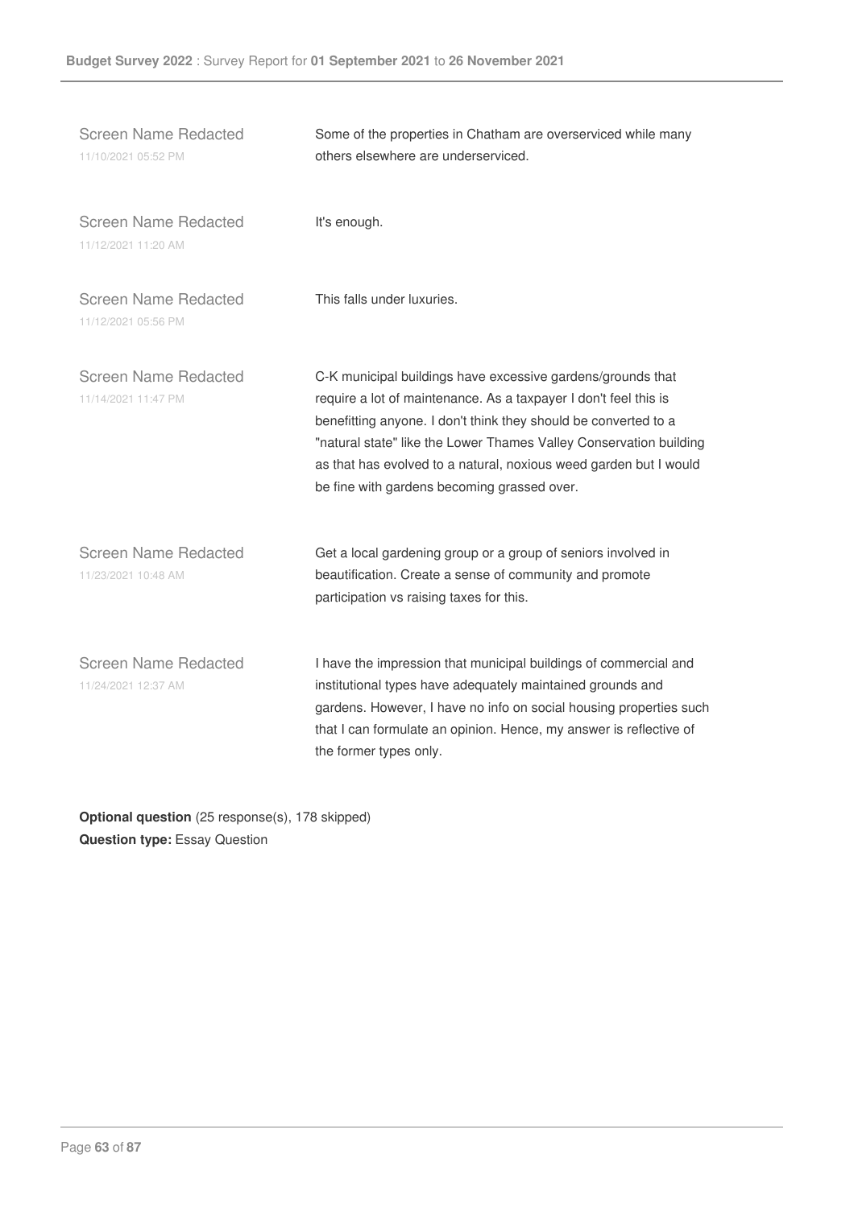Screen Name Redacted
11/10/2021 05:52 PM

Some of the properties in Chatham are overserviced while many others elsewhere are underserviced.

Screen Name Redacted
11/12/2021 11:20 AM

It's enough.

Screen Name Redacted
11/12/2021 05:56 PM

This falls under luxuries.

Screen Name Redacted
11/14/2021 11:47 PM

C-K municipal buildings have excessive gardens/grounds that require a lot of maintenance. As a taxpayer I don't feel this is benefitting anyone. I don't think they should be converted to a "natural state" like the Lower Thames Valley Conservation building as that has evolved to a natural, noxious weed garden but I would be fine with gardens becoming grassed over.

Screen Name Redacted
11/23/2021 10:48 AM

Get a local gardening group or a group of seniors involved in beautification. Create a sense of community and promote participation vs raising taxes for this.

Screen Name Redacted
11/24/2021 12:37 AM

I have the impression that municipal buildings of commercial and institutional types have adequately maintained grounds and gardens. However, I have no info on social housing properties such that I can formulate an opinion. Hence, my answer is reflective of the former types only.

**Optional question** (25 response(s), 178 skipped)
**Question type:** Essay Question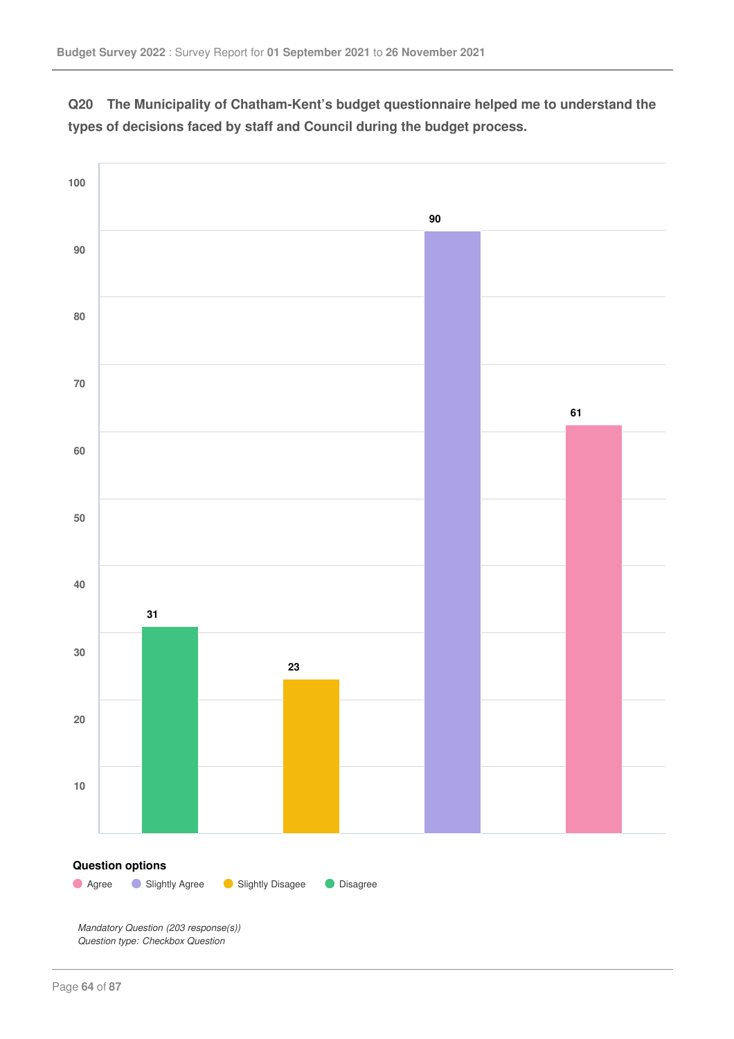**Q20 The Municipality of Chatham-Kent's budget questionnaire helped me to understand the types of decisions faced by staff and Council during the budget process.**

| Question option | Responses |
|---|---|
| Disagree | 31 |
| Slightly Disagee | 23 |
| Slightly Agree | 90 |
| Agree | 61 |

**Question options**

Agree · Slightly Agree · Slightly Disagee · Disagree

*Mandatory Question (203 response(s))*
*Question type: Checkbox Question*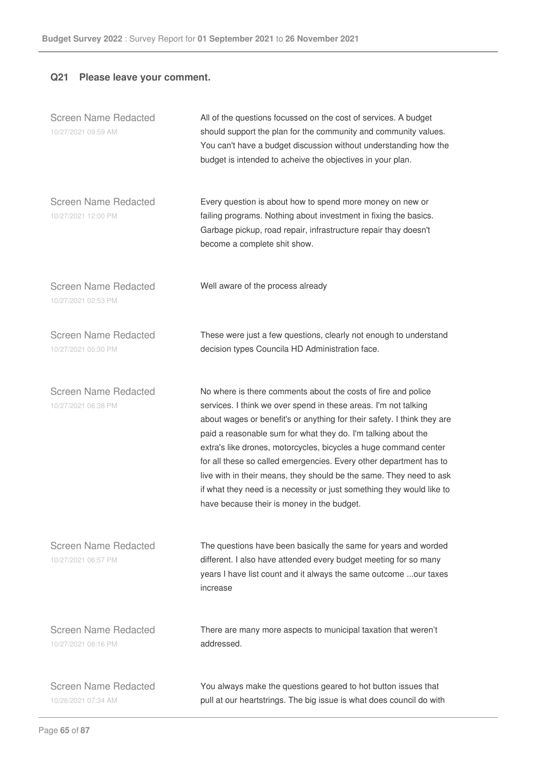### Q21 Please leave your comment.

| | |
|---|---|
| Screen Name Redacted<br>10/27/2021 09:59 AM | All of the questions focussed on the cost of services. A budget should support the plan for the community and community values. You can't have a budget discussion without understanding how the budget is intended to acheive the objectives in your plan. |
| Screen Name Redacted<br>10/27/2021 12:00 PM | Every question is about how to spend more money on new or failing programs. Nothing about investment in fixing the basics. Garbage pickup, road repair, infrastructure repair thay doesn't become a complete shit show. |
| Screen Name Redacted<br>10/27/2021 02:53 PM | Well aware of the process already |
| Screen Name Redacted<br>10/27/2021 05:30 PM | These were just a few questions, clearly not enough to understand decision types Councila HD Administration face. |
| Screen Name Redacted<br>10/27/2021 06:38 PM | No where is there comments about the costs of fire and police services. I think we over spend in these areas. I'm not talking about wages or benefit's or anything for their safety. I think they are paid a reasonable sum for what they do. I'm talking about the extra's like drones, motorcycles, bicycles a huge command center for all these so called emergencies. Every other department has to live with in their means, they should be the same. They need to ask if what they need is a necessity or just something they would like to have because their is money in the budget. |
| Screen Name Redacted<br>10/27/2021 06:57 PM | The questions have been basically the same for years and worded different. I also have attended every budget meeting for so many years I have list count and it always the same outcome ...our taxes increase |
| Screen Name Redacted<br>10/27/2021 08:16 PM | There are many more aspects to municipal taxation that weren't addressed. |
| Screen Name Redacted<br>10/28/2021 07:34 AM | You always make the questions geared to hot button issues that pull at our heartstrings. The big issue is what does council do with |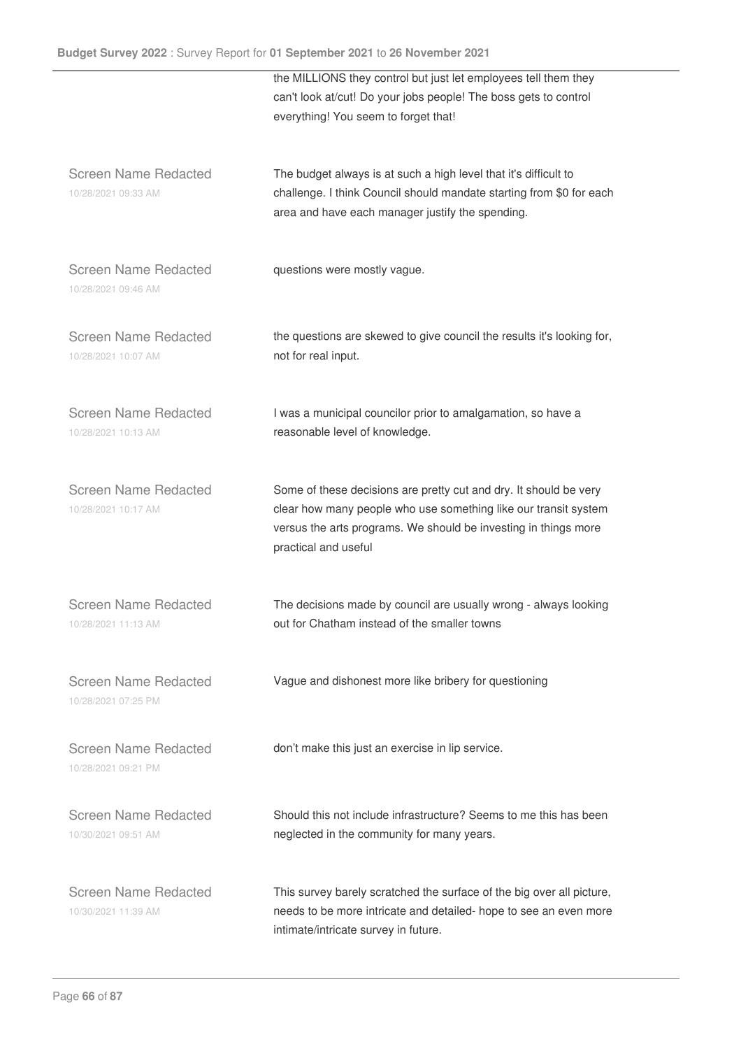the MILLIONS they control but just let employees tell them they can't look at/cut! Do your jobs people! The boss gets to control everything! You seem to forget that!

| | |
|---|---|
| Screen Name Redacted<br>10/28/2021 09:33 AM | The budget always is at such a high level that it's difficult to challenge. I think Council should mandate starting from $0 for each area and have each manager justify the spending. |
| Screen Name Redacted<br>10/28/2021 09:46 AM | questions were mostly vague. |
| Screen Name Redacted<br>10/28/2021 10:07 AM | the questions are skewed to give council the results it's looking for, not for real input. |
| Screen Name Redacted<br>10/28/2021 10:13 AM | I was a municipal councilor prior to amalgamation, so have a reasonable level of knowledge. |
| Screen Name Redacted<br>10/28/2021 10:17 AM | Some of these decisions are pretty cut and dry. It should be very clear how many people who use something like our transit system versus the arts programs. We should be investing in things more practical and useful |
| Screen Name Redacted<br>10/28/2021 11:13 AM | The decisions made by council are usually wrong - always looking out for Chatham instead of the smaller towns |
| Screen Name Redacted<br>10/28/2021 07:25 PM | Vague and dishonest more like bribery for questioning |
| Screen Name Redacted<br>10/28/2021 09:21 PM | don't make this just an exercise in lip service. |
| Screen Name Redacted<br>10/30/2021 09:51 AM | Should this not include infrastructure? Seems to me this has been neglected in the community for many years. |
| Screen Name Redacted<br>10/30/2021 11:39 AM | This survey barely scratched the surface of the big over all picture, needs to be more intricate and detailed- hope to see an even more intimate/intricate survey in future. |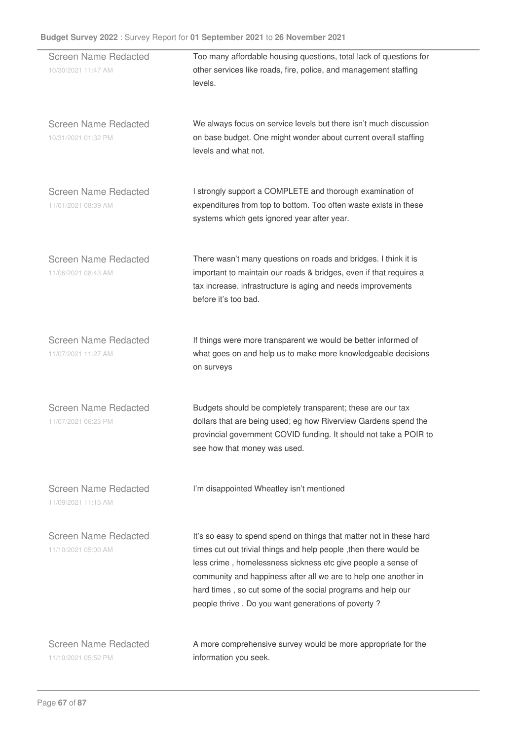| | |
|---|---|
| Screen Name Redacted<br>10/30/2021 11:47 AM | Too many affordable housing questions, total lack of questions for other services like roads, fire, police, and management staffing levels. |
| Screen Name Redacted<br>10/31/2021 01:32 PM | We always focus on service levels but there isn't much discussion on base budget. One might wonder about current overall staffing levels and what not. |
| Screen Name Redacted<br>11/01/2021 08:39 AM | I strongly support a COMPLETE and thorough examination of expenditures from top to bottom. Too often waste exists in these systems which gets ignored year after year. |
| Screen Name Redacted<br>11/06/2021 08:43 AM | There wasn't many questions on roads and bridges. I think it is important to maintain our roads & bridges, even if that requires a tax increase. infrastructure is aging and needs improvements before it's too bad. |
| Screen Name Redacted<br>11/07/2021 11:27 AM | If things were more transparent we would be better informed of what goes on and help us to make more knowledgeable decisions on surveys |
| Screen Name Redacted<br>11/07/2021 06:23 PM | Budgets should be completely transparent; these are our tax dollars that are being used; eg how Riverview Gardens spend the provincial government COVID funding. It should not take a POIR to see how that money was used. |
| Screen Name Redacted<br>11/09/2021 11:15 AM | I'm disappointed Wheatley isn't mentioned |
| Screen Name Redacted<br>11/10/2021 05:00 AM | It's so easy to spend spend on things that matter not in these hard times cut out trivial things and help people ,then there would be less crime , homelessness sickness etc give people a sense of community and happiness after all we are to help one another in hard times , so cut some of the social programs and help our people thrive . Do you want generations of poverty ? |
| Screen Name Redacted<br>11/10/2021 05:52 PM | A more comprehensive survey would be more appropriate for the information you seek. |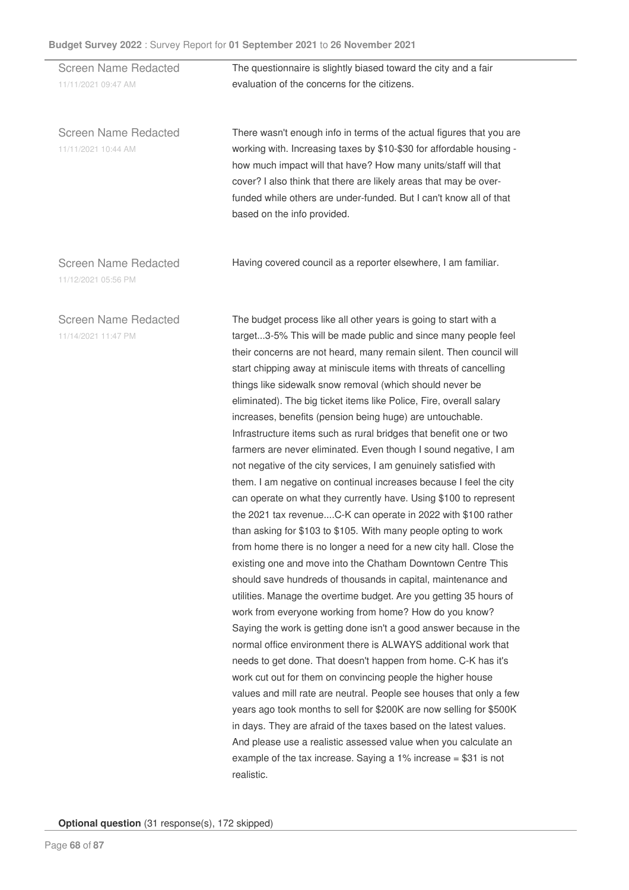Screen Name Redacted
11/11/2021 09:47 AM

The questionnaire is slightly biased toward the city and a fair evaluation of the concerns for the citizens.

Screen Name Redacted
11/11/2021 10:44 AM

There wasn't enough info in terms of the actual figures that you are working with. Increasing taxes by $10-$30 for affordable housing - how much impact will that have? How many units/staff will that cover? I also think that there are likely areas that may be over-funded while others are under-funded. But I can't know all of that based on the info provided.

Screen Name Redacted
11/12/2021 05:56 PM

Having covered council as a reporter elsewhere, I am familiar.

Screen Name Redacted
11/14/2021 11:47 PM

The budget process like all other years is going to start with a target...3-5% This will be made public and since many people feel their concerns are not heard, many remain silent. Then council will start chipping away at miniscule items with threats of cancelling things like sidewalk snow removal (which should never be eliminated). The big ticket items like Police, Fire, overall salary increases, benefits (pension being huge) are untouchable. Infrastructure items such as rural bridges that benefit one or two farmers are never eliminated. Even though I sound negative, I am not negative of the city services, I am genuinely satisfied with them. I am negative on continual increases because I feel the city can operate on what they currently have. Using $100 to represent the 2021 tax revenue....C-K can operate in 2022 with $100 rather than asking for $103 to $105. With many people opting to work from home there is no longer a need for a new city hall. Close the existing one and move into the Chatham Downtown Centre This should save hundreds of thousands in capital, maintenance and utilities. Manage the overtime budget. Are you getting 35 hours of work from everyone working from home? How do you know? Saying the work is getting done isn't a good answer because in the normal office environment there is ALWAYS additional work that needs to get done. That doesn't happen from home. C-K has it's work cut out for them on convincing people the higher house values and mill rate are neutral. People see houses that only a few years ago took months to sell for $200K are now selling for $500K in days. They are afraid of the taxes based on the latest values. And please use a realistic assessed value when you calculate an example of the tax increase. Saying a 1% increase = $31 is not realistic.

**Optional question** (31 response(s), 172 skipped)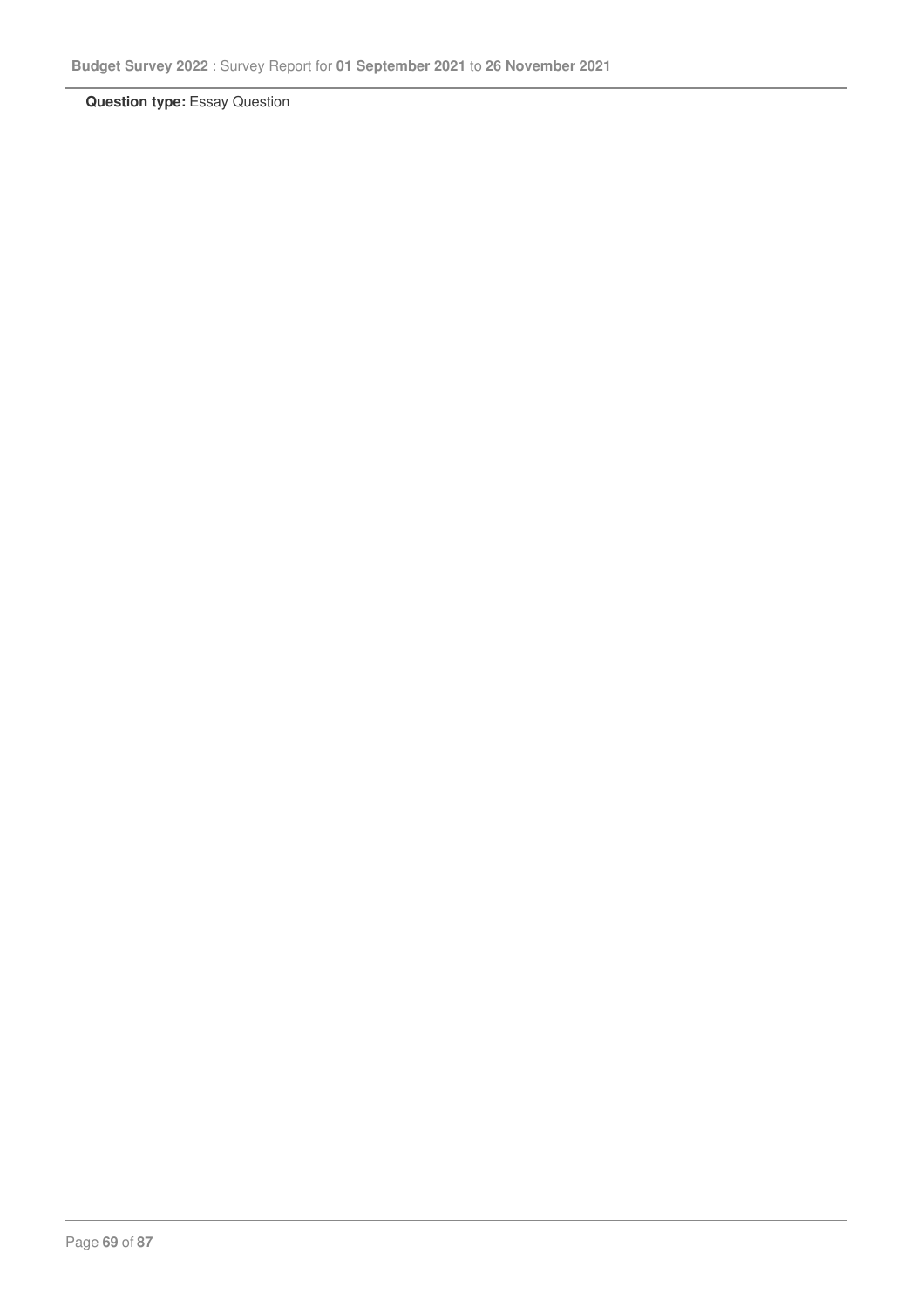**Question type:** Essay Question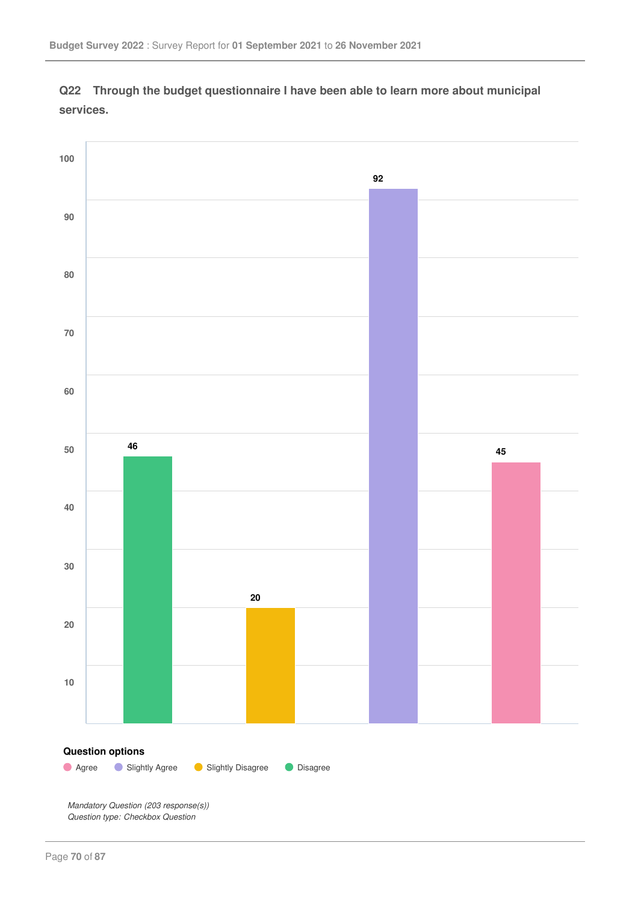## Q22 Through the budget questionnaire I have been able to learn more about municipal services.

| Question option | Responses |
| --- | --- |
| Disagree | 46 |
| Slightly Disagree | 20 |
| Slightly Agree | 92 |
| Agree | 45 |

**Question options**

- Agree
- Slightly Agree
- Slightly Disagree
- Disagree

*Mandatory Question (203 response(s))*
*Question type: Checkbox Question*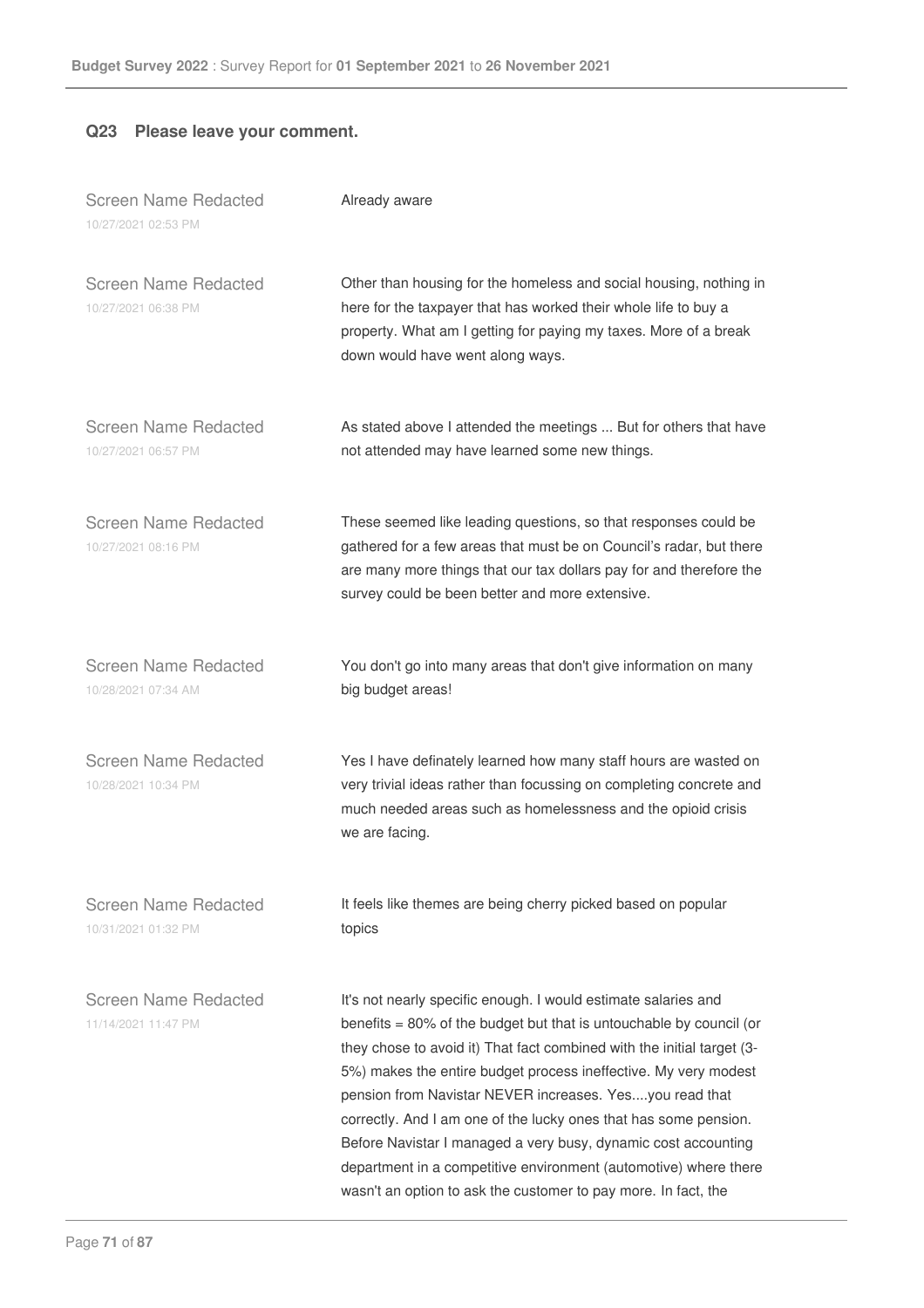### Q23 Please leave your comment.

Screen Name Redacted
10/27/2021 02:53 PM

Already aware

Screen Name Redacted
10/27/2021 06:38 PM

Other than housing for the homeless and social housing, nothing in here for the taxpayer that has worked their whole life to buy a property. What am I getting for paying my taxes. More of a break down would have went along ways.

Screen Name Redacted
10/27/2021 06:57 PM

As stated above I attended the meetings ... But for others that have not attended may have learned some new things.

Screen Name Redacted
10/27/2021 08:16 PM

These seemed like leading questions, so that responses could be gathered for a few areas that must be on Council's radar, but there are many more things that our tax dollars pay for and therefore the survey could be been better and more extensive.

Screen Name Redacted
10/28/2021 07:34 AM

You don't go into many areas that don't give information on many big budget areas!

Screen Name Redacted
10/28/2021 10:34 PM

Yes I have definately learned how many staff hours are wasted on very trivial ideas rather than focussing on completing concrete and much needed areas such as homelessness and the opioid crisis we are facing.

Screen Name Redacted
10/31/2021 01:32 PM

It feels like themes are being cherry picked based on popular topics

Screen Name Redacted
11/14/2021 11:47 PM

It's not nearly specific enough. I would estimate salaries and benefits = 80% of the budget but that is untouchable by council (or they chose to avoid it) That fact combined with the initial target (3-5%) makes the entire budget process ineffective. My very modest pension from Navistar NEVER increases. Yes....you read that correctly. And I am one of the lucky ones that has some pension. Before Navistar I managed a very busy, dynamic cost accounting department in a competitive environment (automotive) where there wasn't an option to ask the customer to pay more. In fact, the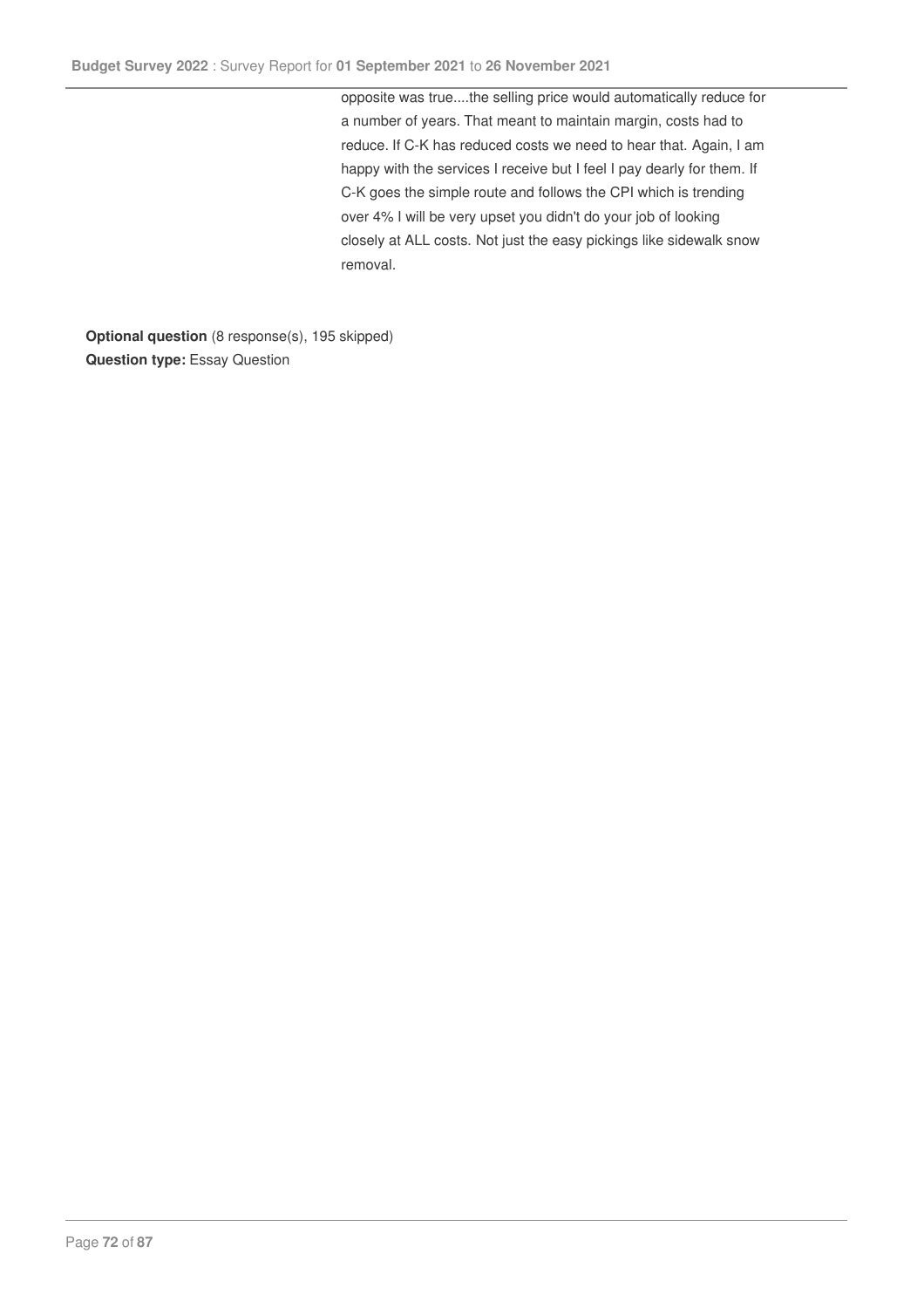opposite was true....the selling price would automatically reduce for a number of years. That meant to maintain margin, costs had to reduce. If C-K has reduced costs we need to hear that. Again, I am happy with the services I receive but I feel I pay dearly for them. If C-K goes the simple route and follows the CPI which is trending over 4% I will be very upset you didn't do your job of looking closely at ALL costs. Not just the easy pickings like sidewalk snow removal.

**Optional question** (8 response(s), 195 skipped)
**Question type:** Essay Question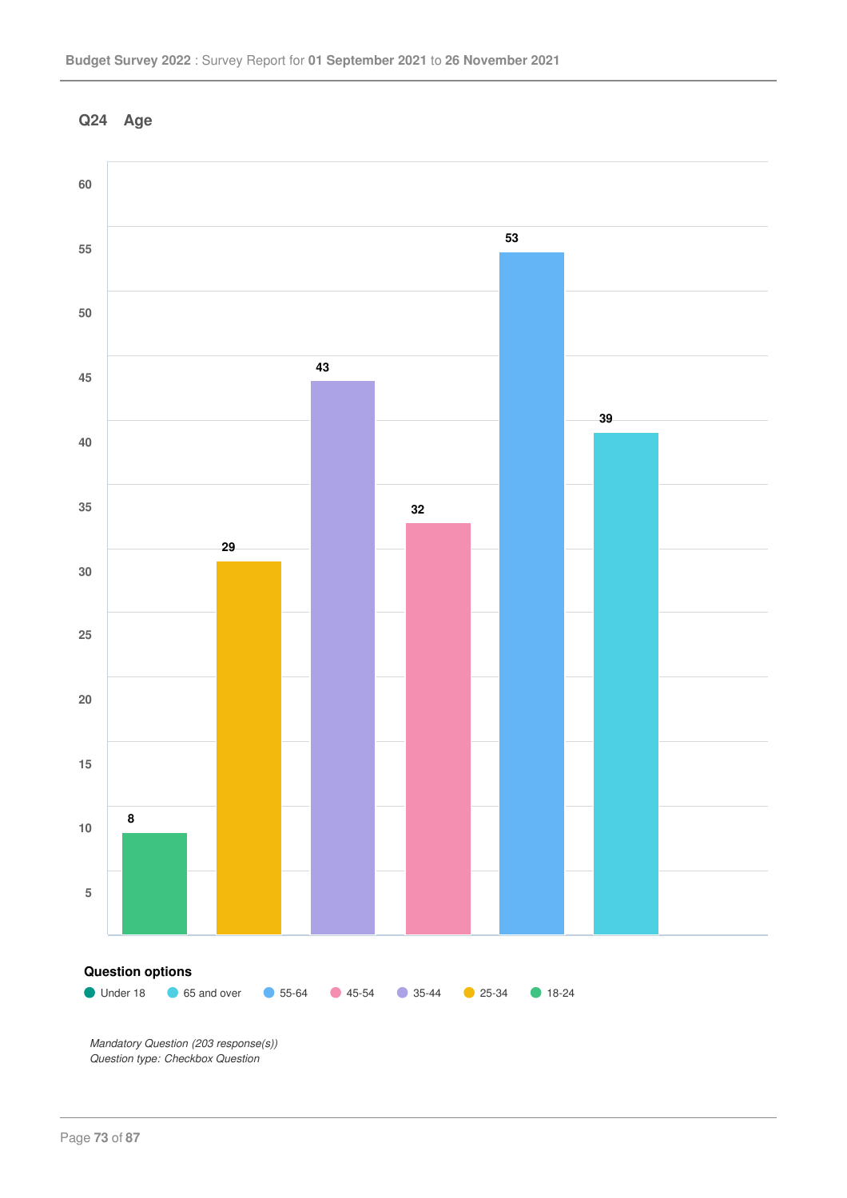## Q24 Age

| Age | Responses |
|---|---|
| 18-24 | 8 |
| 25-34 | 29 |
| 35-44 | 43 |
| 45-54 | 32 |
| 55-64 | 53 |
| 65 and over | 39 |

**Question options**

Under 18 · 65 and over · 55-64 · 45-54 · 35-44 · 25-34 · 18-24

*Mandatory Question (203 response(s))*
*Question type: Checkbox Question*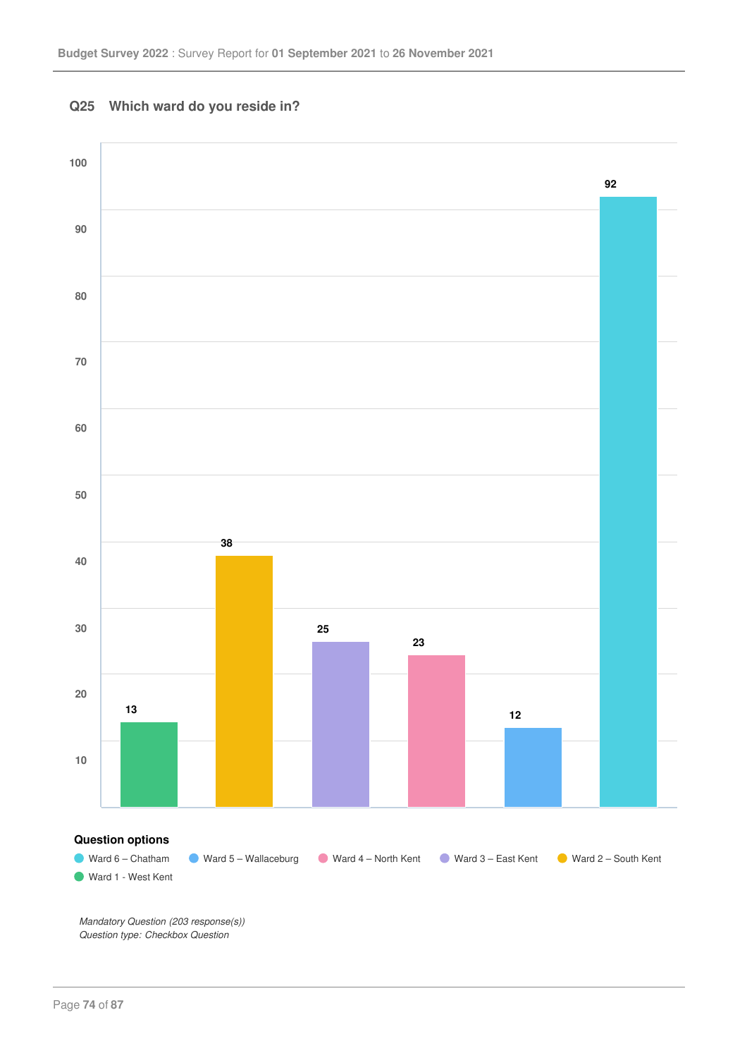## Q25 Which ward do you reside in?

| Ward | Responses |
|---|---|
| Ward 1 - West Kent | 13 |
| Ward 2 – South Kent | 38 |
| Ward 3 – East Kent | 25 |
| Ward 4 – North Kent | 23 |
| Ward 5 – Wallaceburg | 12 |
| Ward 6 – Chatham | 92 |

**Question options**

- Ward 6 – Chatham
- Ward 5 – Wallaceburg
- Ward 4 – North Kent
- Ward 3 – East Kent
- Ward 2 – South Kent
- Ward 1 - West Kent

*Mandatory Question (203 response(s))*
*Question type: Checkbox Question*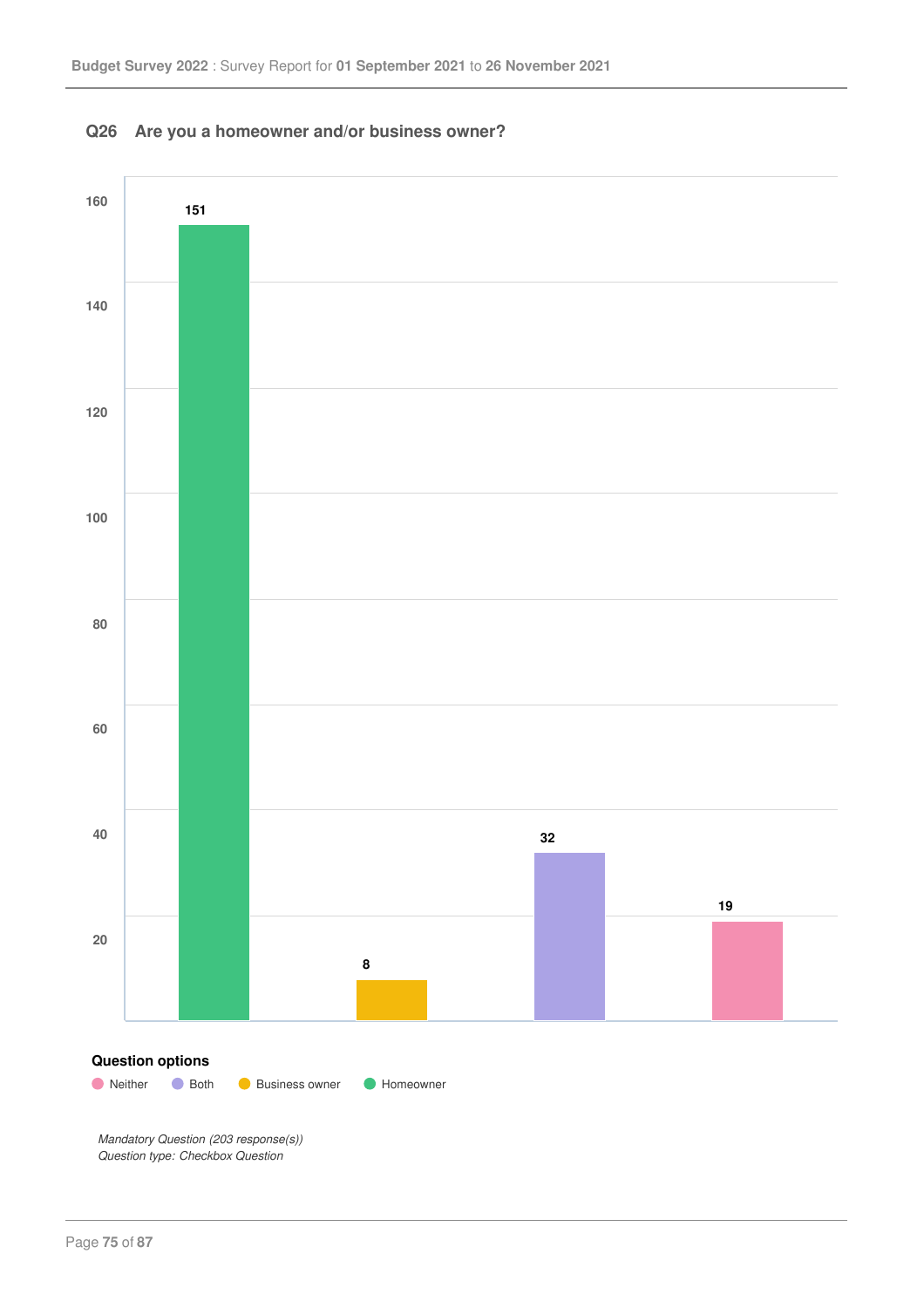## Q26 Are you a homeowner and/or business owner?

| Question options | Responses |
| --- | --- |
| Homeowner | 151 |
| Business owner | 8 |
| Both | 32 |
| Neither | 19 |

**Question options**

Neither, Both, Business owner, Homeowner

*Mandatory Question (203 response(s))*
*Question type: Checkbox Question*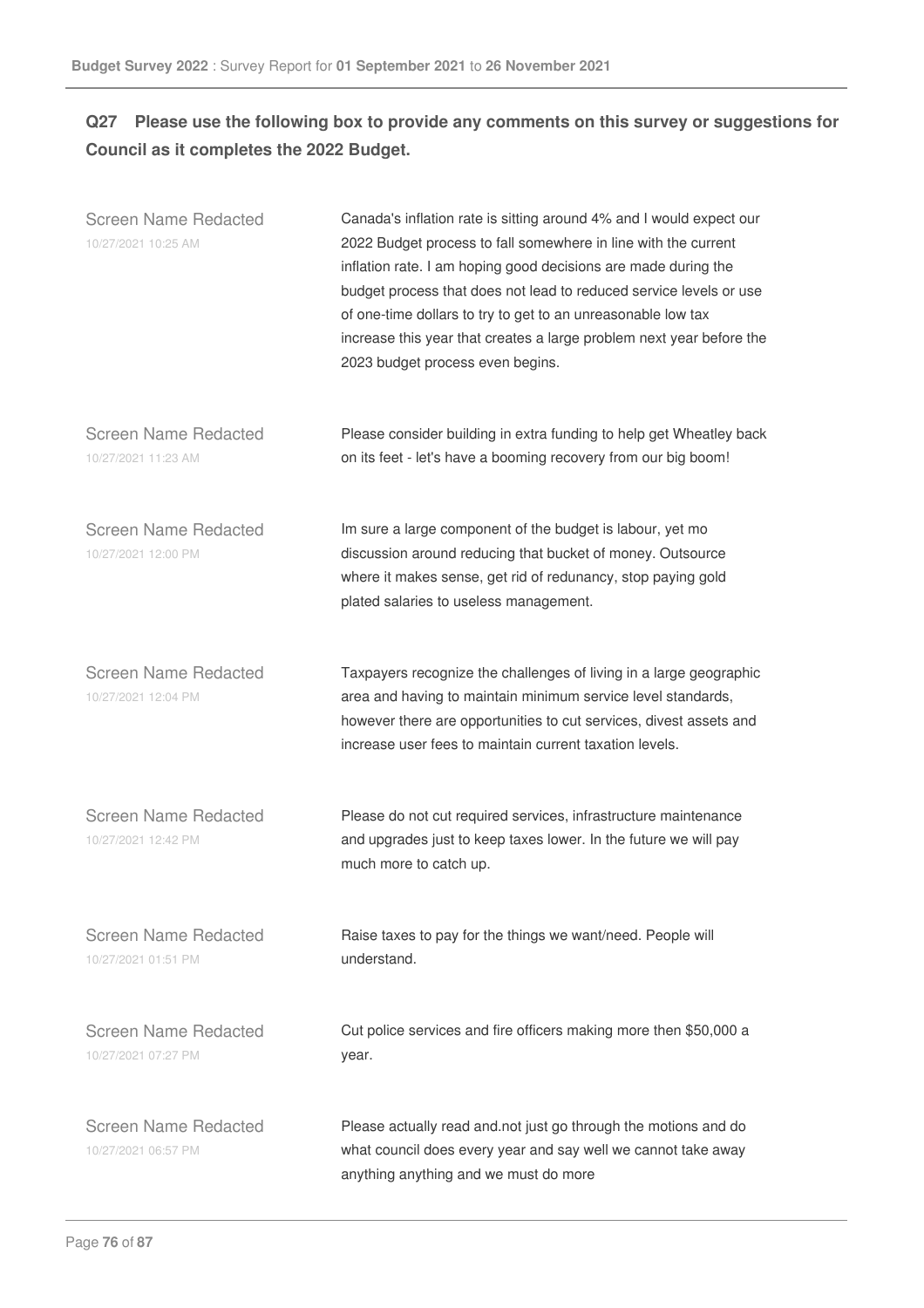## Q27 Please use the following box to provide any comments on this survey or suggestions for Council as it completes the 2022 Budget.

| Respondent | Comment |
|---|---|
| Screen Name Redacted<br>10/27/2021 10:25 AM | Canada's inflation rate is sitting around 4% and I would expect our 2022 Budget process to fall somewhere in line with the current inflation rate. I am hoping good decisions are made during the budget process that does not lead to reduced service levels or use of one-time dollars to try to get to an unreasonable low tax increase this year that creates a large problem next year before the 2023 budget process even begins. |
| Screen Name Redacted<br>10/27/2021 11:23 AM | Please consider building in extra funding to help get Wheatley back on its feet - let's have a booming recovery from our big boom! |
| Screen Name Redacted<br>10/27/2021 12:00 PM | Im sure a large component of the budget is labour, yet mo discussion around reducing that bucket of money. Outsource where it makes sense, get rid of redunancy, stop paying gold plated salaries to useless management. |
| Screen Name Redacted<br>10/27/2021 12:04 PM | Taxpayers recognize the challenges of living in a large geographic area and having to maintain minimum service level standards, however there are opportunities to cut services, divest assets and increase user fees to maintain current taxation levels. |
| Screen Name Redacted<br>10/27/2021 12:42 PM | Please do not cut required services, infrastructure maintenance and upgrades just to keep taxes lower. In the future we will pay much more to catch up. |
| Screen Name Redacted<br>10/27/2021 01:51 PM | Raise taxes to pay for the things we want/need. People will understand. |
| Screen Name Redacted<br>10/27/2021 07:27 PM | Cut police services and fire officers making more then $50,000 a year. |
| Screen Name Redacted<br>10/27/2021 06:57 PM | Please actually read and.not just go through the motions and do what council does every year and say well we cannot take away anything anything and we must do more |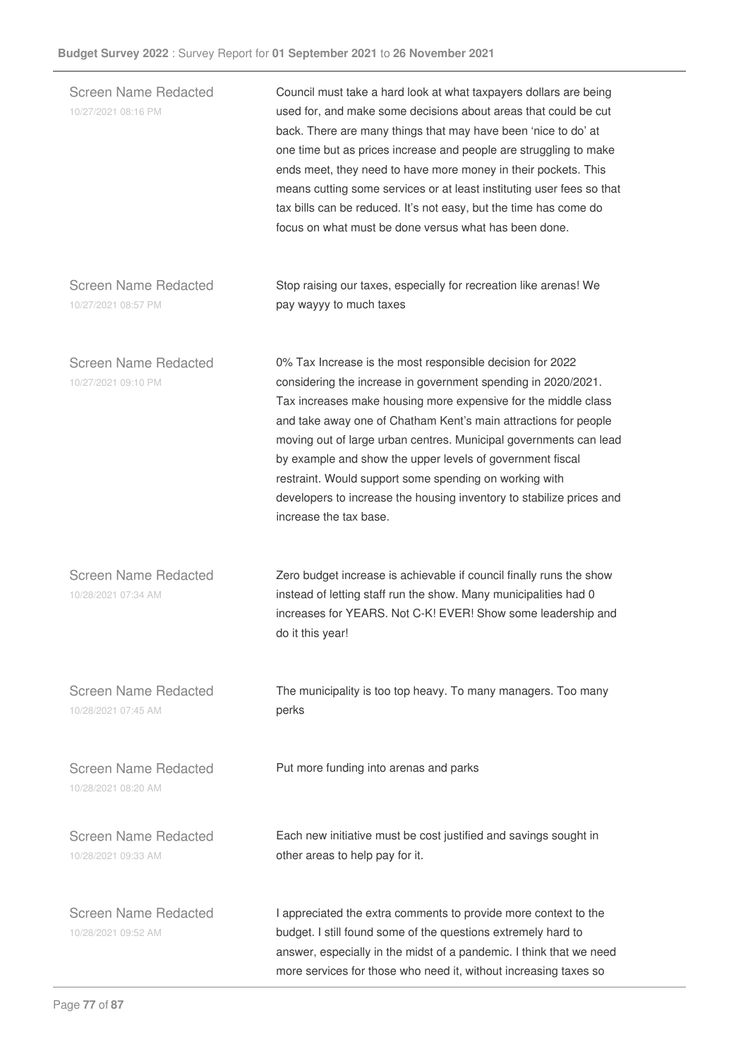Screen Name Redacted
10/27/2021 08:16 PM

Council must take a hard look at what taxpayers dollars are being used for, and make some decisions about areas that could be cut back. There are many things that may have been 'nice to do' at one time but as prices increase and people are struggling to make ends meet, they need to have more money in their pockets. This means cutting some services or at least instituting user fees so that tax bills can be reduced. It's not easy, but the time has come do focus on what must be done versus what has been done.

Screen Name Redacted
10/27/2021 08:57 PM

Stop raising our taxes, especially for recreation like arenas! We pay wayyy to much taxes

Screen Name Redacted
10/27/2021 09:10 PM

0% Tax Increase is the most responsible decision for 2022 considering the increase in government spending in 2020/2021. Tax increases make housing more expensive for the middle class and take away one of Chatham Kent's main attractions for people moving out of large urban centres. Municipal governments can lead by example and show the upper levels of government fiscal restraint. Would support some spending on working with developers to increase the housing inventory to stabilize prices and increase the tax base.

Screen Name Redacted
10/28/2021 07:34 AM

Zero budget increase is achievable if council finally runs the show instead of letting staff run the show. Many municipalities had 0 increases for YEARS. Not C-K! EVER! Show some leadership and do it this year!

Screen Name Redacted
10/28/2021 07:45 AM

The municipality is too top heavy. To many managers. Too many perks

Screen Name Redacted
10/28/2021 08:20 AM

Put more funding into arenas and parks

Screen Name Redacted
10/28/2021 09:33 AM

Each new initiative must be cost justified and savings sought in other areas to help pay for it.

Screen Name Redacted
10/28/2021 09:52 AM

I appreciated the extra comments to provide more context to the budget. I still found some of the questions extremely hard to answer, especially in the midst of a pandemic. I think that we need more services for those who need it, without increasing taxes so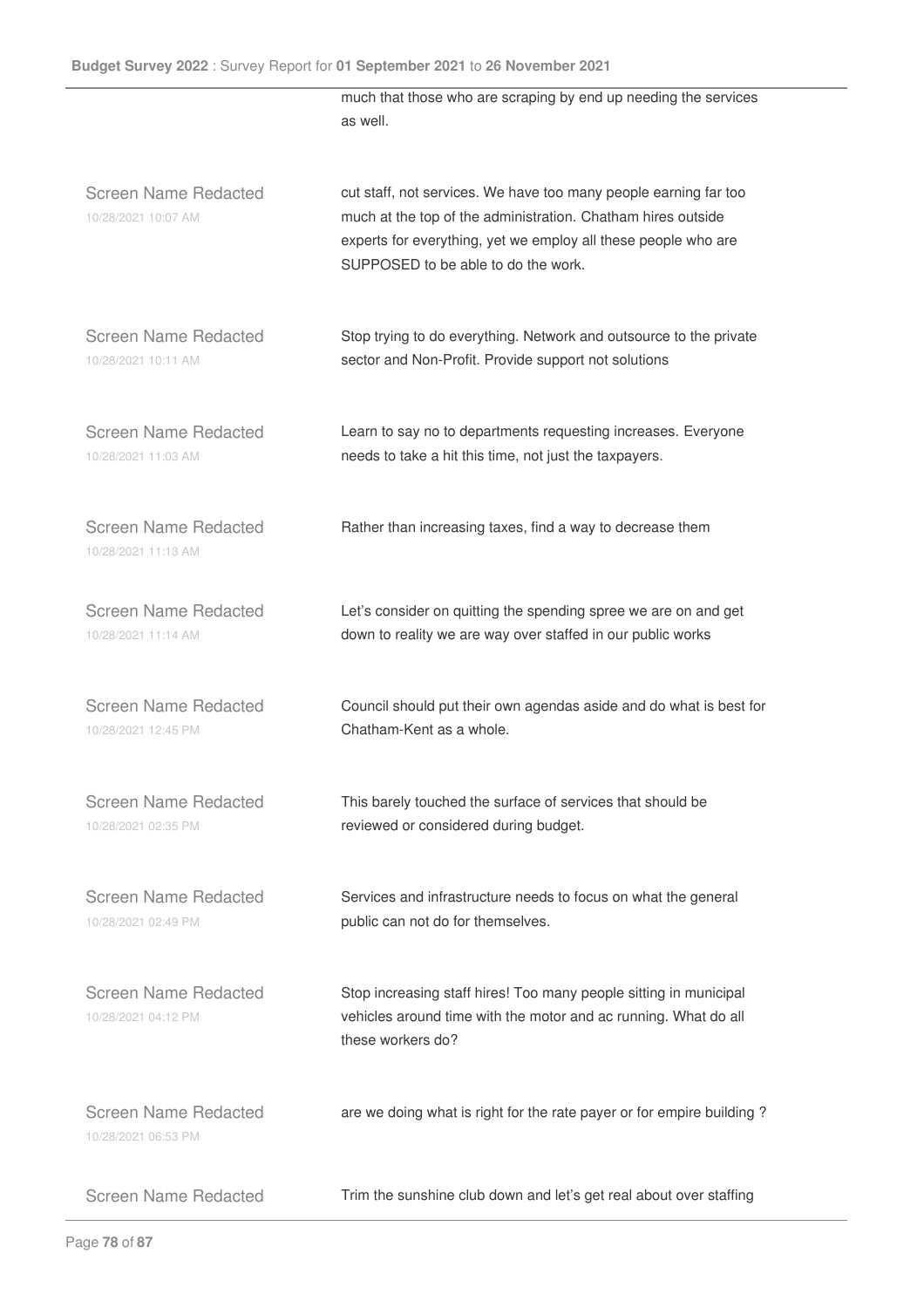| | |
|---|---|
| | much that those who are scraping by end up needing the services as well. |
| Screen Name Redacted<br>10/28/2021 10:07 AM | cut staff, not services. We have too many people earning far too much at the top of the administration. Chatham hires outside experts for everything, yet we employ all these people who are SUPPOSED to be able to do the work. |
| Screen Name Redacted<br>10/28/2021 10:11 AM | Stop trying to do everything. Network and outsource to the private sector and Non-Profit. Provide support not solutions |
| Screen Name Redacted<br>10/28/2021 11:03 AM | Learn to say no to departments requesting increases. Everyone needs to take a hit this time, not just the taxpayers. |
| Screen Name Redacted<br>10/28/2021 11:13 AM | Rather than increasing taxes, find a way to decrease them |
| Screen Name Redacted<br>10/28/2021 11:14 AM | Let's consider on quitting the spending spree we are on and get down to reality we are way over staffed in our public works |
| Screen Name Redacted<br>10/28/2021 12:45 PM | Council should put their own agendas aside and do what is best for Chatham-Kent as a whole. |
| Screen Name Redacted<br>10/28/2021 02:35 PM | This barely touched the surface of services that should be reviewed or considered during budget. |
| Screen Name Redacted<br>10/28/2021 02:49 PM | Services and infrastructure needs to focus on what the general public can not do for themselves. |
| Screen Name Redacted<br>10/28/2021 04:12 PM | Stop increasing staff hires! Too many people sitting in municipal vehicles around time with the motor and ac running. What do all these workers do? |
| Screen Name Redacted<br>10/28/2021 06:53 PM | are we doing what is right for the rate payer or for empire building ? |
| Screen Name Redacted | Trim the sunshine club down and let's get real about over staffing |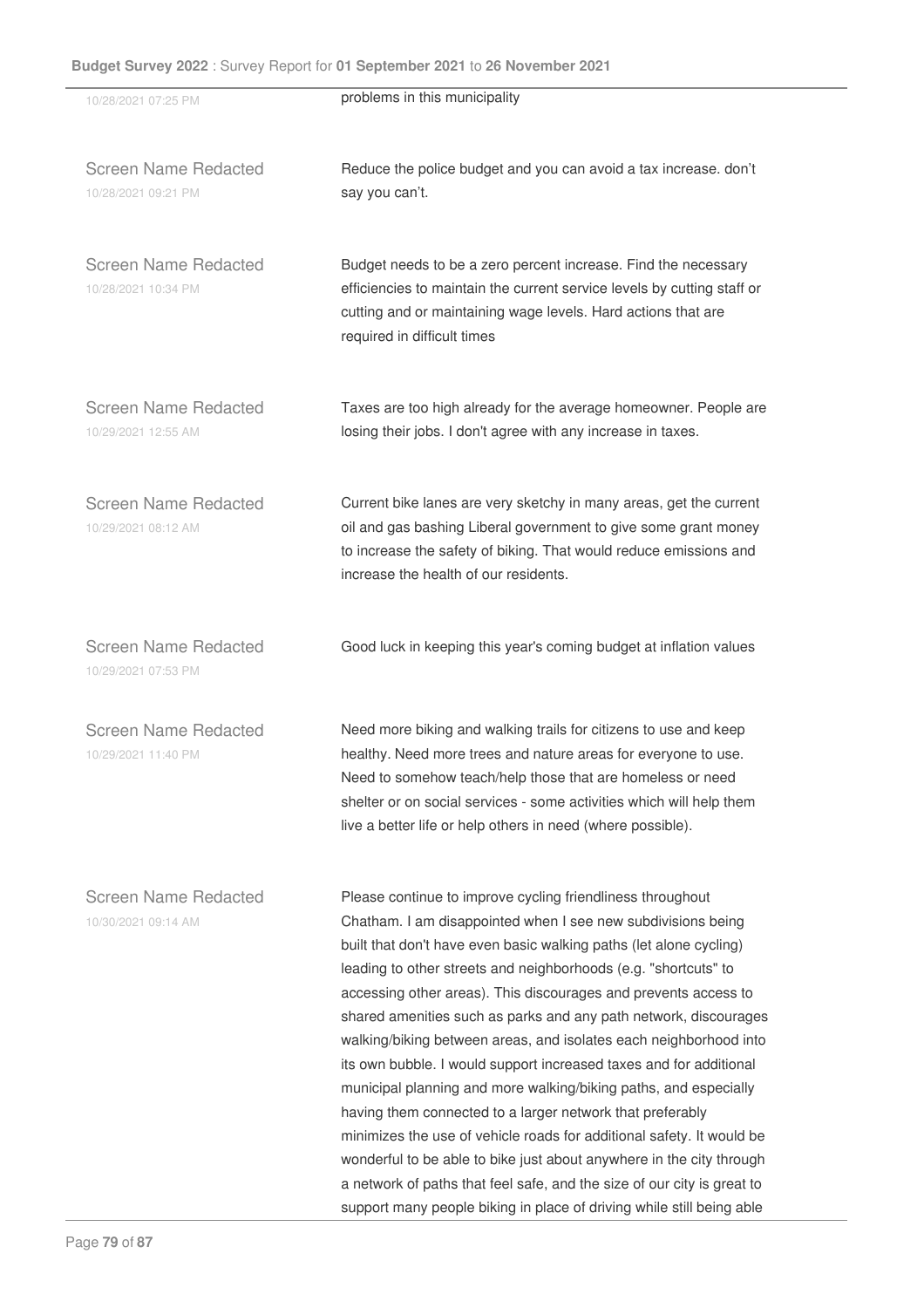| | |
|---|---|
| 10/28/2021 07:25 PM | problems in this municipality |
| Screen Name Redacted<br>10/28/2021 09:21 PM | Reduce the police budget and you can avoid a tax increase. don't say you can't. |
| Screen Name Redacted<br>10/28/2021 10:34 PM | Budget needs to be a zero percent increase. Find the necessary efficiencies to maintain the current service levels by cutting staff or cutting and or maintaining wage levels. Hard actions that are required in difficult times |
| Screen Name Redacted<br>10/29/2021 12:55 AM | Taxes are too high already for the average homeowner. People are losing their jobs. I don't agree with any increase in taxes. |
| Screen Name Redacted<br>10/29/2021 08:12 AM | Current bike lanes are very sketchy in many areas, get the current oil and gas bashing Liberal government to give some grant money to increase the safety of biking. That would reduce emissions and increase the health of our residents. |
| Screen Name Redacted<br>10/29/2021 07:53 PM | Good luck in keeping this year's coming budget at inflation values |
| Screen Name Redacted<br>10/29/2021 11:40 PM | Need more biking and walking trails for citizens to use and keep healthy. Need more trees and nature areas for everyone to use. Need to somehow teach/help those that are homeless or need shelter or on social services - some activities which will help them live a better life or help others in need (where possible). |
| Screen Name Redacted<br>10/30/2021 09:14 AM | Please continue to improve cycling friendliness throughout Chatham. I am disappointed when I see new subdivisions being built that don't have even basic walking paths (let alone cycling) leading to other streets and neighborhoods (e.g. "shortcuts" to accessing other areas). This discourages and prevents access to shared amenities such as parks and any path network, discourages walking/biking between areas, and isolates each neighborhood into its own bubble. I would support increased taxes and for additional municipal planning and more walking/biking paths, and especially having them connected to a larger network that preferably minimizes the use of vehicle roads for additional safety. It would be wonderful to be able to bike just about anywhere in the city through a network of paths that feel safe, and the size of our city is great to support many people biking in place of driving while still being able |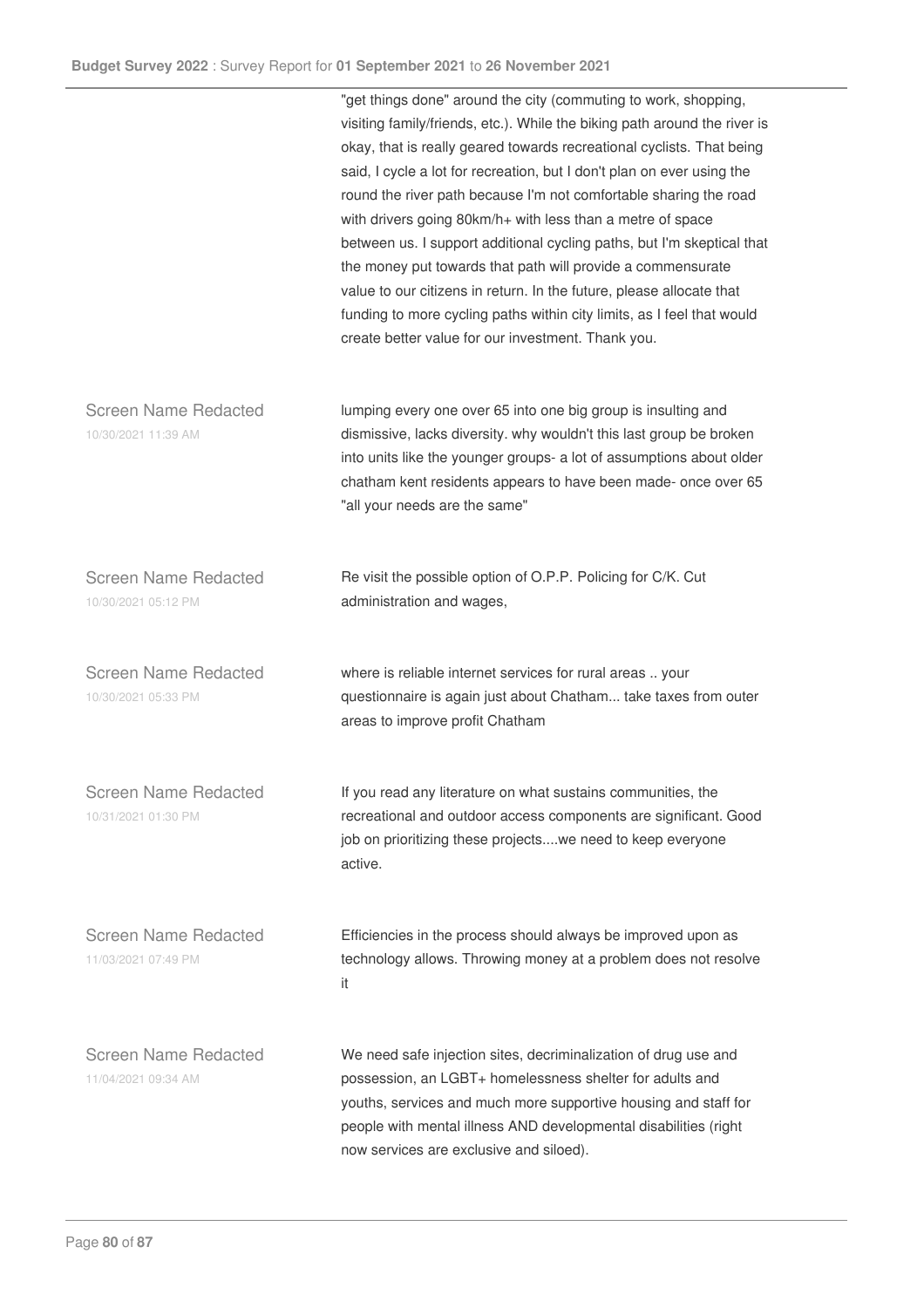"get things done" around the city (commuting to work, shopping, visiting family/friends, etc.). While the biking path around the river is okay, that is really geared towards recreational cyclists. That being said, I cycle a lot for recreation, but I don't plan on ever using the round the river path because I'm not comfortable sharing the road with drivers going 80km/h+ with less than a metre of space between us. I support additional cycling paths, but I'm skeptical that the money put towards that path will provide a commensurate value to our citizens in return. In the future, please allocate that funding to more cycling paths within city limits, as I feel that would create better value for our investment. Thank you.

Screen Name Redacted
10/30/2021 11:39 AM

lumping every one over 65 into one big group is insulting and dismissive, lacks diversity. why wouldn't this last group be broken into units like the younger groups- a lot of assumptions about older chatham kent residents appears to have been made- once over 65 "all your needs are the same"

Screen Name Redacted
10/30/2021 05:12 PM

Re visit the possible option of O.P.P. Policing for C/K. Cut administration and wages,

Screen Name Redacted
10/30/2021 05:33 PM

where is reliable internet services for rural areas .. your questionnaire is again just about Chatham... take taxes from outer areas to improve profit Chatham

Screen Name Redacted
10/31/2021 01:30 PM

If you read any literature on what sustains communities, the recreational and outdoor access components are significant. Good job on prioritizing these projects....we need to keep everyone active.

Screen Name Redacted
11/03/2021 07:49 PM

Efficiencies in the process should always be improved upon as technology allows. Throwing money at a problem does not resolve it

Screen Name Redacted
11/04/2021 09:34 AM

We need safe injection sites, decriminalization of drug use and possession, an LGBT+ homelessness shelter for adults and youths, services and much more supportive housing and staff for people with mental illness AND developmental disabilities (right now services are exclusive and siloed).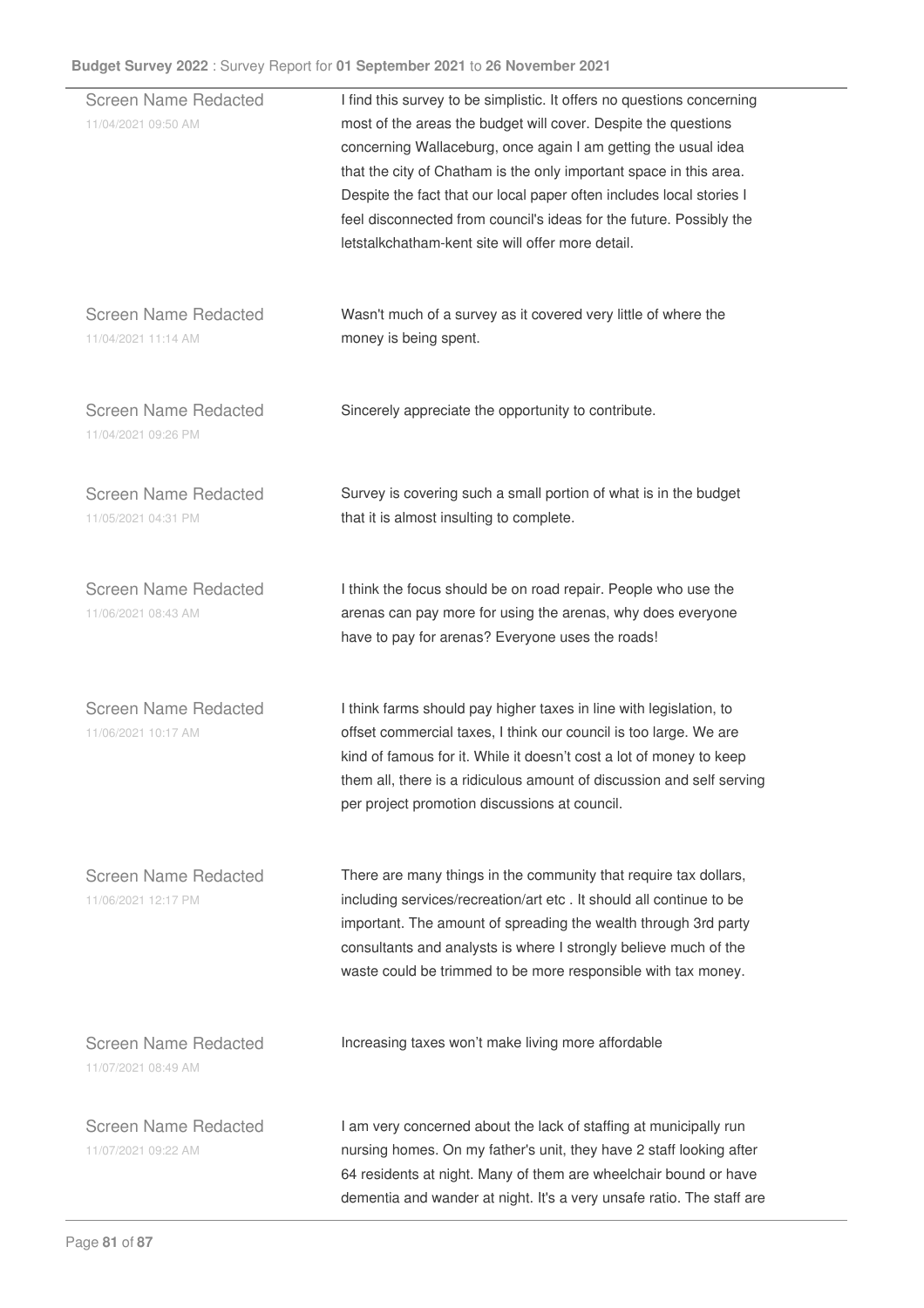| | |
|---|---|
| Screen Name Redacted<br>11/04/2021 09:50 AM | I find this survey to be simplistic. It offers no questions concerning most of the areas the budget will cover. Despite the questions concerning Wallaceburg, once again I am getting the usual idea that the city of Chatham is the only important space in this area. Despite the fact that our local paper often includes local stories I feel disconnected from council's ideas for the future. Possibly the letstalkchatham-kent site will offer more detail. |
| Screen Name Redacted<br>11/04/2021 11:14 AM | Wasn't much of a survey as it covered very little of where the money is being spent. |
| Screen Name Redacted<br>11/04/2021 09:26 PM | Sincerely appreciate the opportunity to contribute. |
| Screen Name Redacted<br>11/05/2021 04:31 PM | Survey is covering such a small portion of what is in the budget that it is almost insulting to complete. |
| Screen Name Redacted<br>11/06/2021 08:43 AM | I think the focus should be on road repair. People who use the arenas can pay more for using the arenas, why does everyone have to pay for arenas? Everyone uses the roads! |
| Screen Name Redacted<br>11/06/2021 10:17 AM | I think farms should pay higher taxes in line with legislation, to offset commercial taxes, I think our council is too large. We are kind of famous for it. While it doesn't cost a lot of money to keep them all, there is a ridiculous amount of discussion and self serving per project promotion discussions at council. |
| Screen Name Redacted<br>11/06/2021 12:17 PM | There are many things in the community that require tax dollars, including services/recreation/art etc . It should all continue to be important. The amount of spreading the wealth through 3rd party consultants and analysts is where I strongly believe much of the waste could be trimmed to be more responsible with tax money. |
| Screen Name Redacted<br>11/07/2021 08:49 AM | Increasing taxes won't make living more affordable |
| Screen Name Redacted<br>11/07/2021 09:22 AM | I am very concerned about the lack of staffing at municipally run nursing homes. On my father's unit, they have 2 staff looking after 64 residents at night. Many of them are wheelchair bound or have dementia and wander at night. It's a very unsafe ratio. The staff are |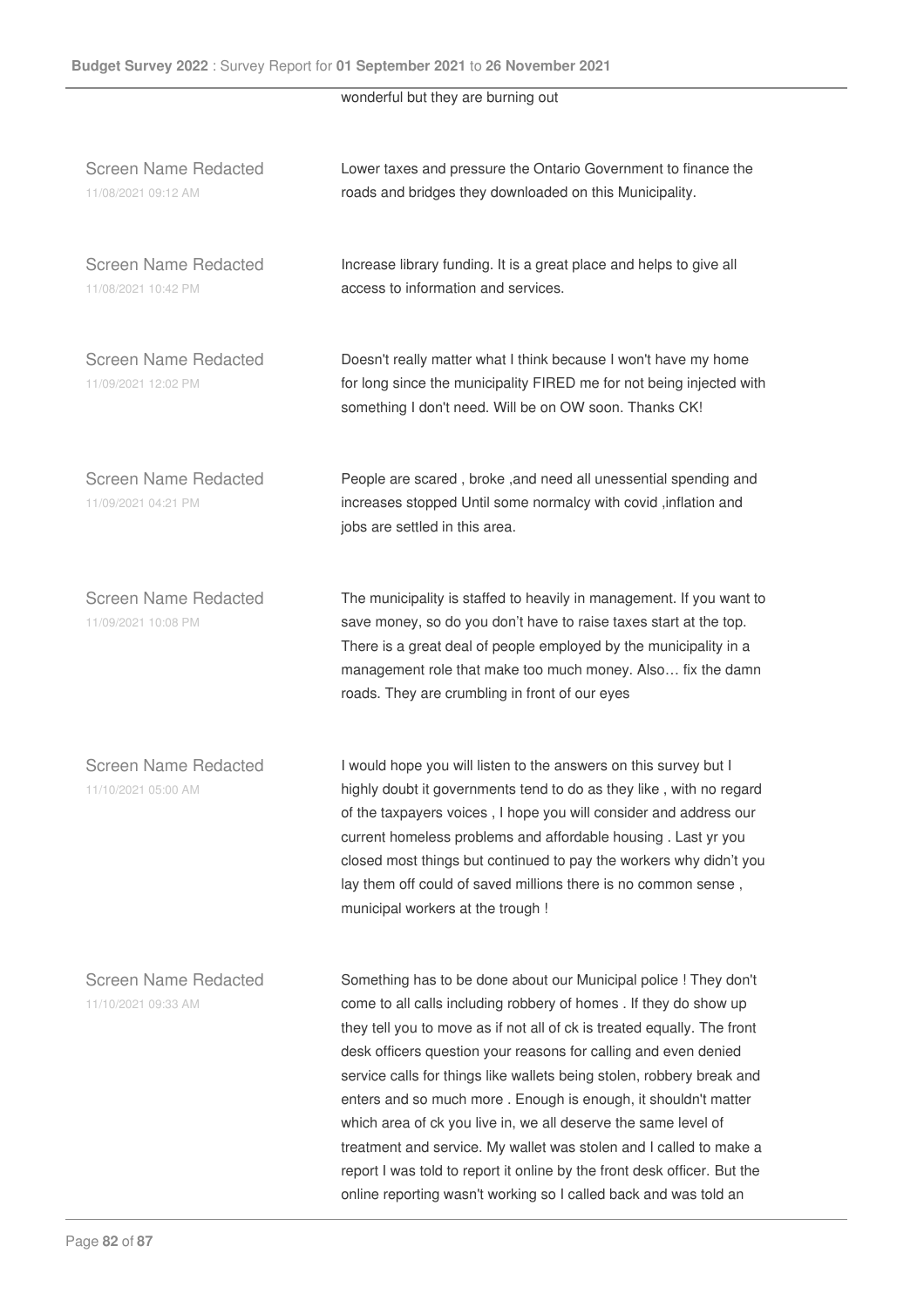wonderful but they are burning out

| | |
|---|---|
| Screen Name Redacted<br>11/08/2021 09:12 AM | Lower taxes and pressure the Ontario Government to finance the roads and bridges they downloaded on this Municipality. |
| Screen Name Redacted<br>11/08/2021 10:42 PM | Increase library funding. It is a great place and helps to give all access to information and services. |
| Screen Name Redacted<br>11/09/2021 12:02 PM | Doesn't really matter what I think because I won't have my home for long since the municipality FIRED me for not being injected with something I don't need. Will be on OW soon. Thanks CK! |
| Screen Name Redacted<br>11/09/2021 04:21 PM | People are scared , broke ,and need all unessential spending and increases stopped Until some normalcy with covid ,inflation and jobs are settled in this area. |
| Screen Name Redacted<br>11/09/2021 10:08 PM | The municipality is staffed to heavily in management. If you want to save money, so do you don't have to raise taxes start at the top. There is a great deal of people employed by the municipality in a management role that make too much money. Also… fix the damn roads. They are crumbling in front of our eyes |
| Screen Name Redacted<br>11/10/2021 05:00 AM | I would hope you will listen to the answers on this survey but I highly doubt it governments tend to do as they like , with no regard of the taxpayers voices , I hope you will consider and address our current homeless problems and affordable housing . Last yr you closed most things but continued to pay the workers why didn't you lay them off could of saved millions there is no common sense , municipal workers at the trough ! |
| Screen Name Redacted<br>11/10/2021 09:33 AM | Something has to be done about our Municipal police ! They don't come to all calls including robbery of homes . If they do show up they tell you to move as if not all of ck is treated equally. The front desk officers question your reasons for calling and even denied service calls for things like wallets being stolen, robbery break and enters and so much more . Enough is enough, it shouldn't matter which area of ck you live in, we all deserve the same level of treatment and service. My wallet was stolen and I called to make a report I was told to report it online by the front desk officer. But the online reporting wasn't working so I called back and was told an |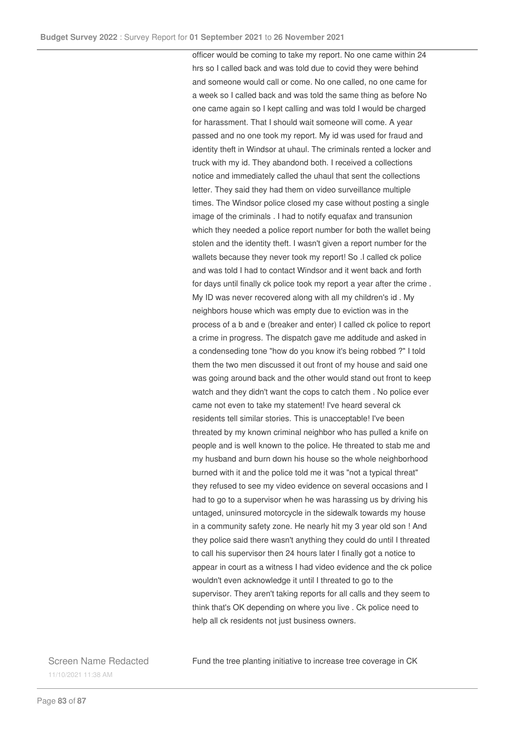officer would be coming to take my report. No one came within 24 hrs so I called back and was told due to covid they were behind and someone would call or come. No one called, no one came for a week so I called back and was told the same thing as before No one came again so I kept calling and was told I would be charged for harassment. That I should wait someone will come. A year passed and no one took my report. My id was used for fraud and identity theft in Windsor at uhaul. The criminals rented a locker and truck with my id. They abandond both. I received a collections notice and immediately called the uhaul that sent the collections letter. They said they had them on video surveillance multiple times. The Windsor police closed my case without posting a single image of the criminals . I had to notify equafax and transunion which they needed a police report number for both the wallet being stolen and the identity theft. I wasn't given a report number for the wallets because they never took my report! So .I called ck police and was told I had to contact Windsor and it went back and forth for days until finally ck police took my report a year after the crime . My ID was never recovered along with all my children's id . My neighbors house which was empty due to eviction was in the process of a b and e (breaker and enter) I called ck police to report a crime in progress. The dispatch gave me additude and asked in a condenseding tone "how do you know it's being robbed ?" I told them the two men discussed it out front of my house and said one was going around back and the other would stand out front to keep watch and they didn't want the cops to catch them . No police ever came not even to take my statement! I've heard several ck residents tell similar stories. This is unacceptable! I've been threated by my known criminal neighbor who has pulled a knife on people and is well known to the police. He threated to stab me and my husband and burn down his house so the whole neighborhood burned with it and the police told me it was "not a typical threat" they refused to see my video evidence on several occasions and I had to go to a supervisor when he was harassing us by driving his untaged, uninsured motorcycle in the sidewalk towards my house in a community safety zone. He nearly hit my 3 year old son ! And they police said there wasn't anything they could do until I threated to call his supervisor then 24 hours later I finally got a notice to appear in court as a witness I had video evidence and the ck police wouldn't even acknowledge it until I threated to go to the supervisor. They aren't taking reports for all calls and they seem to think that's OK depending on where you live . Ck police need to help all ck residents not just business owners.

Screen Name Redacted
11/10/2021 11:38 AM

Fund the tree planting initiative to increase tree coverage in CK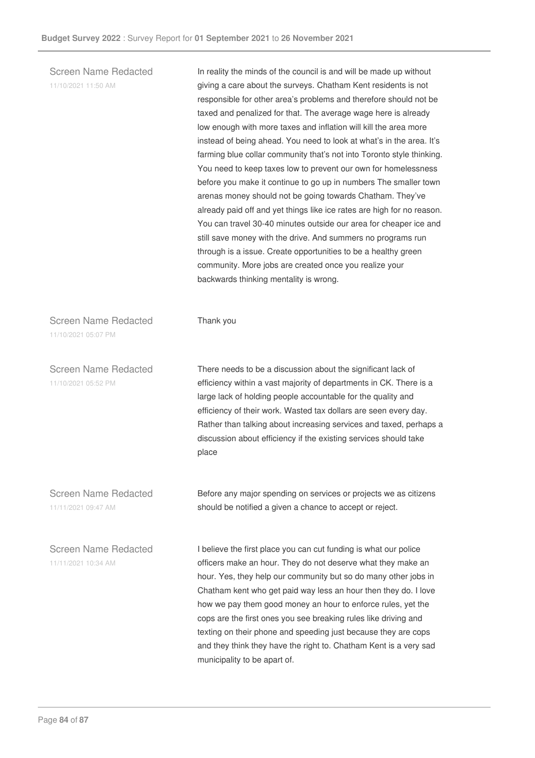Screen Name Redacted
11/10/2021 11:50 AM

In reality the minds of the council is and will be made up without giving a care about the surveys. Chatham Kent residents is not responsible for other area's problems and therefore should not be taxed and penalized for that. The average wage here is already low enough with more taxes and inflation will kill the area more instead of being ahead. You need to look at what's in the area. It's farming blue collar community that's not into Toronto style thinking. You need to keep taxes low to prevent our own for homelessness before you make it continue to go up in numbers The smaller town arenas money should not be going towards Chatham. They've already paid off and yet things like ice rates are high for no reason. You can travel 30-40 minutes outside our area for cheaper ice and still save money with the drive. And summers no programs run through is a issue. Create opportunities to be a healthy green community. More jobs are created once you realize your backwards thinking mentality is wrong.

Screen Name Redacted
11/10/2021 05:07 PM

Thank you

Screen Name Redacted
11/10/2021 05:52 PM

There needs to be a discussion about the significant lack of efficiency within a vast majority of departments in CK. There is a large lack of holding people accountable for the quality and efficiency of their work. Wasted tax dollars are seen every day. Rather than talking about increasing services and taxed, perhaps a discussion about efficiency if the existing services should take place

Screen Name Redacted
11/11/2021 09:47 AM

Before any major spending on services or projects we as citizens should be notified a given a chance to accept or reject.

Screen Name Redacted
11/11/2021 10:34 AM

I believe the first place you can cut funding is what our police officers make an hour. They do not deserve what they make an hour. Yes, they help our community but so do many other jobs in Chatham kent who get paid way less an hour then they do. I love how we pay them good money an hour to enforce rules, yet the cops are the first ones you see breaking rules like driving and texting on their phone and speeding just because they are cops and they think they have the right to. Chatham Kent is a very sad municipality to be apart of.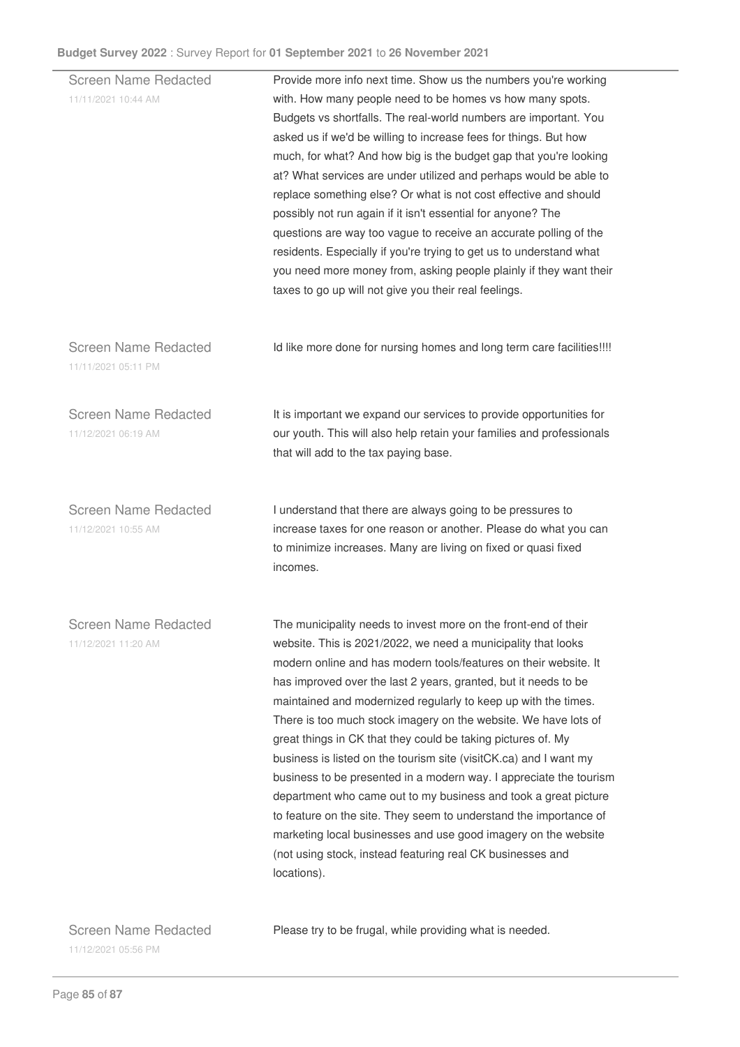| | |
|---|---|
| Screen Name Redacted<br>11/11/2021 10:44 AM | Provide more info next time. Show us the numbers you're working with. How many people need to be homes vs how many spots. Budgets vs shortfalls. The real-world numbers are important. You asked us if we'd be willing to increase fees for things. But how much, for what? And how big is the budget gap that you're looking at? What services are under utilized and perhaps would be able to replace something else? Or what is not cost effective and should possibly not run again if it isn't essential for anyone? The questions are way too vague to receive an accurate polling of the residents. Especially if you're trying to get us to understand what you need more money from, asking people plainly if they want their taxes to go up will not give you their real feelings. |
| Screen Name Redacted<br>11/11/2021 05:11 PM | Id like more done for nursing homes and long term care facilities!!!! |
| Screen Name Redacted<br>11/12/2021 06:19 AM | It is important we expand our services to provide opportunities for our youth. This will also help retain your families and professionals that will add to the tax paying base. |
| Screen Name Redacted<br>11/12/2021 10:55 AM | I understand that there are always going to be pressures to increase taxes for one reason or another. Please do what you can to minimize increases. Many are living on fixed or quasi fixed incomes. |
| Screen Name Redacted<br>11/12/2021 11:20 AM | The municipality needs to invest more on the front-end of their website. This is 2021/2022, we need a municipality that looks modern online and has modern tools/features on their website. It has improved over the last 2 years, granted, but it needs to be maintained and modernized regularly to keep up with the times. There is too much stock imagery on the website. We have lots of great things in CK that they could be taking pictures of. My business is listed on the tourism site (visitCK.ca) and I want my business to be presented in a modern way. I appreciate the tourism department who came out to my business and took a great picture to feature on the site. They seem to understand the importance of marketing local businesses and use good imagery on the website (not using stock, instead featuring real CK businesses and locations). |
| Screen Name Redacted<br>11/12/2021 05:56 PM | Please try to be frugal, while providing what is needed. |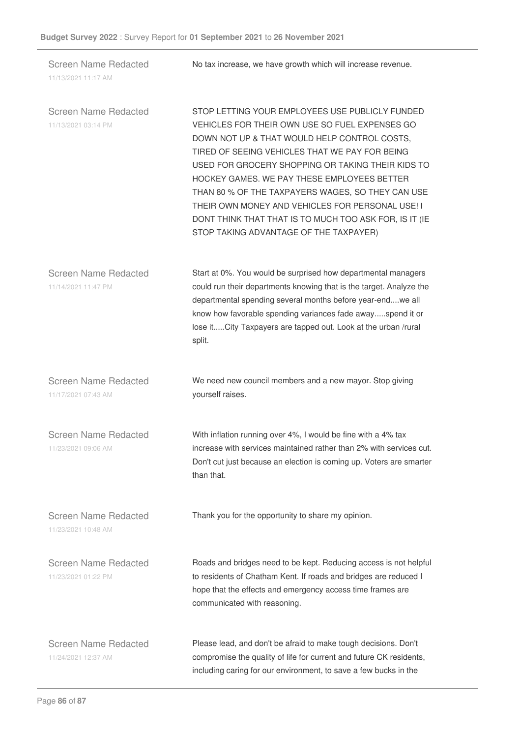| | |
|---|---|
| Screen Name Redacted<br>11/13/2021 11:17 AM | No tax increase, we have growth which will increase revenue. |
| Screen Name Redacted<br>11/13/2021 03:14 PM | STOP LETTING YOUR EMPLOYEES USE PUBLICLY FUNDED VEHICLES FOR THEIR OWN USE SO FUEL EXPENSES GO DOWN NOT UP & THAT WOULD HELP CONTROL COSTS, TIRED OF SEEING VEHICLES THAT WE PAY FOR BEING USED FOR GROCERY SHOPPING OR TAKING THEIR KIDS TO HOCKEY GAMES. WE PAY THESE EMPLOYEES BETTER THAN 80 % OF THE TAXPAYERS WAGES, SO THEY CAN USE THEIR OWN MONEY AND VEHICLES FOR PERSONAL USE! I DONT THINK THAT THAT IS TO MUCH TOO ASK FOR, IS IT (IE STOP TAKING ADVANTAGE OF THE TAXPAYER) |
| Screen Name Redacted<br>11/14/2021 11:47 PM | Start at 0%. You would be surprised how departmental managers could run their departments knowing that is the target. Analyze the departmental spending several months before year-end....we all know how favorable spending variances fade away.....spend it or lose it.....City Taxpayers are tapped out. Look at the urban /rural split. |
| Screen Name Redacted<br>11/17/2021 07:43 AM | We need new council members and a new mayor. Stop giving yourself raises. |
| Screen Name Redacted<br>11/23/2021 09:06 AM | With inflation running over 4%, I would be fine with a 4% tax increase with services maintained rather than 2% with services cut. Don't cut just because an election is coming up. Voters are smarter than that. |
| Screen Name Redacted<br>11/23/2021 10:48 AM | Thank you for the opportunity to share my opinion. |
| Screen Name Redacted<br>11/23/2021 01:22 PM | Roads and bridges need to be kept. Reducing access is not helpful to residents of Chatham Kent. If roads and bridges are reduced I hope that the effects and emergency access time frames are communicated with reasoning. |
| Screen Name Redacted<br>11/24/2021 12:37 AM | Please lead, and don't be afraid to make tough decisions. Don't compromise the quality of life for current and future CK residents, including caring for our environment, to save a few bucks in the |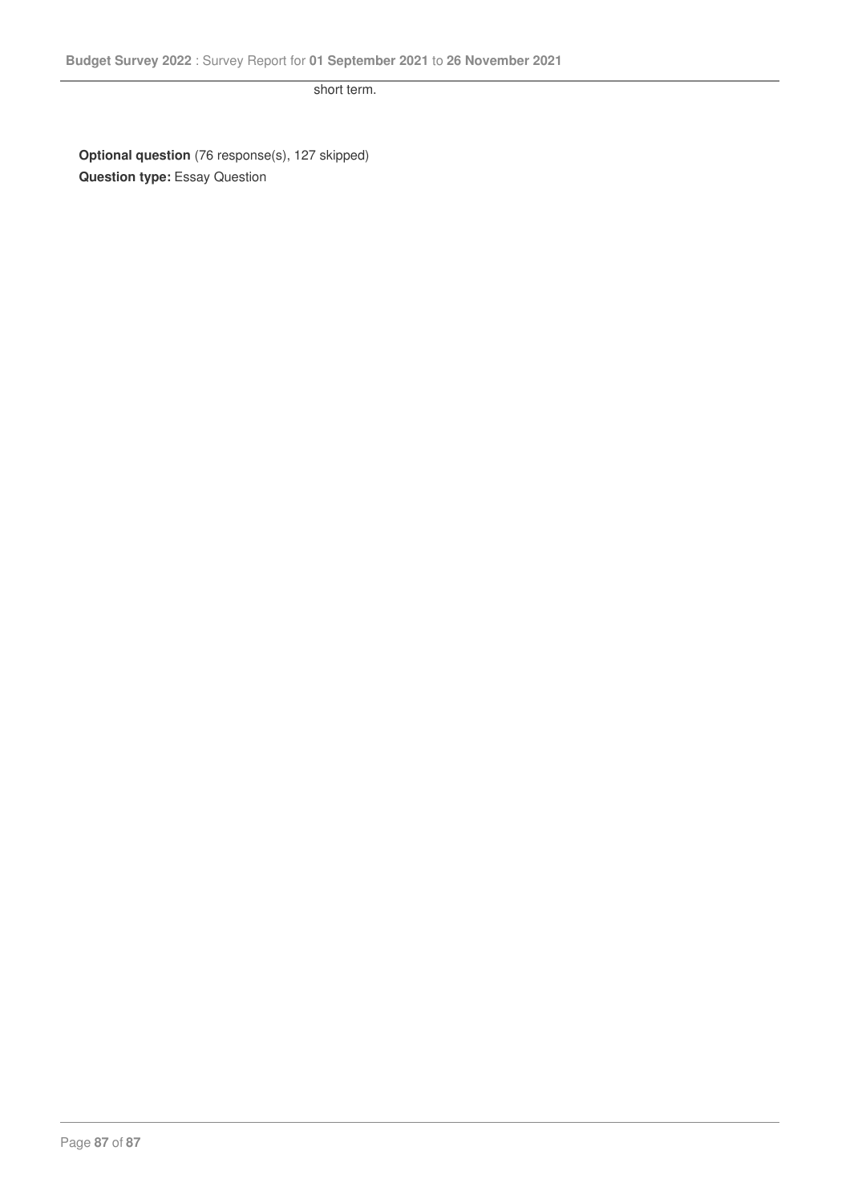short term.

**Optional question** (76 response(s), 127 skipped)
**Question type:** Essay Question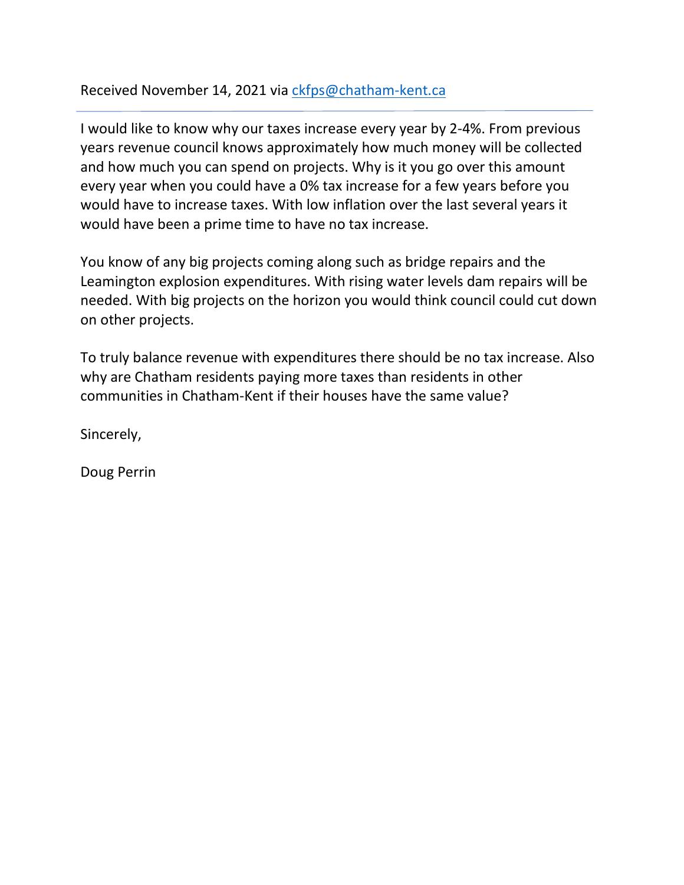Received November 14, 2021 via ckfps@chatham-kent.ca

---

I would like to know why our taxes increase every year by 2-4%. From previous years revenue council knows approximately how much money will be collected and how much you can spend on projects. Why is it you go over this amount every year when you could have a 0% tax increase for a few years before you would have to increase taxes. With low inflation over the last several years it would have been a prime time to have no tax increase.

You know of any big projects coming along such as bridge repairs and the Leamington explosion expenditures. With rising water levels dam repairs will be needed. With big projects on the horizon you would think council could cut down on other projects.

To truly balance revenue with expenditures there should be no tax increase. Also why are Chatham residents paying more taxes than residents in other communities in Chatham-Kent if their houses have the same value?

Sincerely,

Doug Perrin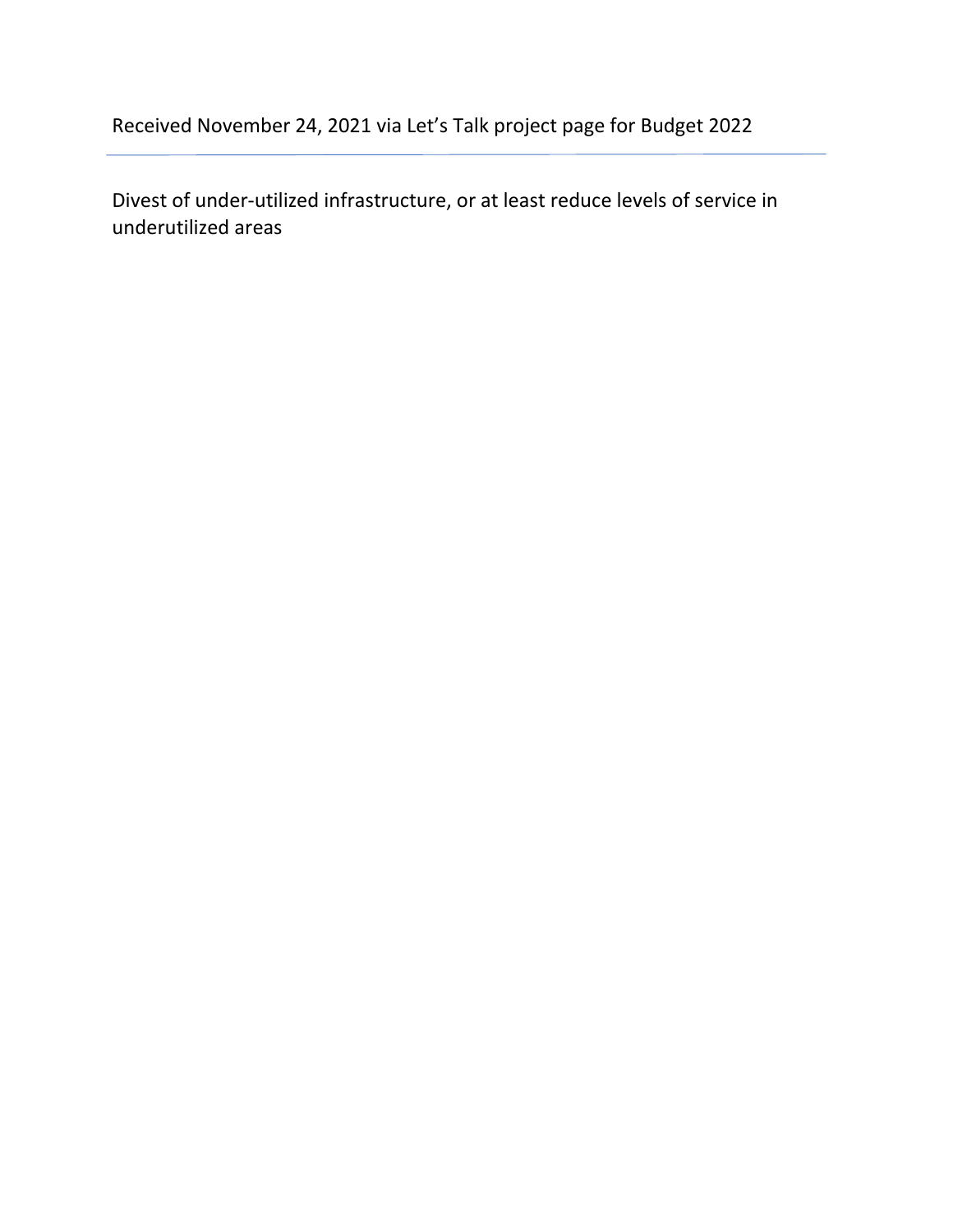Received November 24, 2021 via Let's Talk project page for Budget 2022

---

Divest of under-utilized infrastructure, or at least reduce levels of service in underutilized areas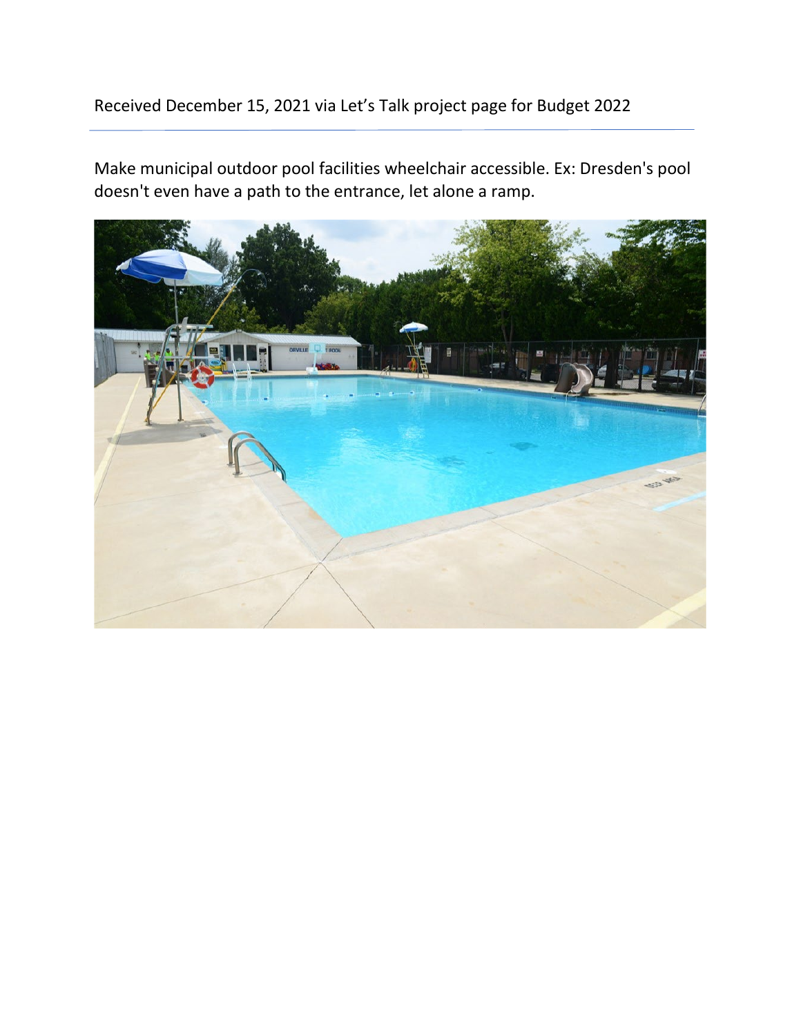Received December 15, 2021 via Let's Talk project page for Budget 2022

---

Make municipal outdoor pool facilities wheelchair accessible. Ex: Dresden's pool doesn't even have a path to the entrance, let alone a ramp.